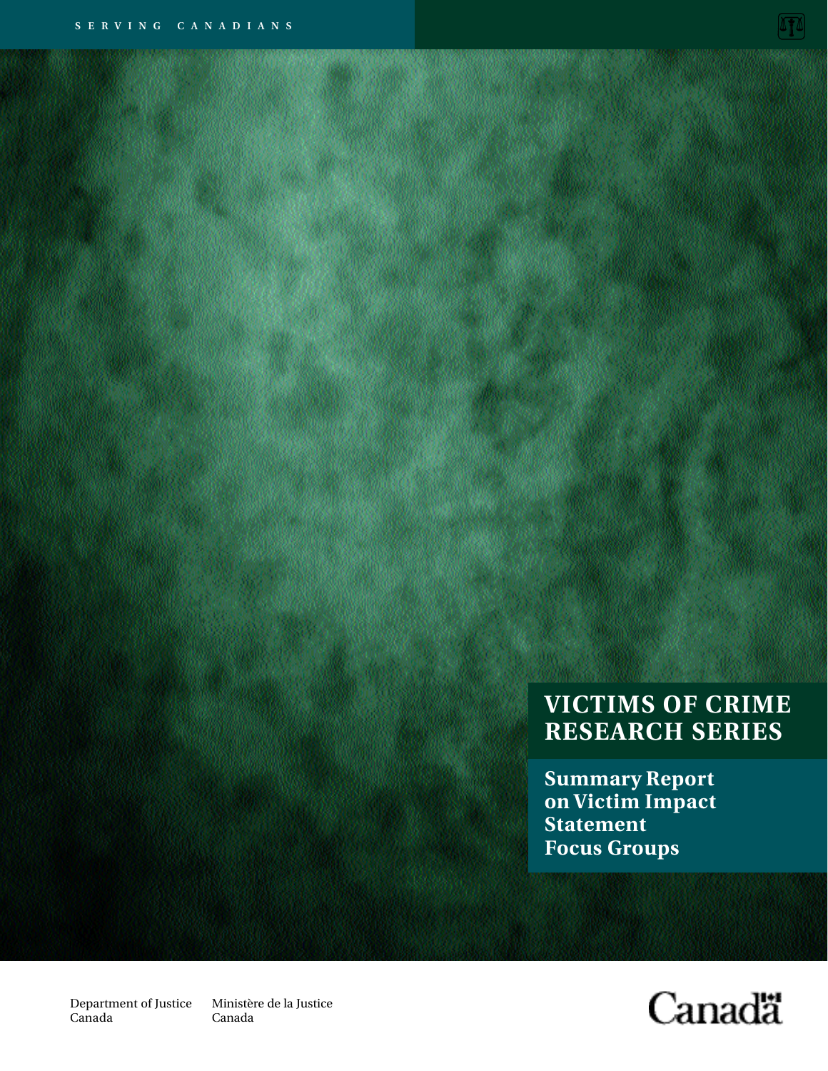SERVING CANADIANS

# VICTIMS OF CRIME RESEARCH SERIES

## Summary Report on Victim Impact Statement Focus Groups

Department of Justice Canada

Ministère de la Justice Canada

Canada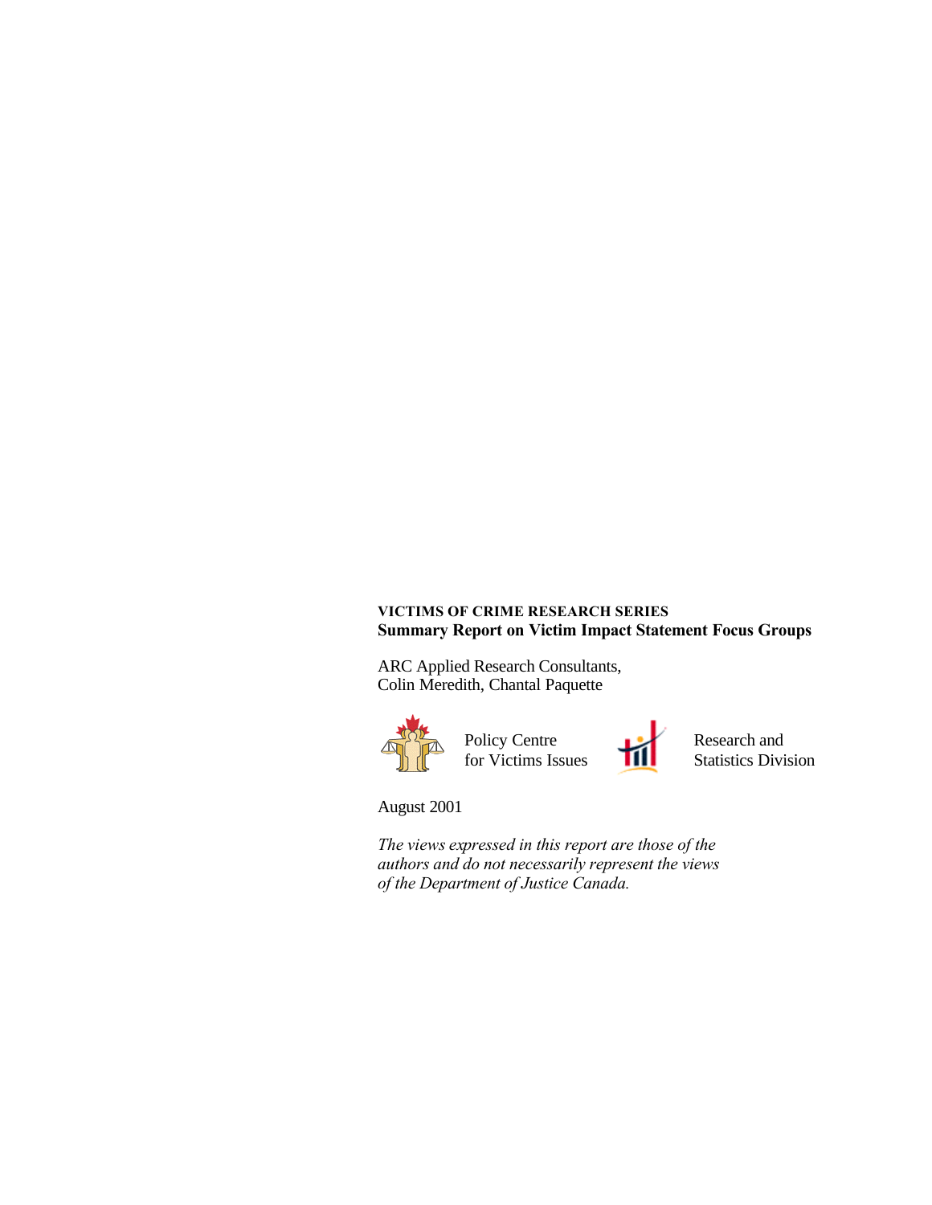**VICTIMS OF CRIME RESEARCH SERIES**
**Summary Report on Victim Impact Statement Focus Groups**

ARC Applied Research Consultants,
Colin Meredith, Chantal Paquette

Policy Centre
for Victims Issues

Research and
Statistics Division

August 2001

*The views expressed in this report are those of the authors and do not necessarily represent the views of the Department of Justice Canada.*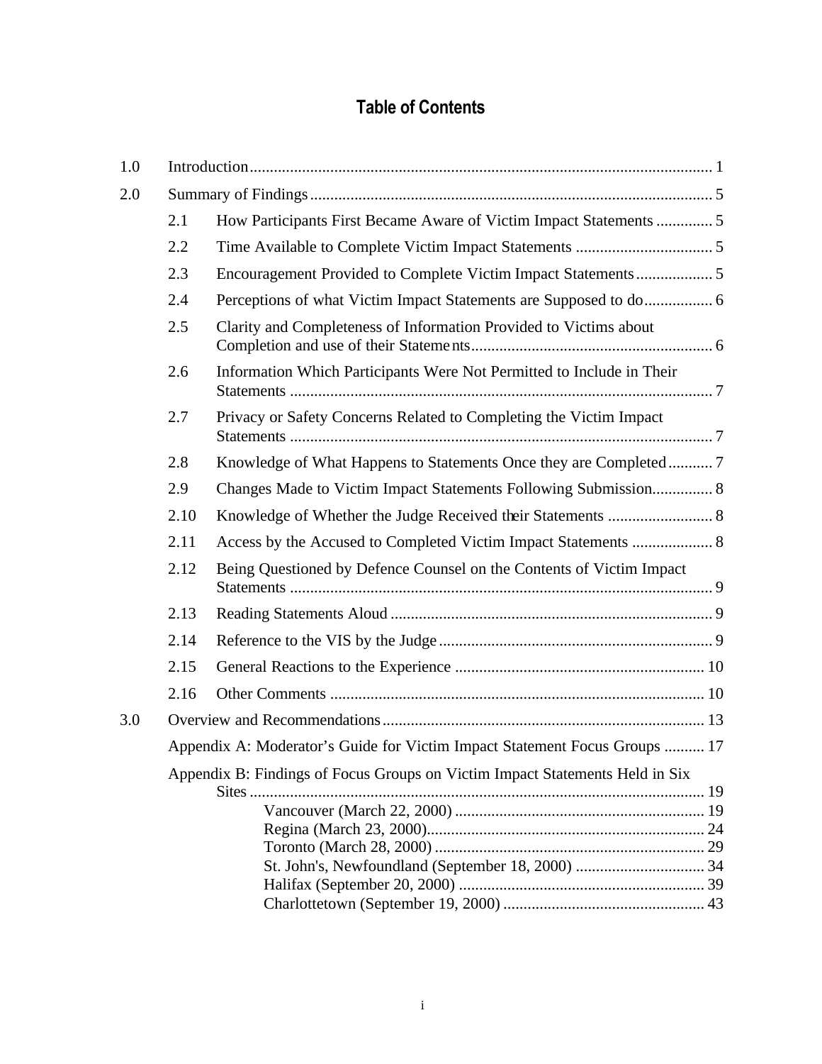# Table of Contents

| | | | |
|---|---|---|---|
| 1.0 | Introduction | | 1 |
| 2.0 | Summary of Findings | | 5 |
| | 2.1 | How Participants First Became Aware of Victim Impact Statements | 5 |
| | 2.2 | Time Available to Complete Victim Impact Statements | 5 |
| | 2.3 | Encouragement Provided to Complete Victim Impact Statements | 5 |
| | 2.4 | Perceptions of what Victim Impact Statements are Supposed to do | 6 |
| | 2.5 | Clarity and Completeness of Information Provided to Victims about Completion and use of their Statements | 6 |
| | 2.6 | Information Which Participants Were Not Permitted to Include in Their Statements | 7 |
| | 2.7 | Privacy or Safety Concerns Related to Completing the Victim Impact Statements | 7 |
| | 2.8 | Knowledge of What Happens to Statements Once they are Completed | 7 |
| | 2.9 | Changes Made to Victim Impact Statements Following Submission | 8 |
| | 2.10 | Knowledge of Whether the Judge Received their Statements | 8 |
| | 2.11 | Access by the Accused to Completed Victim Impact Statements | 8 |
| | 2.12 | Being Questioned by Defence Counsel on the Contents of Victim Impact Statements | 9 |
| | 2.13 | Reading Statements Aloud | 9 |
| | 2.14 | Reference to the VIS by the Judge | 9 |
| | 2.15 | General Reactions to the Experience | 10 |
| | 2.16 | Other Comments | 10 |
| 3.0 | Overview and Recommendations | | 13 |
| | Appendix A: Moderator's Guide for Victim Impact Statement Focus Groups | | 17 |
| | Appendix B: Findings of Focus Groups on Victim Impact Statements Held in Six Sites | | 19 |
| | | Vancouver (March 22, 2000) | 19 |
| | | Regina (March 23, 2000) | 24 |
| | | Toronto (March 28, 2000) | 29 |
| | | St. John's, Newfoundland (September 18, 2000) | 34 |
| | | Halifax (September 20, 2000) | 39 |
| | | Charlottetown (September 19, 2000) | 43 |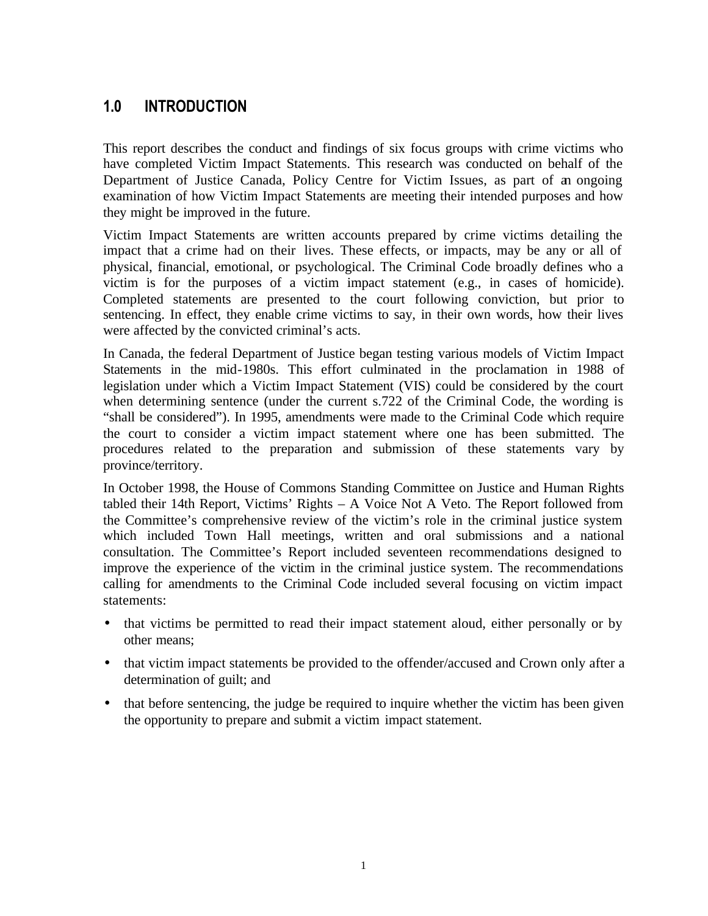# 1.0 INTRODUCTION

This report describes the conduct and findings of six focus groups with crime victims who have completed Victim Impact Statements. This research was conducted on behalf of the Department of Justice Canada, Policy Centre for Victim Issues, as part of an ongoing examination of how Victim Impact Statements are meeting their intended purposes and how they might be improved in the future.

Victim Impact Statements are written accounts prepared by crime victims detailing the impact that a crime had on their lives. These effects, or impacts, may be any or all of physical, financial, emotional, or psychological. The Criminal Code broadly defines who a victim is for the purposes of a victim impact statement (e.g., in cases of homicide). Completed statements are presented to the court following conviction, but prior to sentencing. In effect, they enable crime victims to say, in their own words, how their lives were affected by the convicted criminal's acts.

In Canada, the federal Department of Justice began testing various models of Victim Impact Statements in the mid-1980s. This effort culminated in the proclamation in 1988 of legislation under which a Victim Impact Statement (VIS) could be considered by the court when determining sentence (under the current s.722 of the Criminal Code, the wording is "shall be considered"). In 1995, amendments were made to the Criminal Code which require the court to consider a victim impact statement where one has been submitted. The procedures related to the preparation and submission of these statements vary by province/territory.

In October 1998, the House of Commons Standing Committee on Justice and Human Rights tabled their 14th Report, Victims' Rights – A Voice Not A Veto. The Report followed from the Committee's comprehensive review of the victim's role in the criminal justice system which included Town Hall meetings, written and oral submissions and a national consultation. The Committee's Report included seventeen recommendations designed to improve the experience of the victim in the criminal justice system. The recommendations calling for amendments to the Criminal Code included several focusing on victim impact statements:

- that victims be permitted to read their impact statement aloud, either personally or by other means;
- that victim impact statements be provided to the offender/accused and Crown only after a determination of guilt; and
- that before sentencing, the judge be required to inquire whether the victim has been given the opportunity to prepare and submit a victim impact statement.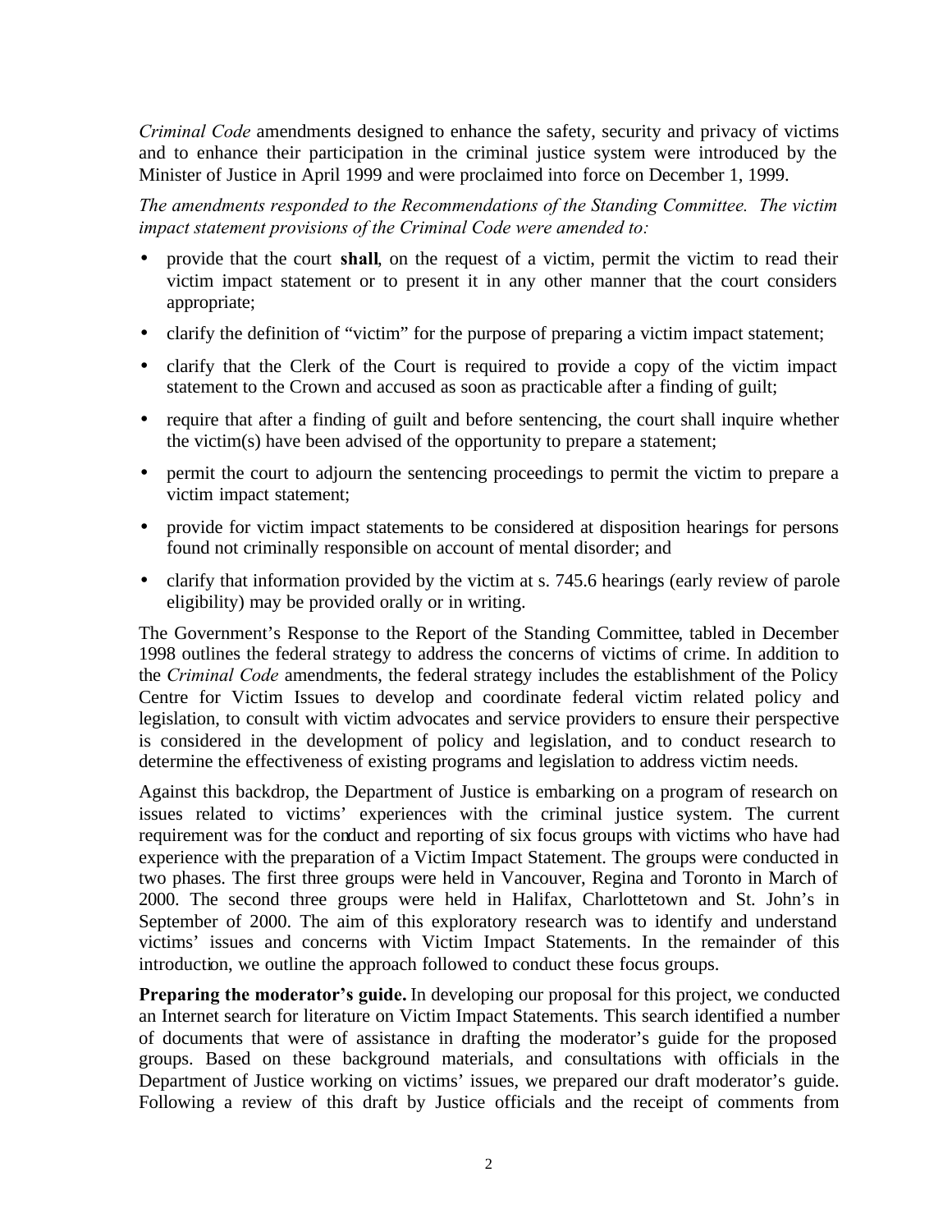*Criminal Code* amendments designed to enhance the safety, security and privacy of victims and to enhance their participation in the criminal justice system were introduced by the Minister of Justice in April 1999 and were proclaimed into force on December 1, 1999.

*The amendments responded to the Recommendations of the Standing Committee. The victim impact statement provisions of the Criminal Code were amended to:*

- provide that the court **shall**, on the request of a victim, permit the victim to read their victim impact statement or to present it in any other manner that the court considers appropriate;
- clarify the definition of "victim" for the purpose of preparing a victim impact statement;
- clarify that the Clerk of the Court is required to provide a copy of the victim impact statement to the Crown and accused as soon as practicable after a finding of guilt;
- require that after a finding of guilt and before sentencing, the court shall inquire whether the victim(s) have been advised of the opportunity to prepare a statement;
- permit the court to adjourn the sentencing proceedings to permit the victim to prepare a victim impact statement;
- provide for victim impact statements to be considered at disposition hearings for persons found not criminally responsible on account of mental disorder; and
- clarify that information provided by the victim at s. 745.6 hearings (early review of parole eligibility) may be provided orally or in writing.

The Government's Response to the Report of the Standing Committee, tabled in December 1998 outlines the federal strategy to address the concerns of victims of crime. In addition to the *Criminal Code* amendments, the federal strategy includes the establishment of the Policy Centre for Victim Issues to develop and coordinate federal victim related policy and legislation, to consult with victim advocates and service providers to ensure their perspective is considered in the development of policy and legislation, and to conduct research to determine the effectiveness of existing programs and legislation to address victim needs.

Against this backdrop, the Department of Justice is embarking on a program of research on issues related to victims' experiences with the criminal justice system. The current requirement was for the conduct and reporting of six focus groups with victims who have had experience with the preparation of a Victim Impact Statement. The groups were conducted in two phases. The first three groups were held in Vancouver, Regina and Toronto in March of 2000. The second three groups were held in Halifax, Charlottetown and St. John's in September of 2000. The aim of this exploratory research was to identify and understand victims' issues and concerns with Victim Impact Statements. In the remainder of this introduction, we outline the approach followed to conduct these focus groups.

**Preparing the moderator's guide.** In developing our proposal for this project, we conducted an Internet search for literature on Victim Impact Statements. This search identified a number of documents that were of assistance in drafting the moderator's guide for the proposed groups. Based on these background materials, and consultations with officials in the Department of Justice working on victims' issues, we prepared our draft moderator's guide. Following a review of this draft by Justice officials and the receipt of comments from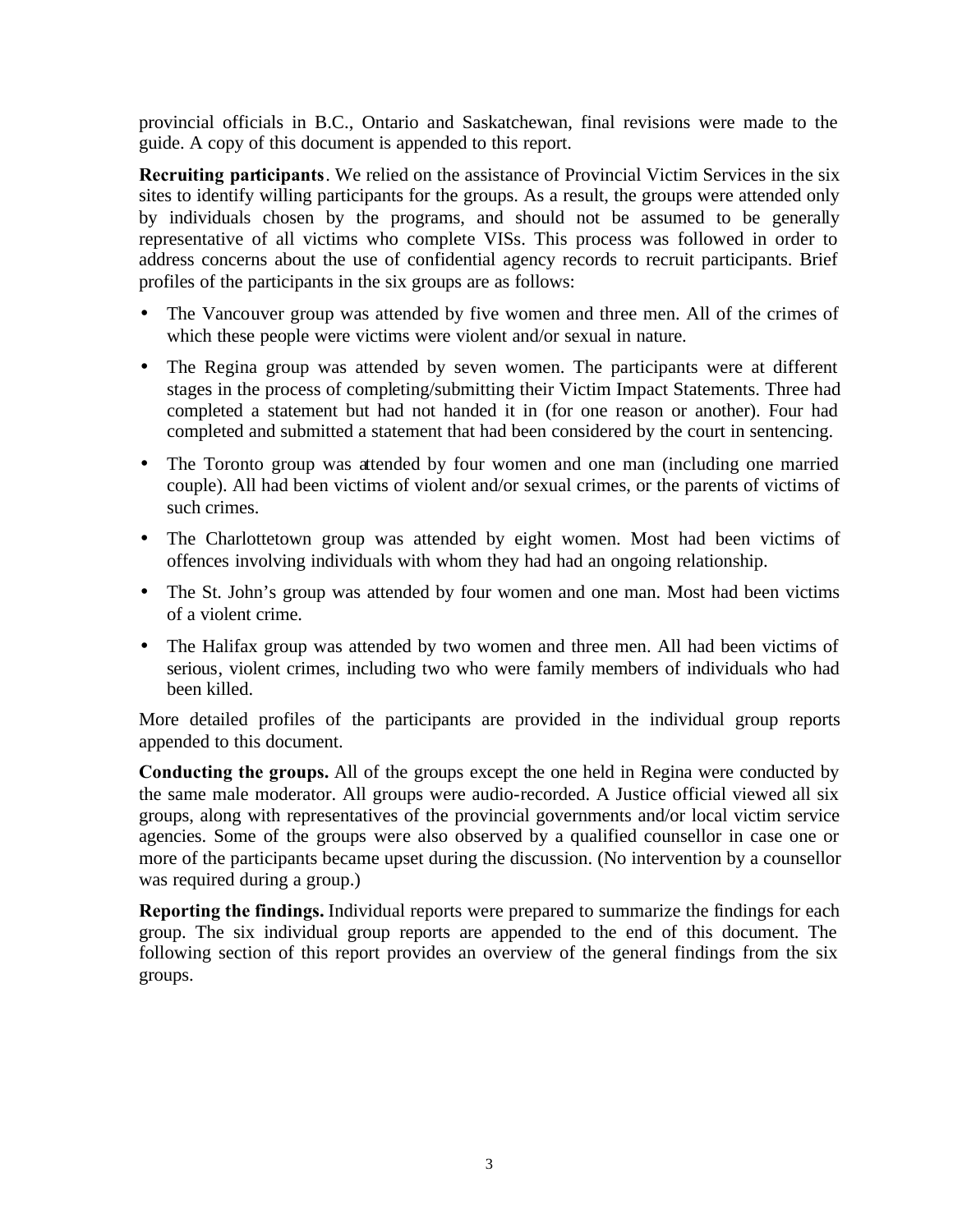provincial officials in B.C., Ontario and Saskatchewan, final revisions were made to the guide. A copy of this document is appended to this report.

**Recruiting participants**. We relied on the assistance of Provincial Victim Services in the six sites to identify willing participants for the groups. As a result, the groups were attended only by individuals chosen by the programs, and should not be assumed to be generally representative of all victims who complete VISs. This process was followed in order to address concerns about the use of confidential agency records to recruit participants. Brief profiles of the participants in the six groups are as follows:

- The Vancouver group was attended by five women and three men. All of the crimes of which these people were victims were violent and/or sexual in nature.
- The Regina group was attended by seven women. The participants were at different stages in the process of completing/submitting their Victim Impact Statements. Three had completed a statement but had not handed it in (for one reason or another). Four had completed and submitted a statement that had been considered by the court in sentencing.
- The Toronto group was attended by four women and one man (including one married couple). All had been victims of violent and/or sexual crimes, or the parents of victims of such crimes.
- The Charlottetown group was attended by eight women. Most had been victims of offences involving individuals with whom they had had an ongoing relationship.
- The St. John's group was attended by four women and one man. Most had been victims of a violent crime.
- The Halifax group was attended by two women and three men. All had been victims of serious, violent crimes, including two who were family members of individuals who had been killed.

More detailed profiles of the participants are provided in the individual group reports appended to this document.

**Conducting the groups.** All of the groups except the one held in Regina were conducted by the same male moderator. All groups were audio-recorded. A Justice official viewed all six groups, along with representatives of the provincial governments and/or local victim service agencies. Some of the groups were also observed by a qualified counsellor in case one or more of the participants became upset during the discussion. (No intervention by a counsellor was required during a group.)

**Reporting the findings.** Individual reports were prepared to summarize the findings for each group. The six individual group reports are appended to the end of this document. The following section of this report provides an overview of the general findings from the six groups.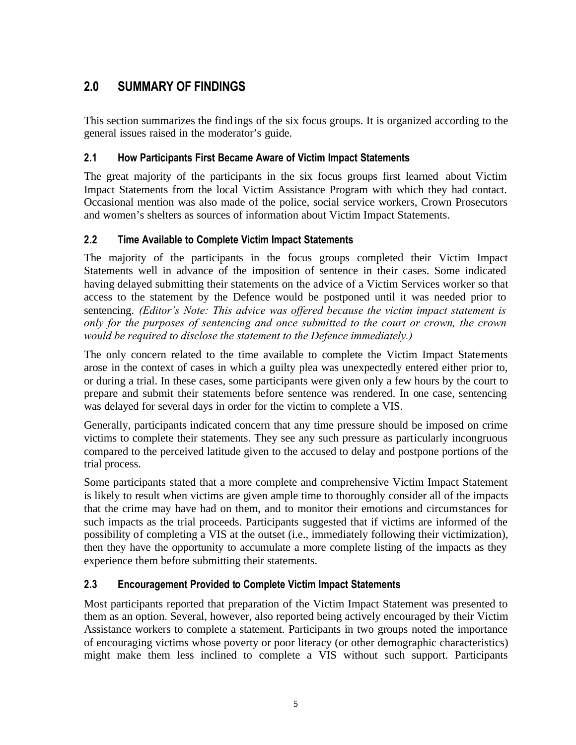## 2.0 SUMMARY OF FINDINGS

This section summarizes the findings of the six focus groups. It is organized according to the general issues raised in the moderator's guide.

### 2.1 How Participants First Became Aware of Victim Impact Statements

The great majority of the participants in the six focus groups first learned about Victim Impact Statements from the local Victim Assistance Program with which they had contact. Occasional mention was also made of the police, social service workers, Crown Prosecutors and women's shelters as sources of information about Victim Impact Statements.

### 2.2 Time Available to Complete Victim Impact Statements

The majority of the participants in the focus groups completed their Victim Impact Statements well in advance of the imposition of sentence in their cases. Some indicated having delayed submitting their statements on the advice of a Victim Services worker so that access to the statement by the Defence would be postponed until it was needed prior to sentencing. *(Editor's Note: This advice was offered because the victim impact statement is only for the purposes of sentencing and once submitted to the court or crown, the crown would be required to disclose the statement to the Defence immediately.)*

The only concern related to the time available to complete the Victim Impact Statements arose in the context of cases in which a guilty plea was unexpectedly entered either prior to, or during a trial. In these cases, some participants were given only a few hours by the court to prepare and submit their statements before sentence was rendered. In one case, sentencing was delayed for several days in order for the victim to complete a VIS.

Generally, participants indicated concern that any time pressure should be imposed on crime victims to complete their statements. They see any such pressure as particularly incongruous compared to the perceived latitude given to the accused to delay and postpone portions of the trial process.

Some participants stated that a more complete and comprehensive Victim Impact Statement is likely to result when victims are given ample time to thoroughly consider all of the impacts that the crime may have had on them, and to monitor their emotions and circumstances for such impacts as the trial proceeds. Participants suggested that if victims are informed of the possibility of completing a VIS at the outset (i.e., immediately following their victimization), then they have the opportunity to accumulate a more complete listing of the impacts as they experience them before submitting their statements.

### 2.3 Encouragement Provided to Complete Victim Impact Statements

Most participants reported that preparation of the Victim Impact Statement was presented to them as an option. Several, however, also reported being actively encouraged by their Victim Assistance workers to complete a statement. Participants in two groups noted the importance of encouraging victims whose poverty or poor literacy (or other demographic characteristics) might make them less inclined to complete a VIS without such support. Participants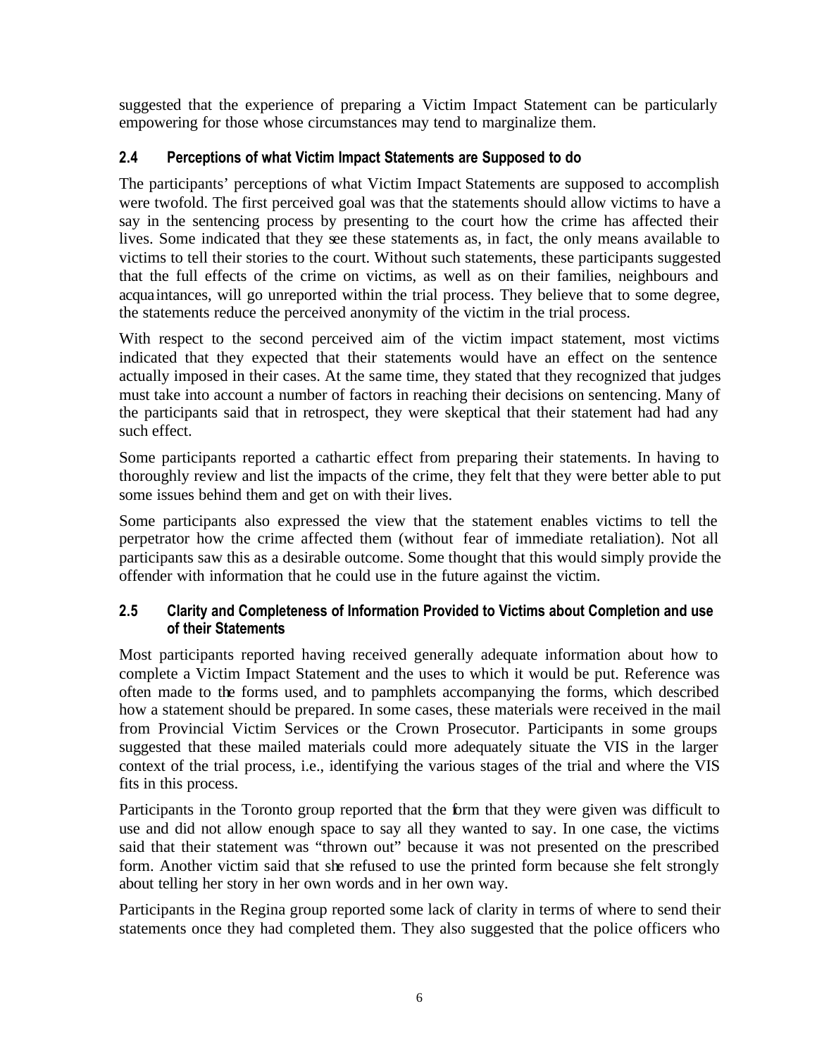suggested that the experience of preparing a Victim Impact Statement can be particularly empowering for those whose circumstances may tend to marginalize them.

### 2.4 Perceptions of what Victim Impact Statements are Supposed to do

The participants' perceptions of what Victim Impact Statements are supposed to accomplish were twofold. The first perceived goal was that the statements should allow victims to have a say in the sentencing process by presenting to the court how the crime has affected their lives. Some indicated that they see these statements as, in fact, the only means available to victims to tell their stories to the court. Without such statements, these participants suggested that the full effects of the crime on victims, as well as on their families, neighbours and acquaintances, will go unreported within the trial process. They believe that to some degree, the statements reduce the perceived anonymity of the victim in the trial process.

With respect to the second perceived aim of the victim impact statement, most victims indicated that they expected that their statements would have an effect on the sentence actually imposed in their cases. At the same time, they stated that they recognized that judges must take into account a number of factors in reaching their decisions on sentencing. Many of the participants said that in retrospect, they were skeptical that their statement had had any such effect.

Some participants reported a cathartic effect from preparing their statements. In having to thoroughly review and list the impacts of the crime, they felt that they were better able to put some issues behind them and get on with their lives.

Some participants also expressed the view that the statement enables victims to tell the perpetrator how the crime affected them (without fear of immediate retaliation). Not all participants saw this as a desirable outcome. Some thought that this would simply provide the offender with information that he could use in the future against the victim.

### 2.5 Clarity and Completeness of Information Provided to Victims about Completion and use of their Statements

Most participants reported having received generally adequate information about how to complete a Victim Impact Statement and the uses to which it would be put. Reference was often made to the forms used, and to pamphlets accompanying the forms, which described how a statement should be prepared. In some cases, these materials were received in the mail from Provincial Victim Services or the Crown Prosecutor. Participants in some groups suggested that these mailed materials could more adequately situate the VIS in the larger context of the trial process, i.e., identifying the various stages of the trial and where the VIS fits in this process.

Participants in the Toronto group reported that the form that they were given was difficult to use and did not allow enough space to say all they wanted to say. In one case, the victims said that their statement was "thrown out" because it was not presented on the prescribed form. Another victim said that she refused to use the printed form because she felt strongly about telling her story in her own words and in her own way.

Participants in the Regina group reported some lack of clarity in terms of where to send their statements once they had completed them. They also suggested that the police officers who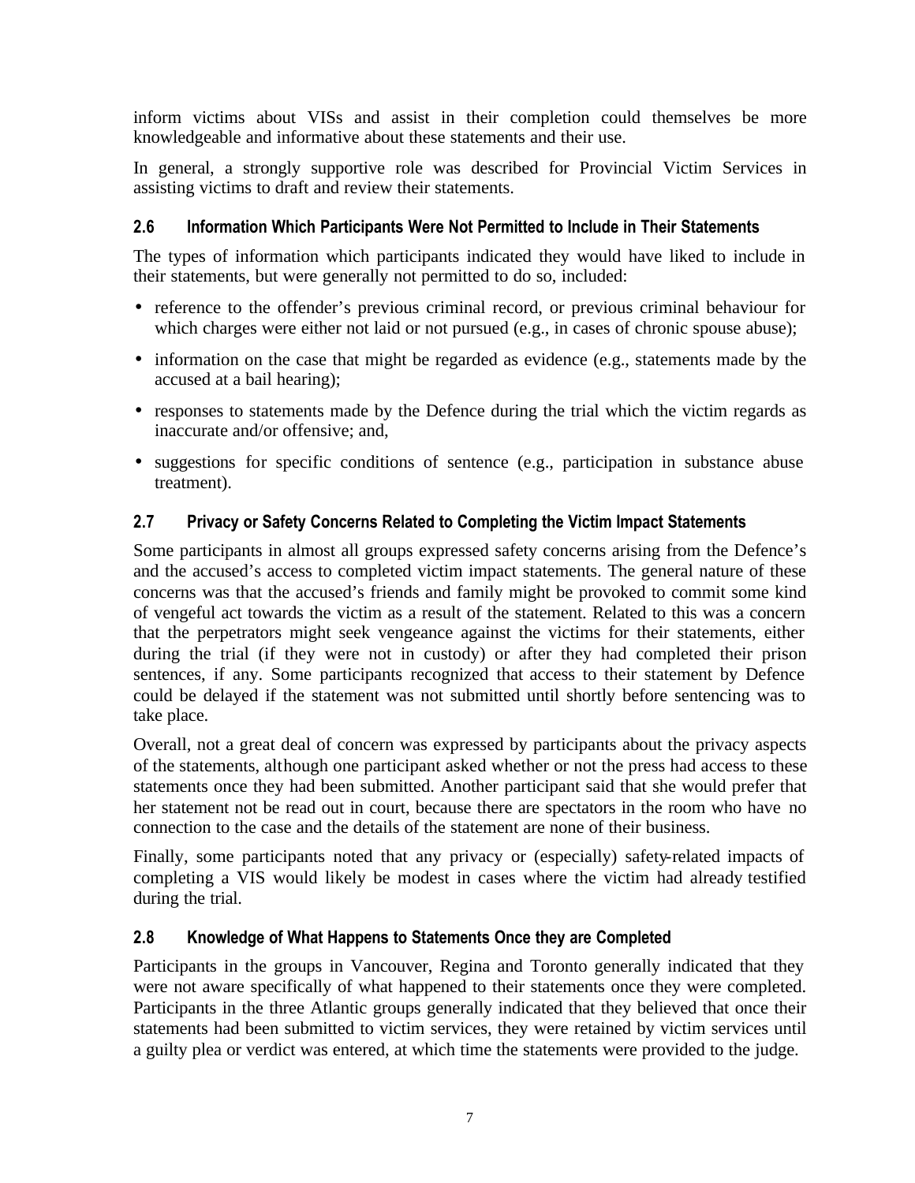inform victims about VISs and assist in their completion could themselves be more knowledgeable and informative about these statements and their use.

In general, a strongly supportive role was described for Provincial Victim Services in assisting victims to draft and review their statements.

### 2.6 Information Which Participants Were Not Permitted to Include in Their Statements

The types of information which participants indicated they would have liked to include in their statements, but were generally not permitted to do so, included:

- reference to the offender's previous criminal record, or previous criminal behaviour for which charges were either not laid or not pursued (e.g., in cases of chronic spouse abuse);
- information on the case that might be regarded as evidence (e.g., statements made by the accused at a bail hearing);
- responses to statements made by the Defence during the trial which the victim regards as inaccurate and/or offensive; and,
- suggestions for specific conditions of sentence (e.g., participation in substance abuse treatment).

### 2.7 Privacy or Safety Concerns Related to Completing the Victim Impact Statements

Some participants in almost all groups expressed safety concerns arising from the Defence's and the accused's access to completed victim impact statements. The general nature of these concerns was that the accused's friends and family might be provoked to commit some kind of vengeful act towards the victim as a result of the statement. Related to this was a concern that the perpetrators might seek vengeance against the victims for their statements, either during the trial (if they were not in custody) or after they had completed their prison sentences, if any. Some participants recognized that access to their statement by Defence could be delayed if the statement was not submitted until shortly before sentencing was to take place.

Overall, not a great deal of concern was expressed by participants about the privacy aspects of the statements, although one participant asked whether or not the press had access to these statements once they had been submitted. Another participant said that she would prefer that her statement not be read out in court, because there are spectators in the room who have no connection to the case and the details of the statement are none of their business.

Finally, some participants noted that any privacy or (especially) safety-related impacts of completing a VIS would likely be modest in cases where the victim had already testified during the trial.

### 2.8 Knowledge of What Happens to Statements Once they are Completed

Participants in the groups in Vancouver, Regina and Toronto generally indicated that they were not aware specifically of what happened to their statements once they were completed. Participants in the three Atlantic groups generally indicated that they believed that once their statements had been submitted to victim services, they were retained by victim services until a guilty plea or verdict was entered, at which time the statements were provided to the judge.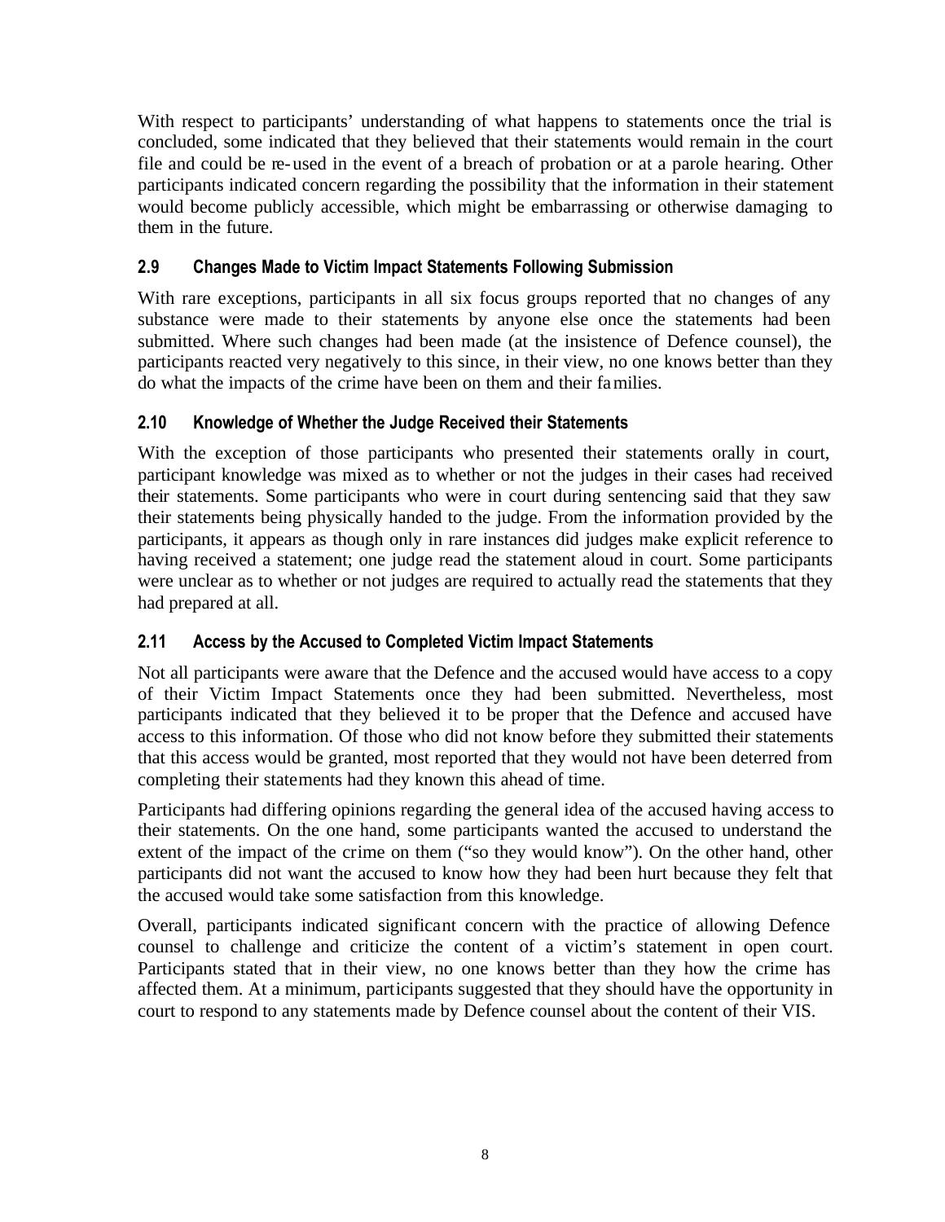With respect to participants' understanding of what happens to statements once the trial is concluded, some indicated that they believed that their statements would remain in the court file and could be re-used in the event of a breach of probation or at a parole hearing. Other participants indicated concern regarding the possibility that the information in their statement would become publicly accessible, which might be embarrassing or otherwise damaging to them in the future.

### 2.9 Changes Made to Victim Impact Statements Following Submission

With rare exceptions, participants in all six focus groups reported that no changes of any substance were made to their statements by anyone else once the statements had been submitted. Where such changes had been made (at the insistence of Defence counsel), the participants reacted very negatively to this since, in their view, no one knows better than they do what the impacts of the crime have been on them and their families.

### 2.10 Knowledge of Whether the Judge Received their Statements

With the exception of those participants who presented their statements orally in court, participant knowledge was mixed as to whether or not the judges in their cases had received their statements. Some participants who were in court during sentencing said that they saw their statements being physically handed to the judge. From the information provided by the participants, it appears as though only in rare instances did judges make explicit reference to having received a statement; one judge read the statement aloud in court. Some participants were unclear as to whether or not judges are required to actually read the statements that they had prepared at all.

### 2.11 Access by the Accused to Completed Victim Impact Statements

Not all participants were aware that the Defence and the accused would have access to a copy of their Victim Impact Statements once they had been submitted. Nevertheless, most participants indicated that they believed it to be proper that the Defence and accused have access to this information. Of those who did not know before they submitted their statements that this access would be granted, most reported that they would not have been deterred from completing their statements had they known this ahead of time.

Participants had differing opinions regarding the general idea of the accused having access to their statements. On the one hand, some participants wanted the accused to understand the extent of the impact of the crime on them ("so they would know"). On the other hand, other participants did not want the accused to know how they had been hurt because they felt that the accused would take some satisfaction from this knowledge.

Overall, participants indicated significant concern with the practice of allowing Defence counsel to challenge and criticize the content of a victim's statement in open court. Participants stated that in their view, no one knows better than they how the crime has affected them. At a minimum, participants suggested that they should have the opportunity in court to respond to any statements made by Defence counsel about the content of their VIS.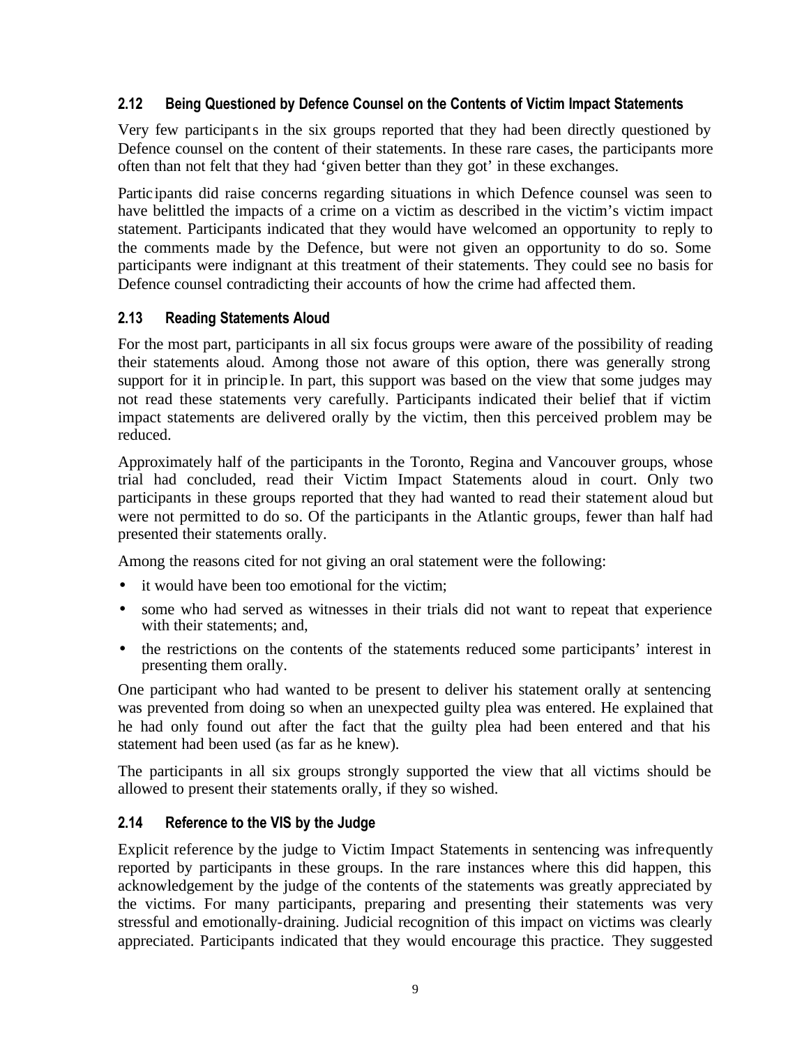### 2.12 Being Questioned by Defence Counsel on the Contents of Victim Impact Statements

Very few participants in the six groups reported that they had been directly questioned by Defence counsel on the content of their statements. In these rare cases, the participants more often than not felt that they had 'given better than they got' in these exchanges.

Participants did raise concerns regarding situations in which Defence counsel was seen to have belittled the impacts of a crime on a victim as described in the victim's victim impact statement. Participants indicated that they would have welcomed an opportunity to reply to the comments made by the Defence, but were not given an opportunity to do so. Some participants were indignant at this treatment of their statements. They could see no basis for Defence counsel contradicting their accounts of how the crime had affected them.

### 2.13 Reading Statements Aloud

For the most part, participants in all six focus groups were aware of the possibility of reading their statements aloud. Among those not aware of this option, there was generally strong support for it in principle. In part, this support was based on the view that some judges may not read these statements very carefully. Participants indicated their belief that if victim impact statements are delivered orally by the victim, then this perceived problem may be reduced.

Approximately half of the participants in the Toronto, Regina and Vancouver groups, whose trial had concluded, read their Victim Impact Statements aloud in court. Only two participants in these groups reported that they had wanted to read their statement aloud but were not permitted to do so. Of the participants in the Atlantic groups, fewer than half had presented their statements orally.

Among the reasons cited for not giving an oral statement were the following:

- it would have been too emotional for the victim;
- some who had served as witnesses in their trials did not want to repeat that experience with their statements; and,
- the restrictions on the contents of the statements reduced some participants' interest in presenting them orally.

One participant who had wanted to be present to deliver his statement orally at sentencing was prevented from doing so when an unexpected guilty plea was entered. He explained that he had only found out after the fact that the guilty plea had been entered and that his statement had been used (as far as he knew).

The participants in all six groups strongly supported the view that all victims should be allowed to present their statements orally, if they so wished.

### 2.14 Reference to the VIS by the Judge

Explicit reference by the judge to Victim Impact Statements in sentencing was infrequently reported by participants in these groups. In the rare instances where this did happen, this acknowledgement by the judge of the contents of the statements was greatly appreciated by the victims. For many participants, preparing and presenting their statements was very stressful and emotionally-draining. Judicial recognition of this impact on victims was clearly appreciated. Participants indicated that they would encourage this practice. They suggested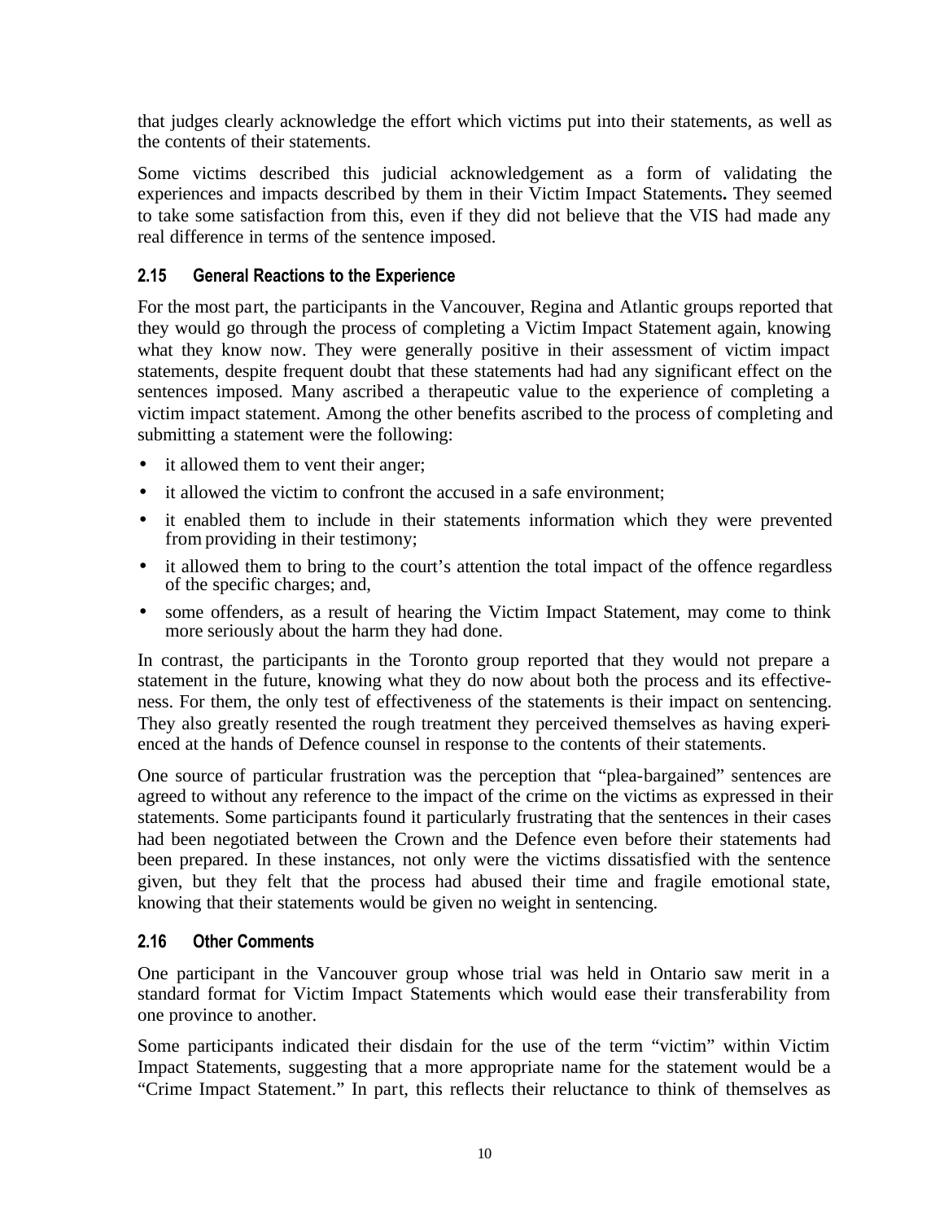that judges clearly acknowledge the effort which victims put into their statements, as well as the contents of their statements.

Some victims described this judicial acknowledgement as a form of validating the experiences and impacts described by them in their Victim Impact Statements**.** They seemed to take some satisfaction from this, even if they did not believe that the VIS had made any real difference in terms of the sentence imposed.

### 2.15 General Reactions to the Experience

For the most part, the participants in the Vancouver, Regina and Atlantic groups reported that they would go through the process of completing a Victim Impact Statement again, knowing what they know now. They were generally positive in their assessment of victim impact statements, despite frequent doubt that these statements had had any significant effect on the sentences imposed. Many ascribed a therapeutic value to the experience of completing a victim impact statement. Among the other benefits ascribed to the process of completing and submitting a statement were the following:

- it allowed them to vent their anger;
- it allowed the victim to confront the accused in a safe environment;
- it enabled them to include in their statements information which they were prevented from providing in their testimony;
- it allowed them to bring to the court's attention the total impact of the offence regardless of the specific charges; and,
- some offenders, as a result of hearing the Victim Impact Statement, may come to think more seriously about the harm they had done.

In contrast, the participants in the Toronto group reported that they would not prepare a statement in the future, knowing what they do now about both the process and its effectiveness. For them, the only test of effectiveness of the statements is their impact on sentencing. They also greatly resented the rough treatment they perceived themselves as having experienced at the hands of Defence counsel in response to the contents of their statements.

One source of particular frustration was the perception that "plea-bargained" sentences are agreed to without any reference to the impact of the crime on the victims as expressed in their statements. Some participants found it particularly frustrating that the sentences in their cases had been negotiated between the Crown and the Defence even before their statements had been prepared. In these instances, not only were the victims dissatisfied with the sentence given, but they felt that the process had abused their time and fragile emotional state, knowing that their statements would be given no weight in sentencing.

### 2.16 Other Comments

One participant in the Vancouver group whose trial was held in Ontario saw merit in a standard format for Victim Impact Statements which would ease their transferability from one province to another.

Some participants indicated their disdain for the use of the term "victim" within Victim Impact Statements, suggesting that a more appropriate name for the statement would be a "Crime Impact Statement." In part, this reflects their reluctance to think of themselves as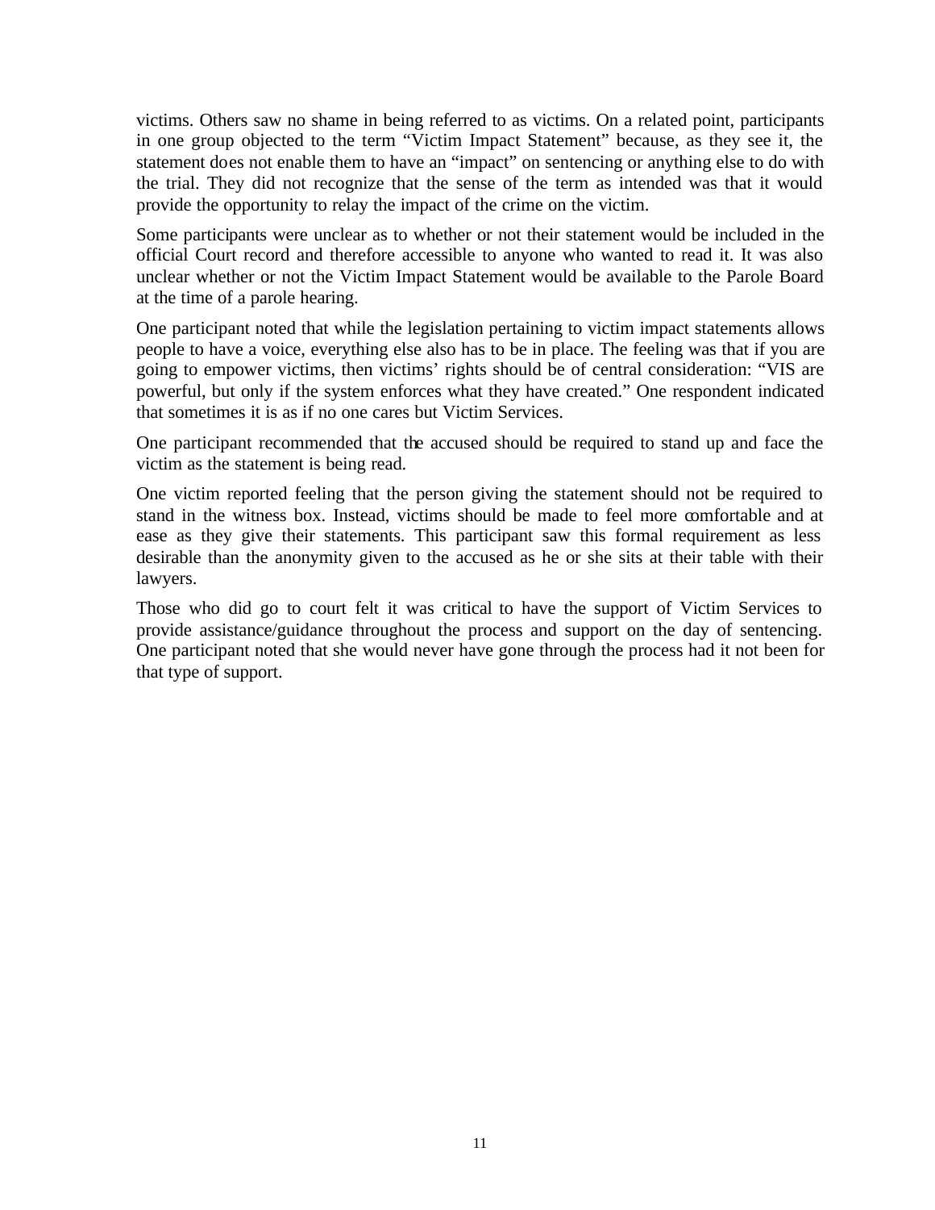victims. Others saw no shame in being referred to as victims. On a related point, participants in one group objected to the term "Victim Impact Statement" because, as they see it, the statement does not enable them to have an "impact" on sentencing or anything else to do with the trial. They did not recognize that the sense of the term as intended was that it would provide the opportunity to relay the impact of the crime on the victim.

Some participants were unclear as to whether or not their statement would be included in the official Court record and therefore accessible to anyone who wanted to read it. It was also unclear whether or not the Victim Impact Statement would be available to the Parole Board at the time of a parole hearing.

One participant noted that while the legislation pertaining to victim impact statements allows people to have a voice, everything else also has to be in place. The feeling was that if you are going to empower victims, then victims' rights should be of central consideration: "VIS are powerful, but only if the system enforces what they have created." One respondent indicated that sometimes it is as if no one cares but Victim Services.

One participant recommended that the accused should be required to stand up and face the victim as the statement is being read.

One victim reported feeling that the person giving the statement should not be required to stand in the witness box. Instead, victims should be made to feel more comfortable and at ease as they give their statements. This participant saw this formal requirement as less desirable than the anonymity given to the accused as he or she sits at their table with their lawyers.

Those who did go to court felt it was critical to have the support of Victim Services to provide assistance/guidance throughout the process and support on the day of sentencing. One participant noted that she would never have gone through the process had it not been for that type of support.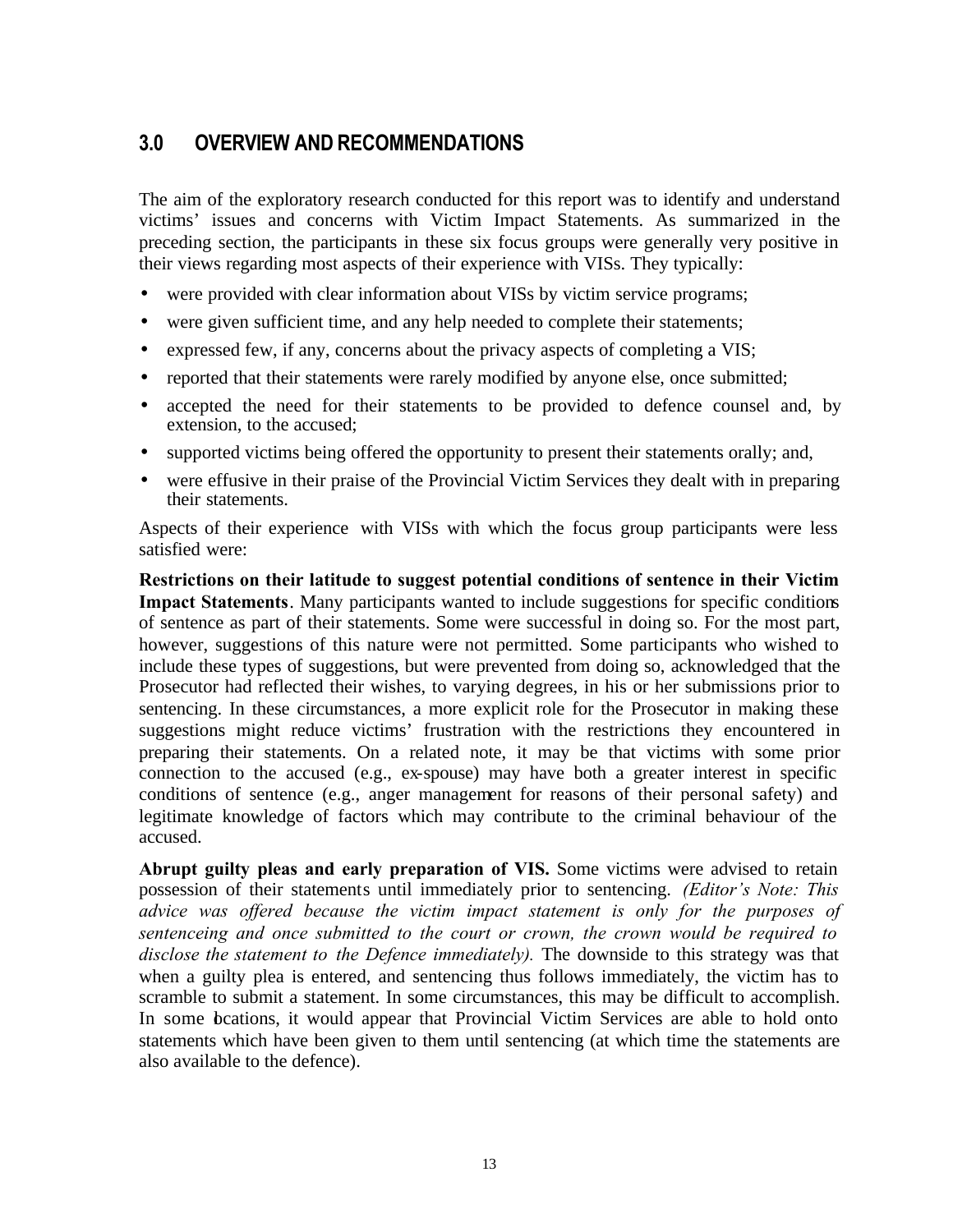## 3.0 OVERVIEW AND RECOMMENDATIONS

The aim of the exploratory research conducted for this report was to identify and understand victims' issues and concerns with Victim Impact Statements. As summarized in the preceding section, the participants in these six focus groups were generally very positive in their views regarding most aspects of their experience with VISs. They typically:

- were provided with clear information about VISs by victim service programs;
- were given sufficient time, and any help needed to complete their statements;
- expressed few, if any, concerns about the privacy aspects of completing a VIS;
- reported that their statements were rarely modified by anyone else, once submitted;
- accepted the need for their statements to be provided to defence counsel and, by extension, to the accused;
- supported victims being offered the opportunity to present their statements orally; and,
- were effusive in their praise of the Provincial Victim Services they dealt with in preparing their statements.

Aspects of their experience with VISs with which the focus group participants were less satisfied were:

**Restrictions on their latitude to suggest potential conditions of sentence in their Victim Impact Statements**. Many participants wanted to include suggestions for specific conditions of sentence as part of their statements. Some were successful in doing so. For the most part, however, suggestions of this nature were not permitted. Some participants who wished to include these types of suggestions, but were prevented from doing so, acknowledged that the Prosecutor had reflected their wishes, to varying degrees, in his or her submissions prior to sentencing. In these circumstances, a more explicit role for the Prosecutor in making these suggestions might reduce victims' frustration with the restrictions they encountered in preparing their statements. On a related note, it may be that victims with some prior connection to the accused (e.g., ex-spouse) may have both a greater interest in specific conditions of sentence (e.g., anger management for reasons of their personal safety) and legitimate knowledge of factors which may contribute to the criminal behaviour of the accused.

**Abrupt guilty pleas and early preparation of VIS.** Some victims were advised to retain possession of their statements until immediately prior to sentencing. *(Editor's Note: This advice was offered because the victim impact statement is only for the purposes of sentenceing and once submitted to the court or crown, the crown would be required to disclose the statement to the Defence immediately).* The downside to this strategy was that when a guilty plea is entered, and sentencing thus follows immediately, the victim has to scramble to submit a statement. In some circumstances, this may be difficult to accomplish. In some locations, it would appear that Provincial Victim Services are able to hold onto statements which have been given to them until sentencing (at which time the statements are also available to the defence).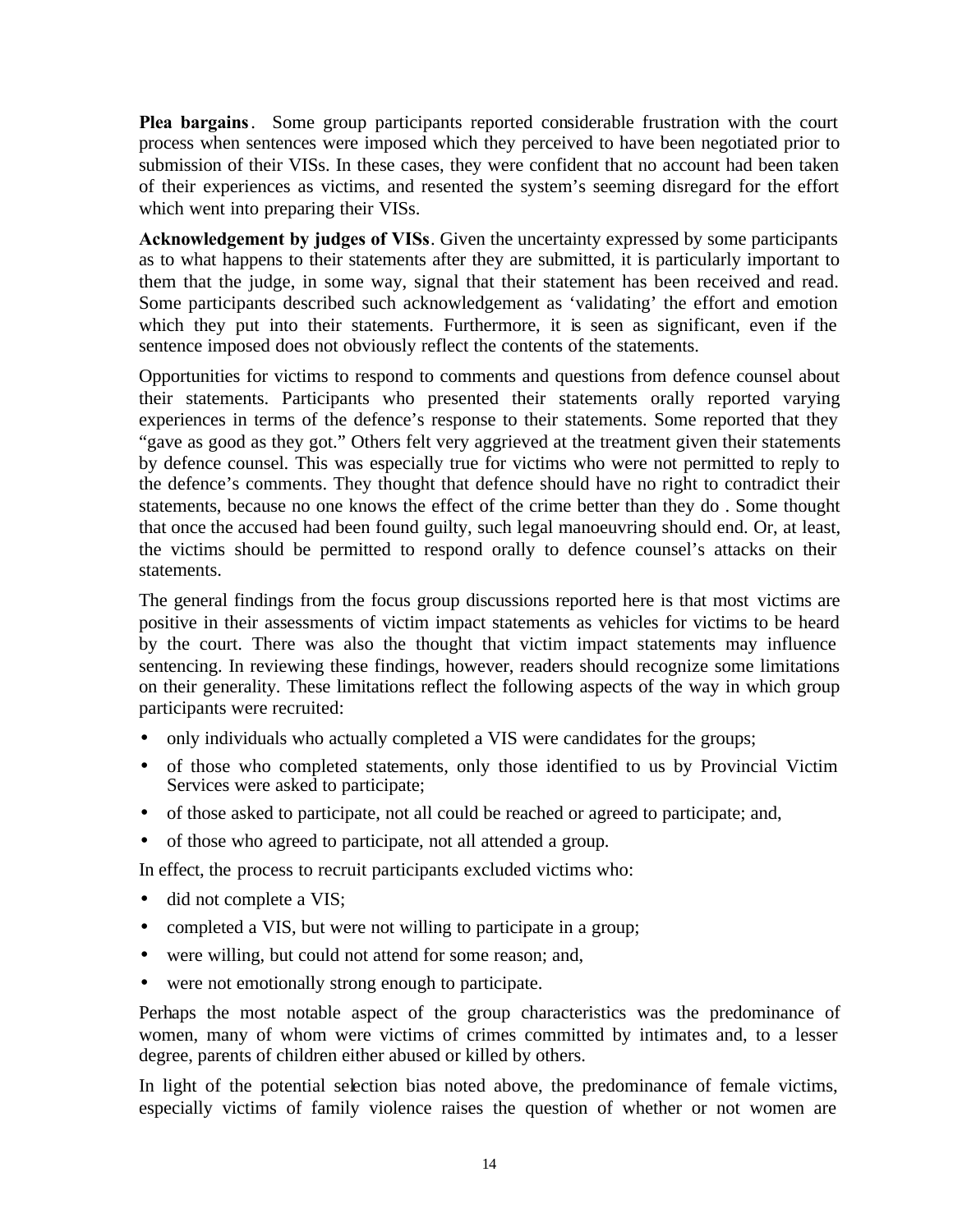**Plea bargains**. Some group participants reported considerable frustration with the court process when sentences were imposed which they perceived to have been negotiated prior to submission of their VISs. In these cases, they were confident that no account had been taken of their experiences as victims, and resented the system's seeming disregard for the effort which went into preparing their VISs.

**Acknowledgement by judges of VISs**. Given the uncertainty expressed by some participants as to what happens to their statements after they are submitted, it is particularly important to them that the judge, in some way, signal that their statement has been received and read. Some participants described such acknowledgement as 'validating' the effort and emotion which they put into their statements. Furthermore, it is seen as significant, even if the sentence imposed does not obviously reflect the contents of the statements.

Opportunities for victims to respond to comments and questions from defence counsel about their statements. Participants who presented their statements orally reported varying experiences in terms of the defence's response to their statements. Some reported that they "gave as good as they got." Others felt very aggrieved at the treatment given their statements by defence counsel. This was especially true for victims who were not permitted to reply to the defence's comments. They thought that defence should have no right to contradict their statements, because no one knows the effect of the crime better than they do . Some thought that once the accused had been found guilty, such legal manoeuvring should end. Or, at least, the victims should be permitted to respond orally to defence counsel's attacks on their statements.

The general findings from the focus group discussions reported here is that most victims are positive in their assessments of victim impact statements as vehicles for victims to be heard by the court. There was also the thought that victim impact statements may influence sentencing. In reviewing these findings, however, readers should recognize some limitations on their generality. These limitations reflect the following aspects of the way in which group participants were recruited:

- only individuals who actually completed a VIS were candidates for the groups;
- of those who completed statements, only those identified to us by Provincial Victim Services were asked to participate;
- of those asked to participate, not all could be reached or agreed to participate; and,
- of those who agreed to participate, not all attended a group.

In effect, the process to recruit participants excluded victims who:

- did not complete a VIS;
- completed a VIS, but were not willing to participate in a group;
- were willing, but could not attend for some reason; and,
- were not emotionally strong enough to participate.

Perhaps the most notable aspect of the group characteristics was the predominance of women, many of whom were victims of crimes committed by intimates and, to a lesser degree, parents of children either abused or killed by others.

In light of the potential selection bias noted above, the predominance of female victims, especially victims of family violence raises the question of whether or not women are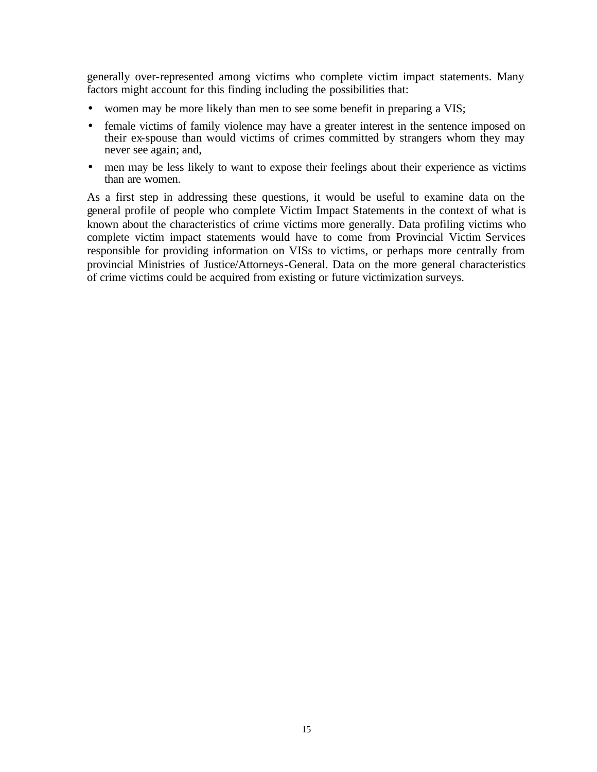generally over-represented among victims who complete victim impact statements. Many factors might account for this finding including the possibilities that:

- women may be more likely than men to see some benefit in preparing a VIS;
- female victims of family violence may have a greater interest in the sentence imposed on their ex-spouse than would victims of crimes committed by strangers whom they may never see again; and,
- men may be less likely to want to expose their feelings about their experience as victims than are women.

As a first step in addressing these questions, it would be useful to examine data on the general profile of people who complete Victim Impact Statements in the context of what is known about the characteristics of crime victims more generally. Data profiling victims who complete victim impact statements would have to come from Provincial Victim Services responsible for providing information on VISs to victims, or perhaps more centrally from provincial Ministries of Justice/Attorneys-General. Data on the more general characteristics of crime victims could be acquired from existing or future victimization surveys.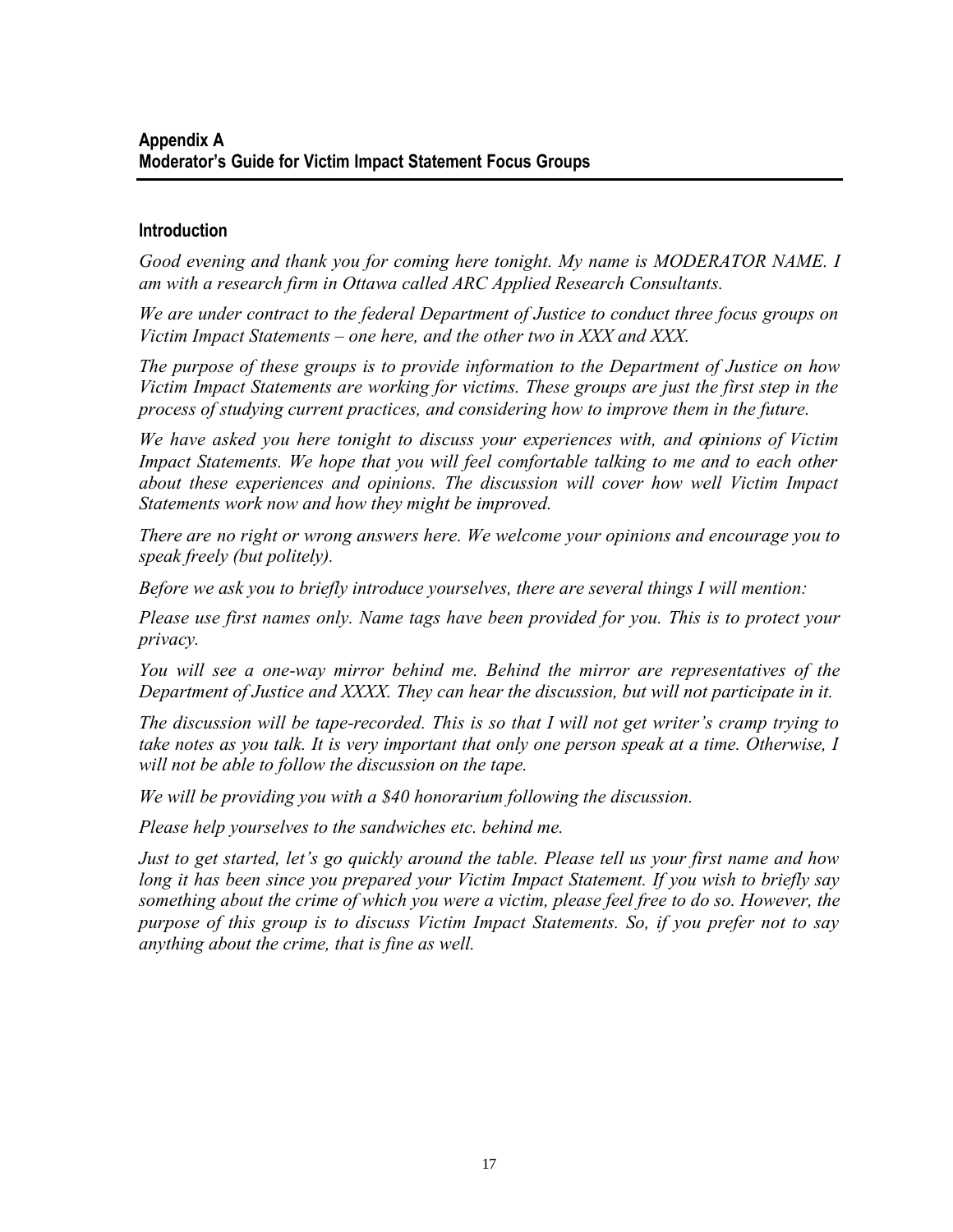## Appendix A
## Moderator's Guide for Victim Impact Statement Focus Groups

### Introduction

*Good evening and thank you for coming here tonight. My name is MODERATOR NAME. I am with a research firm in Ottawa called ARC Applied Research Consultants.*

*We are under contract to the federal Department of Justice to conduct three focus groups on Victim Impact Statements – one here, and the other two in XXX and XXX.*

*The purpose of these groups is to provide information to the Department of Justice on how Victim Impact Statements are working for victims. These groups are just the first step in the process of studying current practices, and considering how to improve them in the future.*

*We have asked you here tonight to discuss your experiences with, and opinions of Victim Impact Statements. We hope that you will feel comfortable talking to me and to each other about these experiences and opinions. The discussion will cover how well Victim Impact Statements work now and how they might be improved.*

*There are no right or wrong answers here. We welcome your opinions and encourage you to speak freely (but politely).*

*Before we ask you to briefly introduce yourselves, there are several things I will mention:*

*Please use first names only. Name tags have been provided for you. This is to protect your privacy.*

*You will see a one-way mirror behind me. Behind the mirror are representatives of the Department of Justice and XXXX. They can hear the discussion, but will not participate in it.*

*The discussion will be tape-recorded. This is so that I will not get writer's cramp trying to take notes as you talk. It is very important that only one person speak at a time. Otherwise, I will not be able to follow the discussion on the tape.*

*We will be providing you with a $40 honorarium following the discussion.*

*Please help yourselves to the sandwiches etc. behind me.*

*Just to get started, let's go quickly around the table. Please tell us your first name and how long it has been since you prepared your Victim Impact Statement. If you wish to briefly say something about the crime of which you were a victim, please feel free to do so. However, the purpose of this group is to discuss Victim Impact Statements. So, if you prefer not to say anything about the crime, that is fine as well.*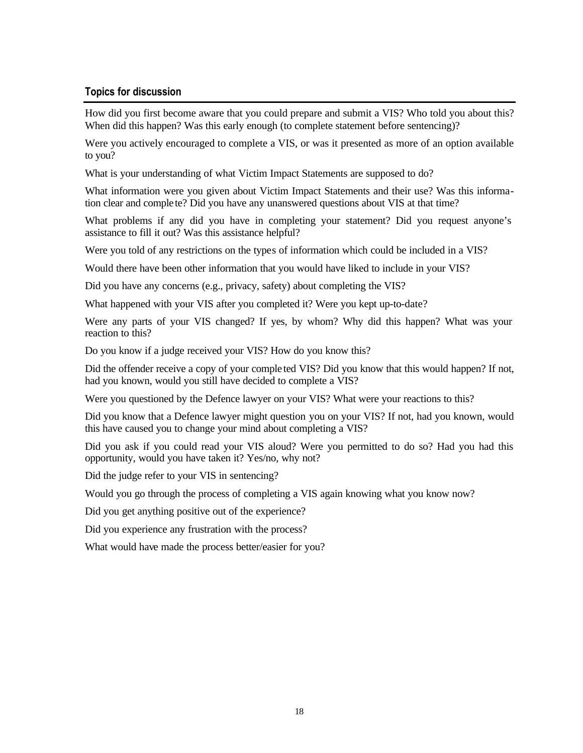### Topics for discussion

How did you first become aware that you could prepare and submit a VIS? Who told you about this? When did this happen? Was this early enough (to complete statement before sentencing)?

Were you actively encouraged to complete a VIS, or was it presented as more of an option available to you?

What is your understanding of what Victim Impact Statements are supposed to do?

What information were you given about Victim Impact Statements and their use? Was this information clear and complete? Did you have any unanswered questions about VIS at that time?

What problems if any did you have in completing your statement? Did you request anyone's assistance to fill it out? Was this assistance helpful?

Were you told of any restrictions on the types of information which could be included in a VIS?

Would there have been other information that you would have liked to include in your VIS?

Did you have any concerns (e.g., privacy, safety) about completing the VIS?

What happened with your VIS after you completed it? Were you kept up-to-date?

Were any parts of your VIS changed? If yes, by whom? Why did this happen? What was your reaction to this?

Do you know if a judge received your VIS? How do you know this?

Did the offender receive a copy of your completed VIS? Did you know that this would happen? If not, had you known, would you still have decided to complete a VIS?

Were you questioned by the Defence lawyer on your VIS? What were your reactions to this?

Did you know that a Defence lawyer might question you on your VIS? If not, had you known, would this have caused you to change your mind about completing a VIS?

Did you ask if you could read your VIS aloud? Were you permitted to do so? Had you had this opportunity, would you have taken it? Yes/no, why not?

Did the judge refer to your VIS in sentencing?

Would you go through the process of completing a VIS again knowing what you know now?

Did you get anything positive out of the experience?

Did you experience any frustration with the process?

What would have made the process better/easier for you?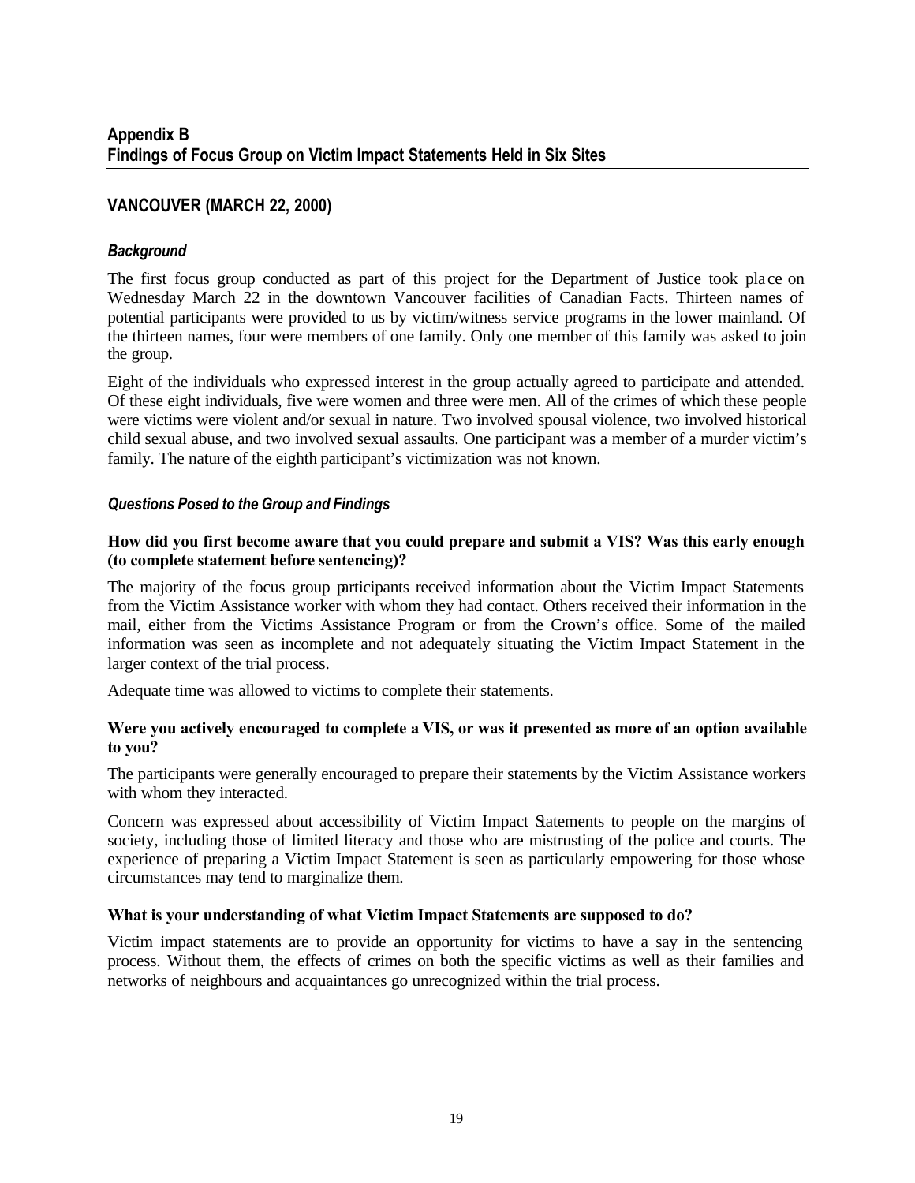## Appendix B
## Findings of Focus Group on Victim Impact Statements Held in Six Sites

### VANCOUVER (MARCH 22, 2000)

#### *Background*

The first focus group conducted as part of this project for the Department of Justice took place on Wednesday March 22 in the downtown Vancouver facilities of Canadian Facts. Thirteen names of potential participants were provided to us by victim/witness service programs in the lower mainland. Of the thirteen names, four were members of one family. Only one member of this family was asked to join the group.

Eight of the individuals who expressed interest in the group actually agreed to participate and attended. Of these eight individuals, five were women and three were men. All of the crimes of which these people were victims were violent and/or sexual in nature. Two involved spousal violence, two involved historical child sexual abuse, and two involved sexual assaults. One participant was a member of a murder victim's family. The nature of the eighth participant's victimization was not known.

#### *Questions Posed to the Group and Findings*

**How did you first become aware that you could prepare and submit a VIS? Was this early enough (to complete statement before sentencing)?**

The majority of the focus group participants received information about the Victim Impact Statements from the Victim Assistance worker with whom they had contact. Others received their information in the mail, either from the Victims Assistance Program or from the Crown's office. Some of the mailed information was seen as incomplete and not adequately situating the Victim Impact Statement in the larger context of the trial process.

Adequate time was allowed to victims to complete their statements.

**Were you actively encouraged to complete a VIS, or was it presented as more of an option available to you?**

The participants were generally encouraged to prepare their statements by the Victim Assistance workers with whom they interacted.

Concern was expressed about accessibility of Victim Impact Statements to people on the margins of society, including those of limited literacy and those who are mistrusting of the police and courts. The experience of preparing a Victim Impact Statement is seen as particularly empowering for those whose circumstances may tend to marginalize them.

**What is your understanding of what Victim Impact Statements are supposed to do?**

Victim impact statements are to provide an opportunity for victims to have a say in the sentencing process. Without them, the effects of crimes on both the specific victims as well as their families and networks of neighbours and acquaintances go unrecognized within the trial process.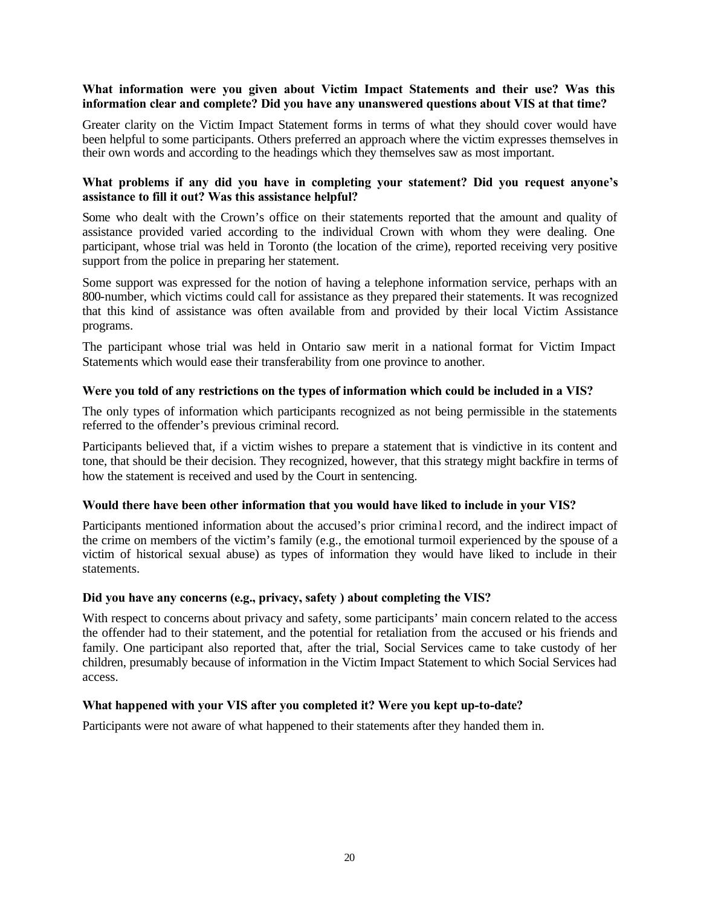**What information were you given about Victim Impact Statements and their use? Was this information clear and complete? Did you have any unanswered questions about VIS at that time?**

Greater clarity on the Victim Impact Statement forms in terms of what they should cover would have been helpful to some participants. Others preferred an approach where the victim expresses themselves in their own words and according to the headings which they themselves saw as most important.

**What problems if any did you have in completing your statement? Did you request anyone's assistance to fill it out? Was this assistance helpful?**

Some who dealt with the Crown's office on their statements reported that the amount and quality of assistance provided varied according to the individual Crown with whom they were dealing. One participant, whose trial was held in Toronto (the location of the crime), reported receiving very positive support from the police in preparing her statement.

Some support was expressed for the notion of having a telephone information service, perhaps with an 800-number, which victims could call for assistance as they prepared their statements. It was recognized that this kind of assistance was often available from and provided by their local Victim Assistance programs.

The participant whose trial was held in Ontario saw merit in a national format for Victim Impact Statements which would ease their transferability from one province to another.

**Were you told of any restrictions on the types of information which could be included in a VIS?**

The only types of information which participants recognized as not being permissible in the statements referred to the offender's previous criminal record.

Participants believed that, if a victim wishes to prepare a statement that is vindictive in its content and tone, that should be their decision. They recognized, however, that this strategy might backfire in terms of how the statement is received and used by the Court in sentencing.

**Would there have been other information that you would have liked to include in your VIS?**

Participants mentioned information about the accused's prior criminal record, and the indirect impact of the crime on members of the victim's family (e.g., the emotional turmoil experienced by the spouse of a victim of historical sexual abuse) as types of information they would have liked to include in their statements.

**Did you have any concerns (e.g., privacy, safety ) about completing the VIS?**

With respect to concerns about privacy and safety, some participants' main concern related to the access the offender had to their statement, and the potential for retaliation from the accused or his friends and family. One participant also reported that, after the trial, Social Services came to take custody of her children, presumably because of information in the Victim Impact Statement to which Social Services had access.

**What happened with your VIS after you completed it? Were you kept up-to-date?**

Participants were not aware of what happened to their statements after they handed them in.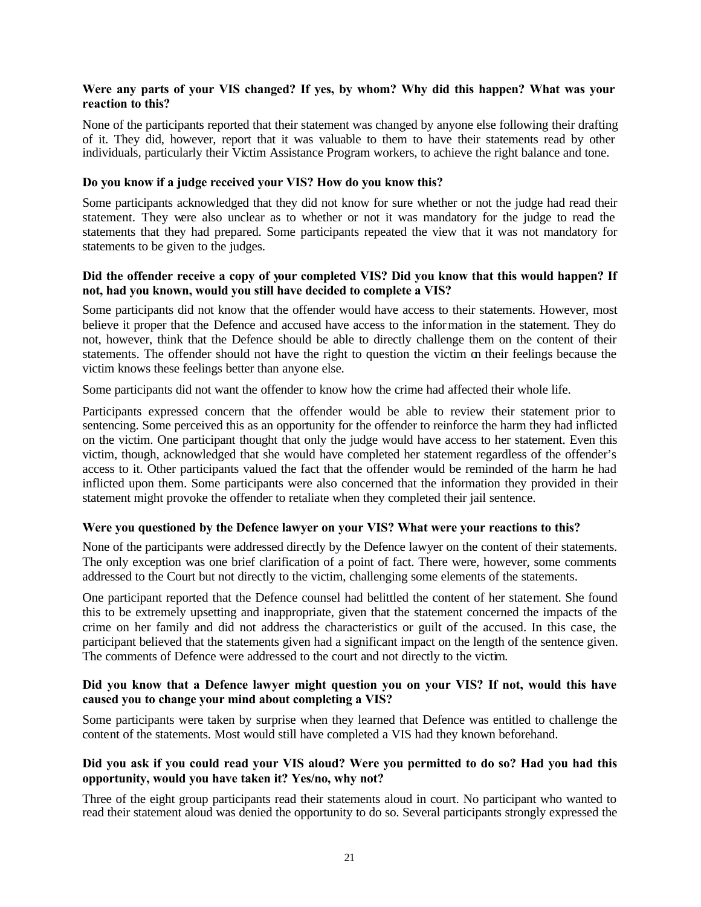**Were any parts of your VIS changed? If yes, by whom? Why did this happen? What was your reaction to this?**

None of the participants reported that their statement was changed by anyone else following their drafting of it. They did, however, report that it was valuable to them to have their statements read by other individuals, particularly their Victim Assistance Program workers, to achieve the right balance and tone.

**Do you know if a judge received your VIS? How do you know this?**

Some participants acknowledged that they did not know for sure whether or not the judge had read their statement. They were also unclear as to whether or not it was mandatory for the judge to read the statements that they had prepared. Some participants repeated the view that it was not mandatory for statements to be given to the judges.

**Did the offender receive a copy of your completed VIS? Did you know that this would happen? If not, had you known, would you still have decided to complete a VIS?**

Some participants did not know that the offender would have access to their statements. However, most believe it proper that the Defence and accused have access to the information in the statement. They do not, however, think that the Defence should be able to directly challenge them on the content of their statements. The offender should not have the right to question the victim on their feelings because the victim knows these feelings better than anyone else.

Some participants did not want the offender to know how the crime had affected their whole life.

Participants expressed concern that the offender would be able to review their statement prior to sentencing. Some perceived this as an opportunity for the offender to reinforce the harm they had inflicted on the victim. One participant thought that only the judge would have access to her statement. Even this victim, though, acknowledged that she would have completed her statement regardless of the offender's access to it. Other participants valued the fact that the offender would be reminded of the harm he had inflicted upon them. Some participants were also concerned that the information they provided in their statement might provoke the offender to retaliate when they completed their jail sentence.

**Were you questioned by the Defence lawyer on your VIS? What were your reactions to this?**

None of the participants were addressed directly by the Defence lawyer on the content of their statements. The only exception was one brief clarification of a point of fact. There were, however, some comments addressed to the Court but not directly to the victim, challenging some elements of the statements.

One participant reported that the Defence counsel had belittled the content of her statement. She found this to be extremely upsetting and inappropriate, given that the statement concerned the impacts of the crime on her family and did not address the characteristics or guilt of the accused. In this case, the participant believed that the statements given had a significant impact on the length of the sentence given. The comments of Defence were addressed to the court and not directly to the victim.

**Did you know that a Defence lawyer might question you on your VIS? If not, would this have caused you to change your mind about completing a VIS?**

Some participants were taken by surprise when they learned that Defence was entitled to challenge the content of the statements. Most would still have completed a VIS had they known beforehand.

**Did you ask if you could read your VIS aloud? Were you permitted to do so? Had you had this opportunity, would you have taken it? Yes/no, why not?**

Three of the eight group participants read their statements aloud in court. No participant who wanted to read their statement aloud was denied the opportunity to do so. Several participants strongly expressed the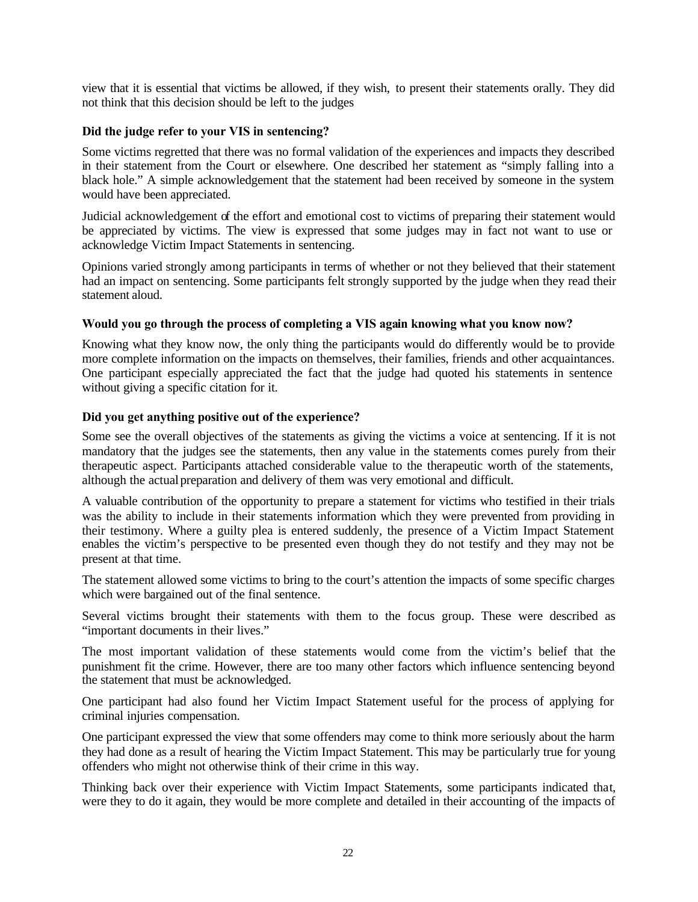view that it is essential that victims be allowed, if they wish, to present their statements orally. They did not think that this decision should be left to the judges

**Did the judge refer to your VIS in sentencing?**

Some victims regretted that there was no formal validation of the experiences and impacts they described in their statement from the Court or elsewhere. One described her statement as "simply falling into a black hole." A simple acknowledgement that the statement had been received by someone in the system would have been appreciated.

Judicial acknowledgement of the effort and emotional cost to victims of preparing their statement would be appreciated by victims. The view is expressed that some judges may in fact not want to use or acknowledge Victim Impact Statements in sentencing.

Opinions varied strongly among participants in terms of whether or not they believed that their statement had an impact on sentencing. Some participants felt strongly supported by the judge when they read their statement aloud.

**Would you go through the process of completing a VIS again knowing what you know now?**

Knowing what they know now, the only thing the participants would do differently would be to provide more complete information on the impacts on themselves, their families, friends and other acquaintances. One participant especially appreciated the fact that the judge had quoted his statements in sentence without giving a specific citation for it.

**Did you get anything positive out of the experience?**

Some see the overall objectives of the statements as giving the victims a voice at sentencing. If it is not mandatory that the judges see the statements, then any value in the statements comes purely from their therapeutic aspect. Participants attached considerable value to the therapeutic worth of the statements, although the actual preparation and delivery of them was very emotional and difficult.

A valuable contribution of the opportunity to prepare a statement for victims who testified in their trials was the ability to include in their statements information which they were prevented from providing in their testimony. Where a guilty plea is entered suddenly, the presence of a Victim Impact Statement enables the victim's perspective to be presented even though they do not testify and they may not be present at that time.

The statement allowed some victims to bring to the court's attention the impacts of some specific charges which were bargained out of the final sentence.

Several victims brought their statements with them to the focus group. These were described as "important documents in their lives."

The most important validation of these statements would come from the victim's belief that the punishment fit the crime. However, there are too many other factors which influence sentencing beyond the statement that must be acknowledged.

One participant had also found her Victim Impact Statement useful for the process of applying for criminal injuries compensation.

One participant expressed the view that some offenders may come to think more seriously about the harm they had done as a result of hearing the Victim Impact Statement. This may be particularly true for young offenders who might not otherwise think of their crime in this way.

Thinking back over their experience with Victim Impact Statements, some participants indicated that, were they to do it again, they would be more complete and detailed in their accounting of the impacts of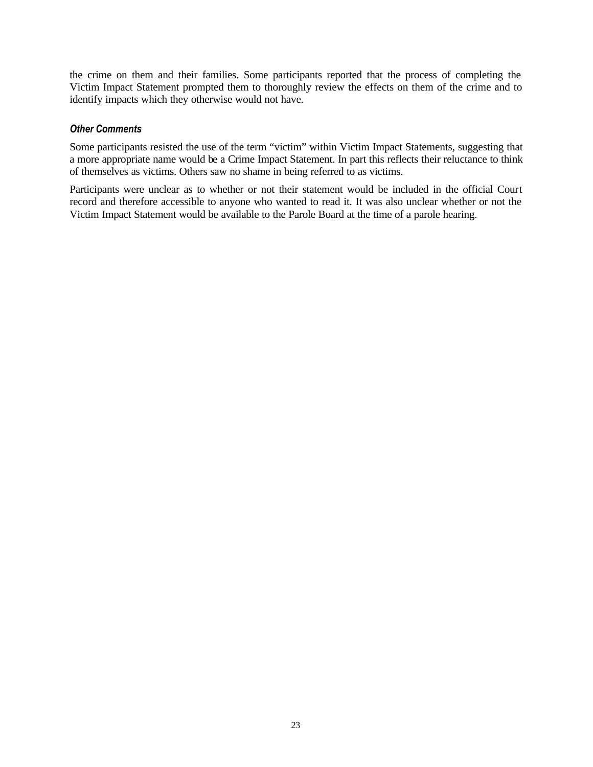the crime on them and their families. Some participants reported that the process of completing the Victim Impact Statement prompted them to thoroughly review the effects on them of the crime and to identify impacts which they otherwise would not have.

### *Other Comments*

Some participants resisted the use of the term "victim" within Victim Impact Statements, suggesting that a more appropriate name would be a Crime Impact Statement. In part this reflects their reluctance to think of themselves as victims. Others saw no shame in being referred to as victims.

Participants were unclear as to whether or not their statement would be included in the official Court record and therefore accessible to anyone who wanted to read it. It was also unclear whether or not the Victim Impact Statement would be available to the Parole Board at the time of a parole hearing.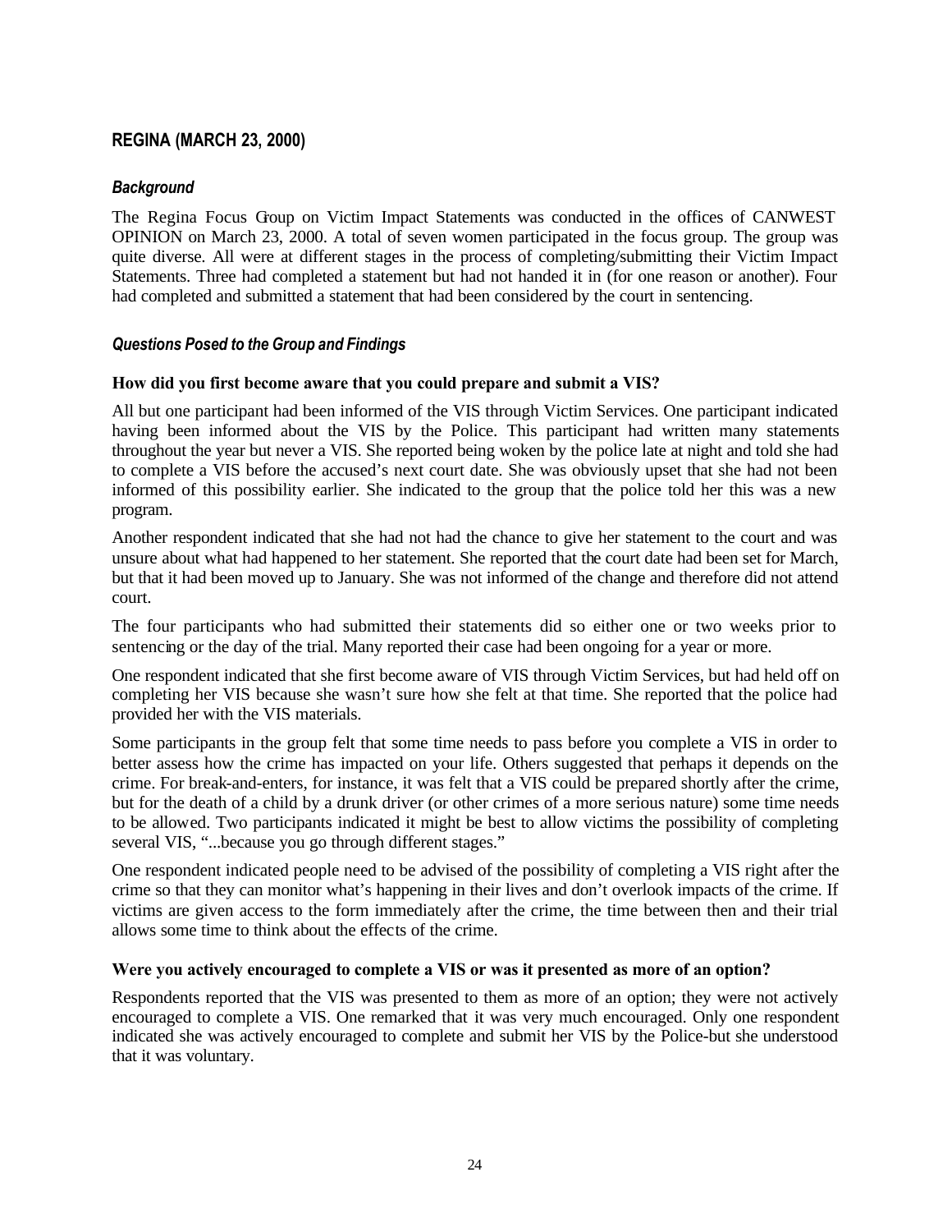## REGINA (MARCH 23, 2000)

### *Background*

The Regina Focus Group on Victim Impact Statements was conducted in the offices of CANWEST OPINION on March 23, 2000. A total of seven women participated in the focus group. The group was quite diverse. All were at different stages in the process of completing/submitting their Victim Impact Statements. Three had completed a statement but had not handed it in (for one reason or another). Four had completed and submitted a statement that had been considered by the court in sentencing.

### *Questions Posed to the Group and Findings*

**How did you first become aware that you could prepare and submit a VIS?**

All but one participant had been informed of the VIS through Victim Services. One participant indicated having been informed about the VIS by the Police. This participant had written many statements throughout the year but never a VIS. She reported being woken by the police late at night and told she had to complete a VIS before the accused's next court date. She was obviously upset that she had not been informed of this possibility earlier. She indicated to the group that the police told her this was a new program.

Another respondent indicated that she had not had the chance to give her statement to the court and was unsure about what had happened to her statement. She reported that the court date had been set for March, but that it had been moved up to January. She was not informed of the change and therefore did not attend court.

The four participants who had submitted their statements did so either one or two weeks prior to sentencing or the day of the trial. Many reported their case had been ongoing for a year or more.

One respondent indicated that she first become aware of VIS through Victim Services, but had held off on completing her VIS because she wasn't sure how she felt at that time. She reported that the police had provided her with the VIS materials.

Some participants in the group felt that some time needs to pass before you complete a VIS in order to better assess how the crime has impacted on your life. Others suggested that perhaps it depends on the crime. For break-and-enters, for instance, it was felt that a VIS could be prepared shortly after the crime, but for the death of a child by a drunk driver (or other crimes of a more serious nature) some time needs to be allowed. Two participants indicated it might be best to allow victims the possibility of completing several VIS, "...because you go through different stages."

One respondent indicated people need to be advised of the possibility of completing a VIS right after the crime so that they can monitor what's happening in their lives and don't overlook impacts of the crime. If victims are given access to the form immediately after the crime, the time between then and their trial allows some time to think about the effects of the crime.

**Were you actively encouraged to complete a VIS or was it presented as more of an option?**

Respondents reported that the VIS was presented to them as more of an option; they were not actively encouraged to complete a VIS. One remarked that it was very much encouraged. Only one respondent indicated she was actively encouraged to complete and submit her VIS by the Police-but she understood that it was voluntary.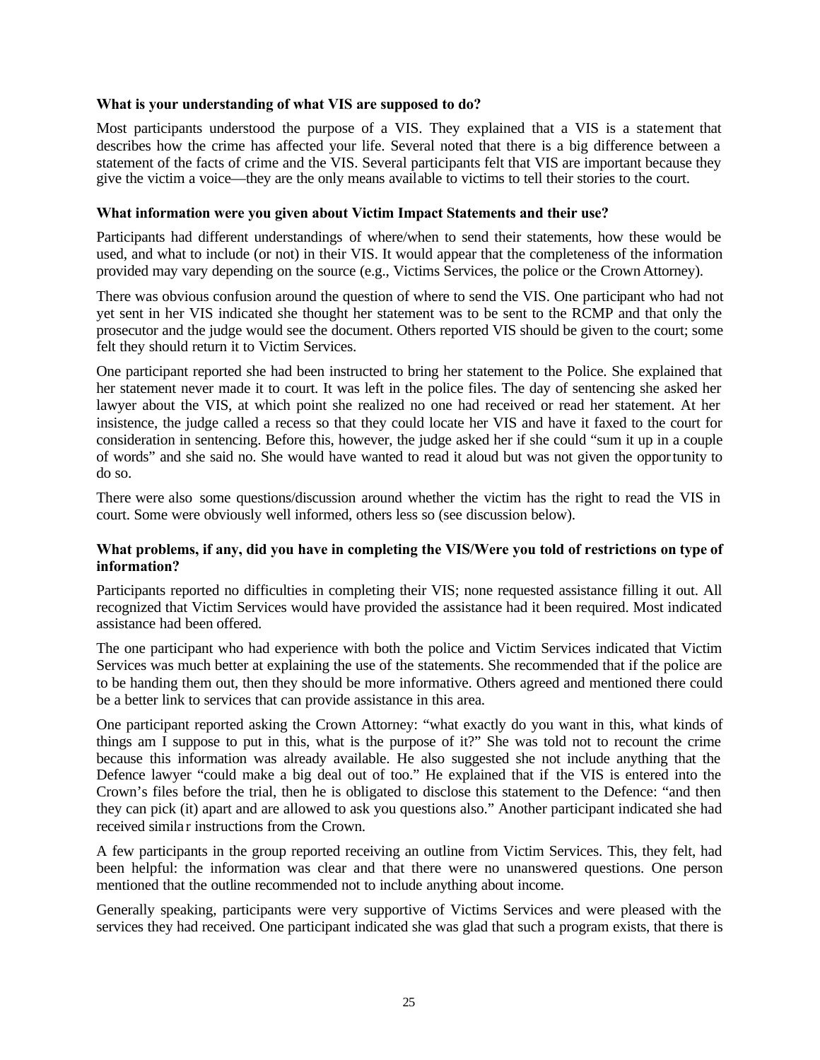**What is your understanding of what VIS are supposed to do?**

Most participants understood the purpose of a VIS. They explained that a VIS is a statement that describes how the crime has affected your life. Several noted that there is a big difference between a statement of the facts of crime and the VIS. Several participants felt that VIS are important because they give the victim a voice—they are the only means available to victims to tell their stories to the court.

**What information were you given about Victim Impact Statements and their use?**

Participants had different understandings of where/when to send their statements, how these would be used, and what to include (or not) in their VIS. It would appear that the completeness of the information provided may vary depending on the source (e.g., Victims Services, the police or the Crown Attorney).

There was obvious confusion around the question of where to send the VIS. One participant who had not yet sent in her VIS indicated she thought her statement was to be sent to the RCMP and that only the prosecutor and the judge would see the document. Others reported VIS should be given to the court; some felt they should return it to Victim Services.

One participant reported she had been instructed to bring her statement to the Police. She explained that her statement never made it to court. It was left in the police files. The day of sentencing she asked her lawyer about the VIS, at which point she realized no one had received or read her statement. At her insistence, the judge called a recess so that they could locate her VIS and have it faxed to the court for consideration in sentencing. Before this, however, the judge asked her if she could "sum it up in a couple of words" and she said no. She would have wanted to read it aloud but was not given the opportunity to do so.

There were also some questions/discussion around whether the victim has the right to read the VIS in court. Some were obviously well informed, others less so (see discussion below).

**What problems, if any, did you have in completing the VIS/Were you told of restrictions on type of information?**

Participants reported no difficulties in completing their VIS; none requested assistance filling it out. All recognized that Victim Services would have provided the assistance had it been required. Most indicated assistance had been offered.

The one participant who had experience with both the police and Victim Services indicated that Victim Services was much better at explaining the use of the statements. She recommended that if the police are to be handing them out, then they should be more informative. Others agreed and mentioned there could be a better link to services that can provide assistance in this area.

One participant reported asking the Crown Attorney: "what exactly do you want in this, what kinds of things am I suppose to put in this, what is the purpose of it?" She was told not to recount the crime because this information was already available. He also suggested she not include anything that the Defence lawyer "could make a big deal out of too." He explained that if the VIS is entered into the Crown's files before the trial, then he is obligated to disclose this statement to the Defence: "and then they can pick (it) apart and are allowed to ask you questions also." Another participant indicated she had received similar instructions from the Crown.

A few participants in the group reported receiving an outline from Victim Services. This, they felt, had been helpful: the information was clear and that there were no unanswered questions. One person mentioned that the outline recommended not to include anything about income.

Generally speaking, participants were very supportive of Victims Services and were pleased with the services they had received. One participant indicated she was glad that such a program exists, that there is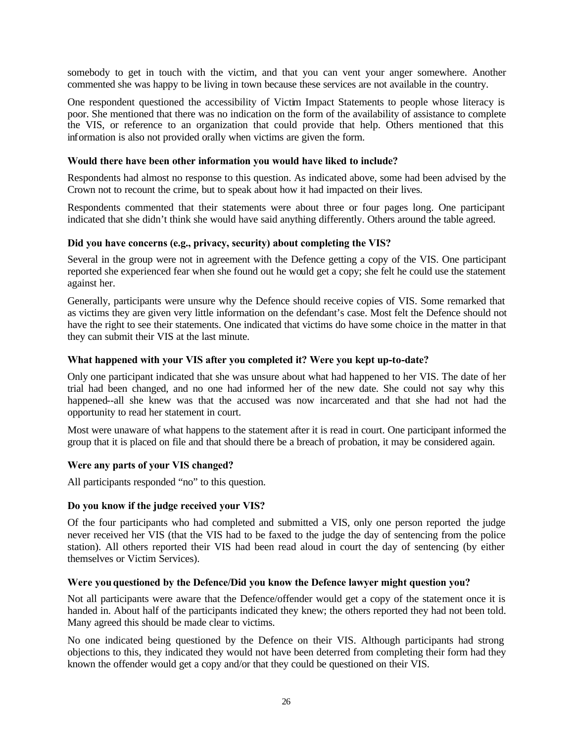somebody to get in touch with the victim, and that you can vent your anger somewhere. Another commented she was happy to be living in town because these services are not available in the country.

One respondent questioned the accessibility of Victim Impact Statements to people whose literacy is poor. She mentioned that there was no indication on the form of the availability of assistance to complete the VIS, or reference to an organization that could provide that help. Others mentioned that this information is also not provided orally when victims are given the form.

**Would there have been other information you would have liked to include?**

Respondents had almost no response to this question. As indicated above, some had been advised by the Crown not to recount the crime, but to speak about how it had impacted on their lives.

Respondents commented that their statements were about three or four pages long. One participant indicated that she didn't think she would have said anything differently. Others around the table agreed.

**Did you have concerns (e.g., privacy, security) about completing the VIS?**

Several in the group were not in agreement with the Defence getting a copy of the VIS. One participant reported she experienced fear when she found out he would get a copy; she felt he could use the statement against her.

Generally, participants were unsure why the Defence should receive copies of VIS. Some remarked that as victims they are given very little information on the defendant's case. Most felt the Defence should not have the right to see their statements. One indicated that victims do have some choice in the matter in that they can submit their VIS at the last minute.

**What happened with your VIS after you completed it? Were you kept up-to-date?**

Only one participant indicated that she was unsure about what had happened to her VIS. The date of her trial had been changed, and no one had informed her of the new date. She could not say why this happened--all she knew was that the accused was now incarcerated and that she had not had the opportunity to read her statement in court.

Most were unaware of what happens to the statement after it is read in court. One participant informed the group that it is placed on file and that should there be a breach of probation, it may be considered again.

**Were any parts of your VIS changed?**

All participants responded "no" to this question.

**Do you know if the judge received your VIS?**

Of the four participants who had completed and submitted a VIS, only one person reported the judge never received her VIS (that the VIS had to be faxed to the judge the day of sentencing from the police station). All others reported their VIS had been read aloud in court the day of sentencing (by either themselves or Victim Services).

**Were you questioned by the Defence/Did you know the Defence lawyer might question you?**

Not all participants were aware that the Defence/offender would get a copy of the statement once it is handed in. About half of the participants indicated they knew; the others reported they had not been told. Many agreed this should be made clear to victims.

No one indicated being questioned by the Defence on their VIS. Although participants had strong objections to this, they indicated they would not have been deterred from completing their form had they known the offender would get a copy and/or that they could be questioned on their VIS.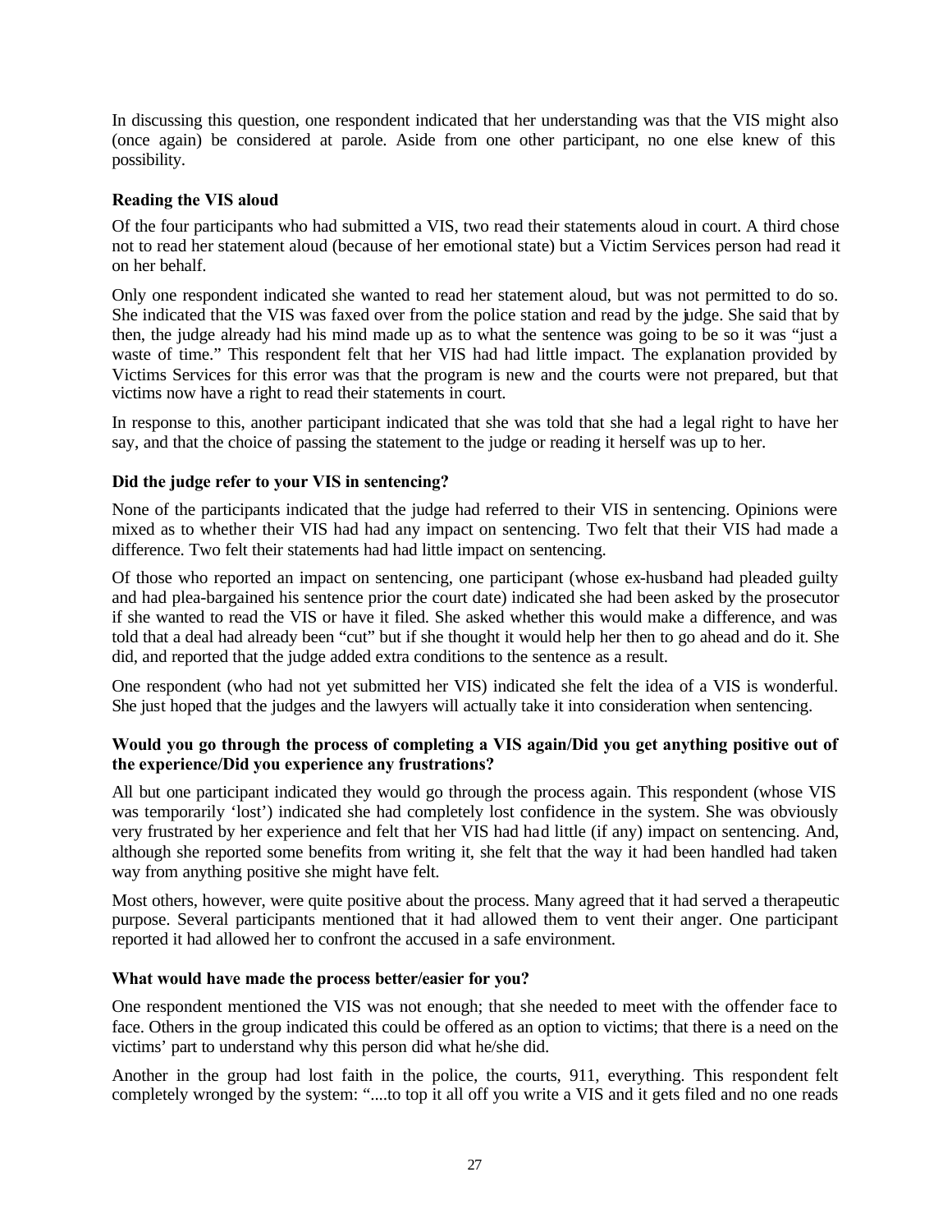In discussing this question, one respondent indicated that her understanding was that the VIS might also (once again) be considered at parole. Aside from one other participant, no one else knew of this possibility.

**Reading the VIS aloud**

Of the four participants who had submitted a VIS, two read their statements aloud in court. A third chose not to read her statement aloud (because of her emotional state) but a Victim Services person had read it on her behalf.

Only one respondent indicated she wanted to read her statement aloud, but was not permitted to do so. She indicated that the VIS was faxed over from the police station and read by the judge. She said that by then, the judge already had his mind made up as to what the sentence was going to be so it was "just a waste of time." This respondent felt that her VIS had had little impact. The explanation provided by Victims Services for this error was that the program is new and the courts were not prepared, but that victims now have a right to read their statements in court.

In response to this, another participant indicated that she was told that she had a legal right to have her say, and that the choice of passing the statement to the judge or reading it herself was up to her.

**Did the judge refer to your VIS in sentencing?**

None of the participants indicated that the judge had referred to their VIS in sentencing. Opinions were mixed as to whether their VIS had had any impact on sentencing. Two felt that their VIS had made a difference. Two felt their statements had had little impact on sentencing.

Of those who reported an impact on sentencing, one participant (whose ex-husband had pleaded guilty and had plea-bargained his sentence prior the court date) indicated she had been asked by the prosecutor if she wanted to read the VIS or have it filed. She asked whether this would make a difference, and was told that a deal had already been "cut" but if she thought it would help her then to go ahead and do it. She did, and reported that the judge added extra conditions to the sentence as a result.

One respondent (who had not yet submitted her VIS) indicated she felt the idea of a VIS is wonderful. She just hoped that the judges and the lawyers will actually take it into consideration when sentencing.

**Would you go through the process of completing a VIS again/Did you get anything positive out of the experience/Did you experience any frustrations?**

All but one participant indicated they would go through the process again. This respondent (whose VIS was temporarily 'lost') indicated she had completely lost confidence in the system. She was obviously very frustrated by her experience and felt that her VIS had had little (if any) impact on sentencing. And, although she reported some benefits from writing it, she felt that the way it had been handled had taken way from anything positive she might have felt.

Most others, however, were quite positive about the process. Many agreed that it had served a therapeutic purpose. Several participants mentioned that it had allowed them to vent their anger. One participant reported it had allowed her to confront the accused in a safe environment.

**What would have made the process better/easier for you?**

One respondent mentioned the VIS was not enough; that she needed to meet with the offender face to face. Others in the group indicated this could be offered as an option to victims; that there is a need on the victims' part to understand why this person did what he/she did.

Another in the group had lost faith in the police, the courts, 911, everything. This respondent felt completely wronged by the system: "....to top it all off you write a VIS and it gets filed and no one reads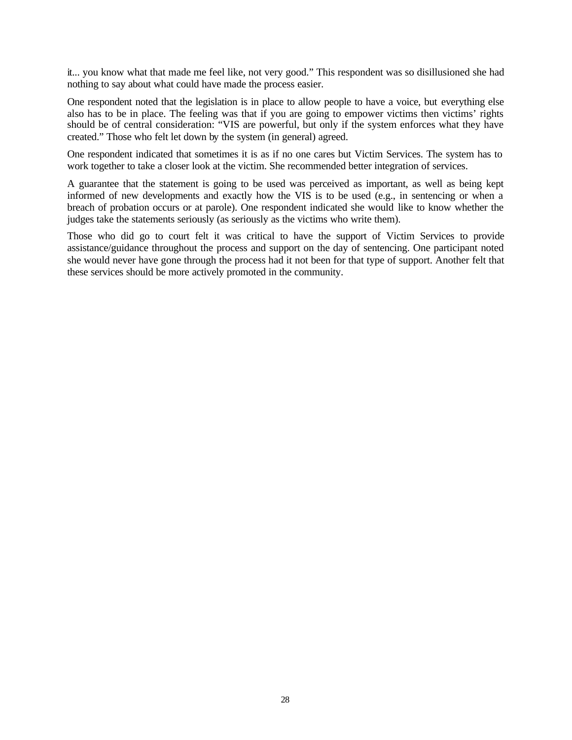it... you know what that made me feel like, not very good." This respondent was so disillusioned she had nothing to say about what could have made the process easier.

One respondent noted that the legislation is in place to allow people to have a voice, but everything else also has to be in place. The feeling was that if you are going to empower victims then victims' rights should be of central consideration: "VIS are powerful, but only if the system enforces what they have created." Those who felt let down by the system (in general) agreed.

One respondent indicated that sometimes it is as if no one cares but Victim Services. The system has to work together to take a closer look at the victim. She recommended better integration of services.

A guarantee that the statement is going to be used was perceived as important, as well as being kept informed of new developments and exactly how the VIS is to be used (e.g., in sentencing or when a breach of probation occurs or at parole). One respondent indicated she would like to know whether the judges take the statements seriously (as seriously as the victims who write them).

Those who did go to court felt it was critical to have the support of Victim Services to provide assistance/guidance throughout the process and support on the day of sentencing. One participant noted she would never have gone through the process had it not been for that type of support. Another felt that these services should be more actively promoted in the community.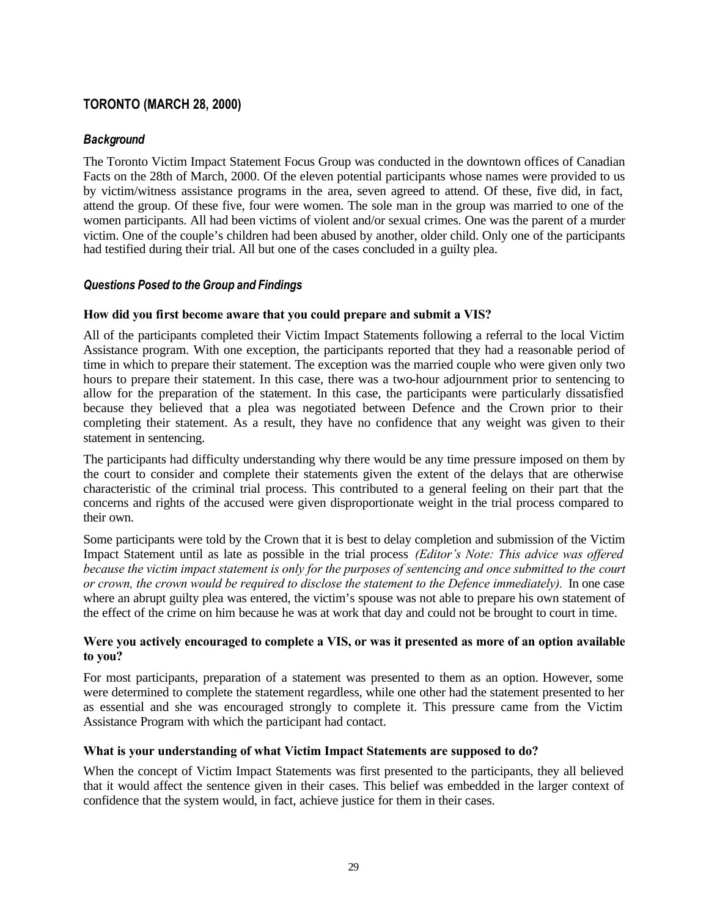## TORONTO (MARCH 28, 2000)

### *Background*

The Toronto Victim Impact Statement Focus Group was conducted in the downtown offices of Canadian Facts on the 28th of March, 2000. Of the eleven potential participants whose names were provided to us by victim/witness assistance programs in the area, seven agreed to attend. Of these, five did, in fact, attend the group. Of these five, four were women. The sole man in the group was married to one of the women participants. All had been victims of violent and/or sexual crimes. One was the parent of a murder victim. One of the couple's children had been abused by another, older child. Only one of the participants had testified during their trial. All but one of the cases concluded in a guilty plea.

### *Questions Posed to the Group and Findings*

**How did you first become aware that you could prepare and submit a VIS?**

All of the participants completed their Victim Impact Statements following a referral to the local Victim Assistance program. With one exception, the participants reported that they had a reasonable period of time in which to prepare their statement. The exception was the married couple who were given only two hours to prepare their statement. In this case, there was a two-hour adjournment prior to sentencing to allow for the preparation of the statement. In this case, the participants were particularly dissatisfied because they believed that a plea was negotiated between Defence and the Crown prior to their completing their statement. As a result, they have no confidence that any weight was given to their statement in sentencing.

The participants had difficulty understanding why there would be any time pressure imposed on them by the court to consider and complete their statements given the extent of the delays that are otherwise characteristic of the criminal trial process. This contributed to a general feeling on their part that the concerns and rights of the accused were given disproportionate weight in the trial process compared to their own.

Some participants were told by the Crown that it is best to delay completion and submission of the Victim Impact Statement until as late as possible in the trial process *(Editor's Note: This advice was offered because the victim impact statement is only for the purposes of sentencing and once submitted to the court or crown, the crown would be required to disclose the statement to the Defence immediately).* In one case where an abrupt guilty plea was entered, the victim's spouse was not able to prepare his own statement of the effect of the crime on him because he was at work that day and could not be brought to court in time.

**Were you actively encouraged to complete a VIS, or was it presented as more of an option available to you?**

For most participants, preparation of a statement was presented to them as an option. However, some were determined to complete the statement regardless, while one other had the statement presented to her as essential and she was encouraged strongly to complete it. This pressure came from the Victim Assistance Program with which the participant had contact.

**What is your understanding of what Victim Impact Statements are supposed to do?**

When the concept of Victim Impact Statements was first presented to the participants, they all believed that it would affect the sentence given in their cases. This belief was embedded in the larger context of confidence that the system would, in fact, achieve justice for them in their cases.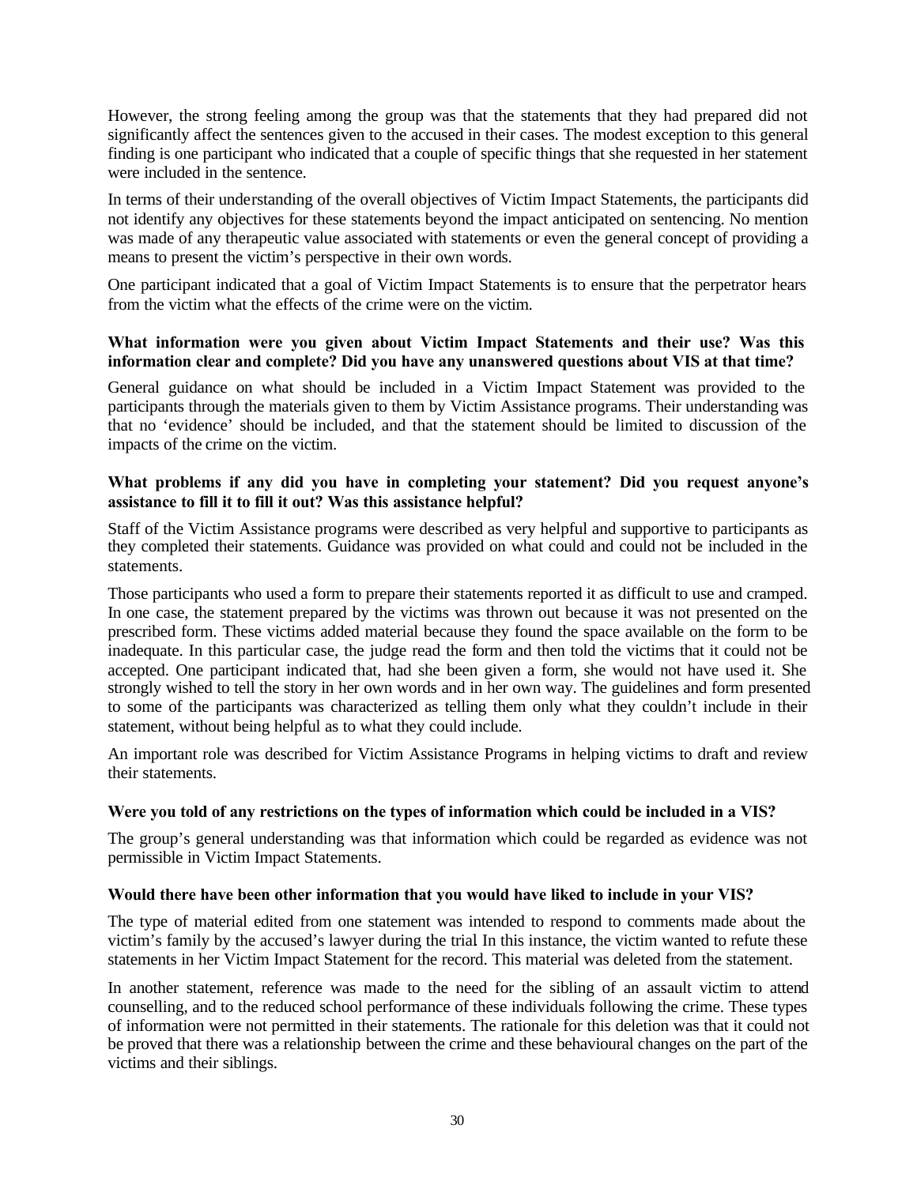However, the strong feeling among the group was that the statements that they had prepared did not significantly affect the sentences given to the accused in their cases. The modest exception to this general finding is one participant who indicated that a couple of specific things that she requested in her statement were included in the sentence.

In terms of their understanding of the overall objectives of Victim Impact Statements, the participants did not identify any objectives for these statements beyond the impact anticipated on sentencing. No mention was made of any therapeutic value associated with statements or even the general concept of providing a means to present the victim's perspective in their own words.

One participant indicated that a goal of Victim Impact Statements is to ensure that the perpetrator hears from the victim what the effects of the crime were on the victim.

**What information were you given about Victim Impact Statements and their use? Was this information clear and complete? Did you have any unanswered questions about VIS at that time?**

General guidance on what should be included in a Victim Impact Statement was provided to the participants through the materials given to them by Victim Assistance programs. Their understanding was that no 'evidence' should be included, and that the statement should be limited to discussion of the impacts of the crime on the victim.

**What problems if any did you have in completing your statement? Did you request anyone's assistance to fill it to fill it out? Was this assistance helpful?**

Staff of the Victim Assistance programs were described as very helpful and supportive to participants as they completed their statements. Guidance was provided on what could and could not be included in the statements.

Those participants who used a form to prepare their statements reported it as difficult to use and cramped. In one case, the statement prepared by the victims was thrown out because it was not presented on the prescribed form. These victims added material because they found the space available on the form to be inadequate. In this particular case, the judge read the form and then told the victims that it could not be accepted. One participant indicated that, had she been given a form, she would not have used it. She strongly wished to tell the story in her own words and in her own way. The guidelines and form presented to some of the participants was characterized as telling them only what they couldn't include in their statement, without being helpful as to what they could include.

An important role was described for Victim Assistance Programs in helping victims to draft and review their statements.

**Were you told of any restrictions on the types of information which could be included in a VIS?**

The group's general understanding was that information which could be regarded as evidence was not permissible in Victim Impact Statements.

**Would there have been other information that you would have liked to include in your VIS?**

The type of material edited from one statement was intended to respond to comments made about the victim's family by the accused's lawyer during the trial In this instance, the victim wanted to refute these statements in her Victim Impact Statement for the record. This material was deleted from the statement.

In another statement, reference was made to the need for the sibling of an assault victim to attend counselling, and to the reduced school performance of these individuals following the crime. These types of information were not permitted in their statements. The rationale for this deletion was that it could not be proved that there was a relationship between the crime and these behavioural changes on the part of the victims and their siblings.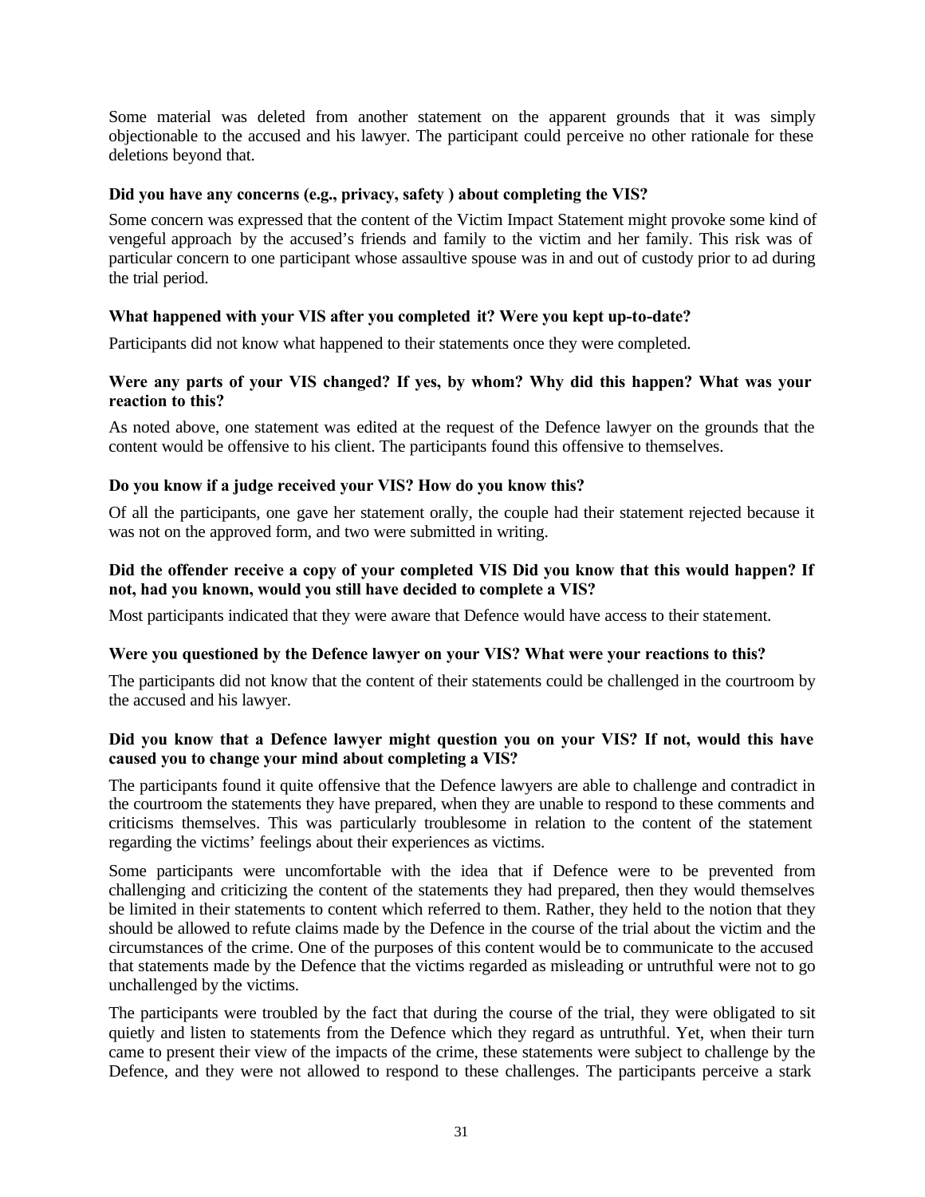Some material was deleted from another statement on the apparent grounds that it was simply objectionable to the accused and his lawyer. The participant could perceive no other rationale for these deletions beyond that.

**Did you have any concerns (e.g., privacy, safety ) about completing the VIS?**

Some concern was expressed that the content of the Victim Impact Statement might provoke some kind of vengeful approach by the accused's friends and family to the victim and her family. This risk was of particular concern to one participant whose assaultive spouse was in and out of custody prior to ad during the trial period.

**What happened with your VIS after you completed it? Were you kept up-to-date?**

Participants did not know what happened to their statements once they were completed.

**Were any parts of your VIS changed? If yes, by whom? Why did this happen? What was your reaction to this?**

As noted above, one statement was edited at the request of the Defence lawyer on the grounds that the content would be offensive to his client. The participants found this offensive to themselves.

**Do you know if a judge received your VIS? How do you know this?**

Of all the participants, one gave her statement orally, the couple had their statement rejected because it was not on the approved form, and two were submitted in writing.

**Did the offender receive a copy of your completed VIS Did you know that this would happen? If not, had you known, would you still have decided to complete a VIS?**

Most participants indicated that they were aware that Defence would have access to their statement.

**Were you questioned by the Defence lawyer on your VIS? What were your reactions to this?**

The participants did not know that the content of their statements could be challenged in the courtroom by the accused and his lawyer.

**Did you know that a Defence lawyer might question you on your VIS? If not, would this have caused you to change your mind about completing a VIS?**

The participants found it quite offensive that the Defence lawyers are able to challenge and contradict in the courtroom the statements they have prepared, when they are unable to respond to these comments and criticisms themselves. This was particularly troublesome in relation to the content of the statement regarding the victims' feelings about their experiences as victims.

Some participants were uncomfortable with the idea that if Defence were to be prevented from challenging and criticizing the content of the statements they had prepared, then they would themselves be limited in their statements to content which referred to them. Rather, they held to the notion that they should be allowed to refute claims made by the Defence in the course of the trial about the victim and the circumstances of the crime. One of the purposes of this content would be to communicate to the accused that statements made by the Defence that the victims regarded as misleading or untruthful were not to go unchallenged by the victims.

The participants were troubled by the fact that during the course of the trial, they were obligated to sit quietly and listen to statements from the Defence which they regard as untruthful. Yet, when their turn came to present their view of the impacts of the crime, these statements were subject to challenge by the Defence, and they were not allowed to respond to these challenges. The participants perceive a stark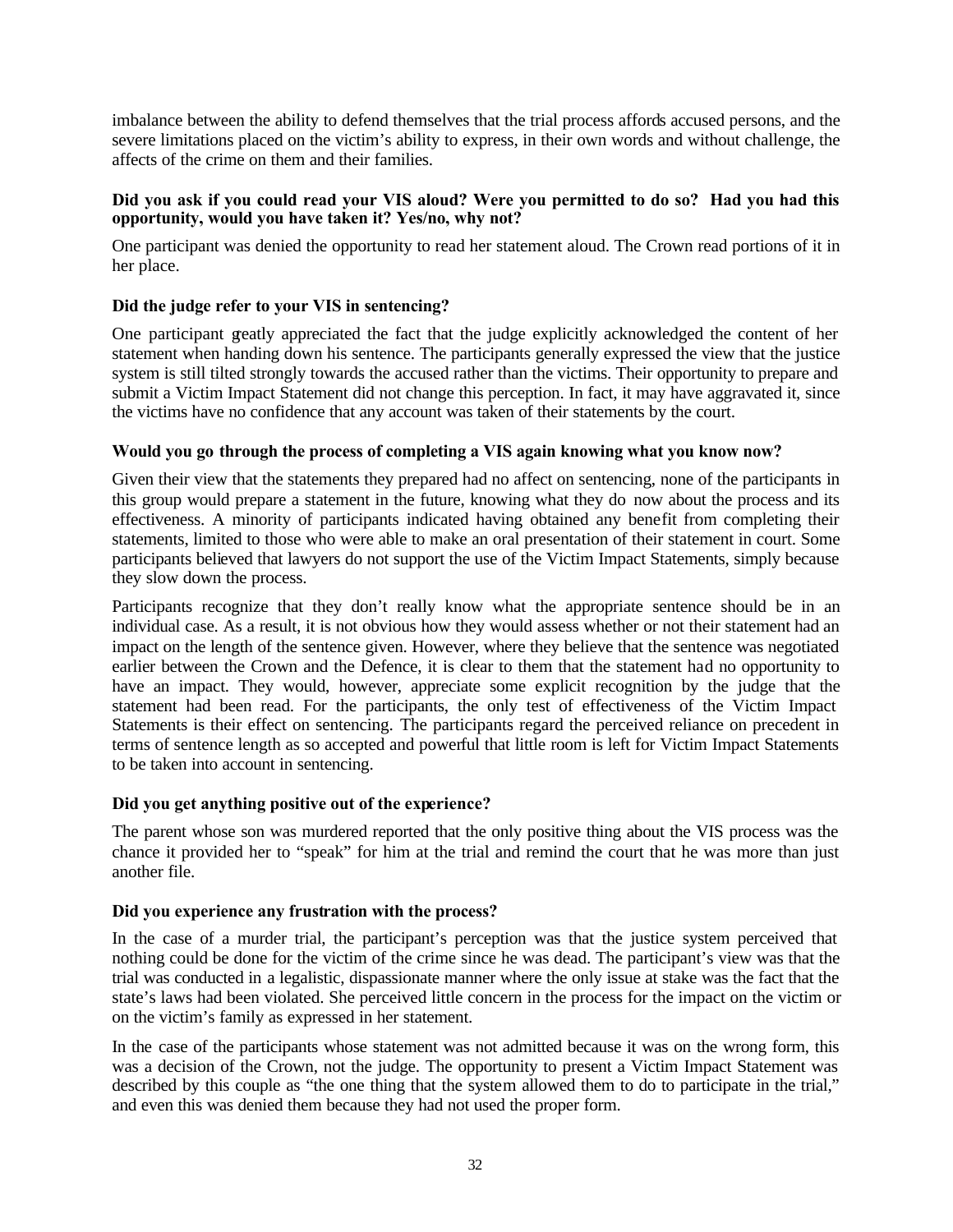imbalance between the ability to defend themselves that the trial process affords accused persons, and the severe limitations placed on the victim's ability to express, in their own words and without challenge, the affects of the crime on them and their families.

**Did you ask if you could read your VIS aloud? Were you permitted to do so? Had you had this opportunity, would you have taken it? Yes/no, why not?**

One participant was denied the opportunity to read her statement aloud. The Crown read portions of it in her place.

**Did the judge refer to your VIS in sentencing?**

One participant greatly appreciated the fact that the judge explicitly acknowledged the content of her statement when handing down his sentence. The participants generally expressed the view that the justice system is still tilted strongly towards the accused rather than the victims. Their opportunity to prepare and submit a Victim Impact Statement did not change this perception. In fact, it may have aggravated it, since the victims have no confidence that any account was taken of their statements by the court.

**Would you go through the process of completing a VIS again knowing what you know now?**

Given their view that the statements they prepared had no affect on sentencing, none of the participants in this group would prepare a statement in the future, knowing what they do now about the process and its effectiveness. A minority of participants indicated having obtained any benefit from completing their statements, limited to those who were able to make an oral presentation of their statement in court. Some participants believed that lawyers do not support the use of the Victim Impact Statements, simply because they slow down the process.

Participants recognize that they don't really know what the appropriate sentence should be in an individual case. As a result, it is not obvious how they would assess whether or not their statement had an impact on the length of the sentence given. However, where they believe that the sentence was negotiated earlier between the Crown and the Defence, it is clear to them that the statement had no opportunity to have an impact. They would, however, appreciate some explicit recognition by the judge that the statement had been read. For the participants, the only test of effectiveness of the Victim Impact Statements is their effect on sentencing. The participants regard the perceived reliance on precedent in terms of sentence length as so accepted and powerful that little room is left for Victim Impact Statements to be taken into account in sentencing.

**Did you get anything positive out of the experience?**

The parent whose son was murdered reported that the only positive thing about the VIS process was the chance it provided her to "speak" for him at the trial and remind the court that he was more than just another file.

**Did you experience any frustration with the process?**

In the case of a murder trial, the participant's perception was that the justice system perceived that nothing could be done for the victim of the crime since he was dead. The participant's view was that the trial was conducted in a legalistic, dispassionate manner where the only issue at stake was the fact that the state's laws had been violated. She perceived little concern in the process for the impact on the victim or on the victim's family as expressed in her statement.

In the case of the participants whose statement was not admitted because it was on the wrong form, this was a decision of the Crown, not the judge. The opportunity to present a Victim Impact Statement was described by this couple as "the one thing that the system allowed them to do to participate in the trial," and even this was denied them because they had not used the proper form.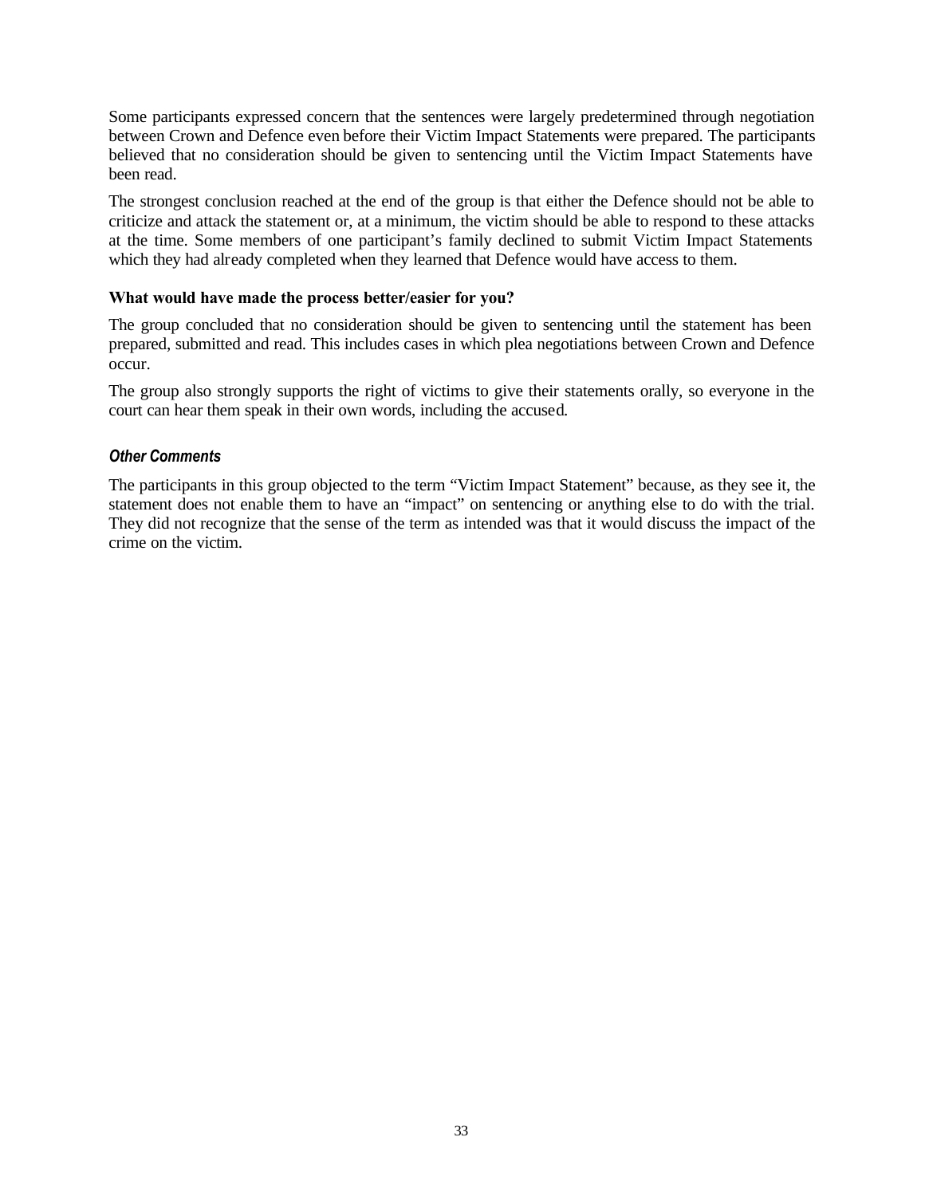Some participants expressed concern that the sentences were largely predetermined through negotiation between Crown and Defence even before their Victim Impact Statements were prepared. The participants believed that no consideration should be given to sentencing until the Victim Impact Statements have been read.

The strongest conclusion reached at the end of the group is that either the Defence should not be able to criticize and attack the statement or, at a minimum, the victim should be able to respond to these attacks at the time. Some members of one participant's family declined to submit Victim Impact Statements which they had already completed when they learned that Defence would have access to them.

**What would have made the process better/easier for you?**

The group concluded that no consideration should be given to sentencing until the statement has been prepared, submitted and read. This includes cases in which plea negotiations between Crown and Defence occur.

The group also strongly supports the right of victims to give their statements orally, so everyone in the court can hear them speak in their own words, including the accused.

### *Other Comments*

The participants in this group objected to the term "Victim Impact Statement" because, as they see it, the statement does not enable them to have an "impact" on sentencing or anything else to do with the trial. They did not recognize that the sense of the term as intended was that it would discuss the impact of the crime on the victim.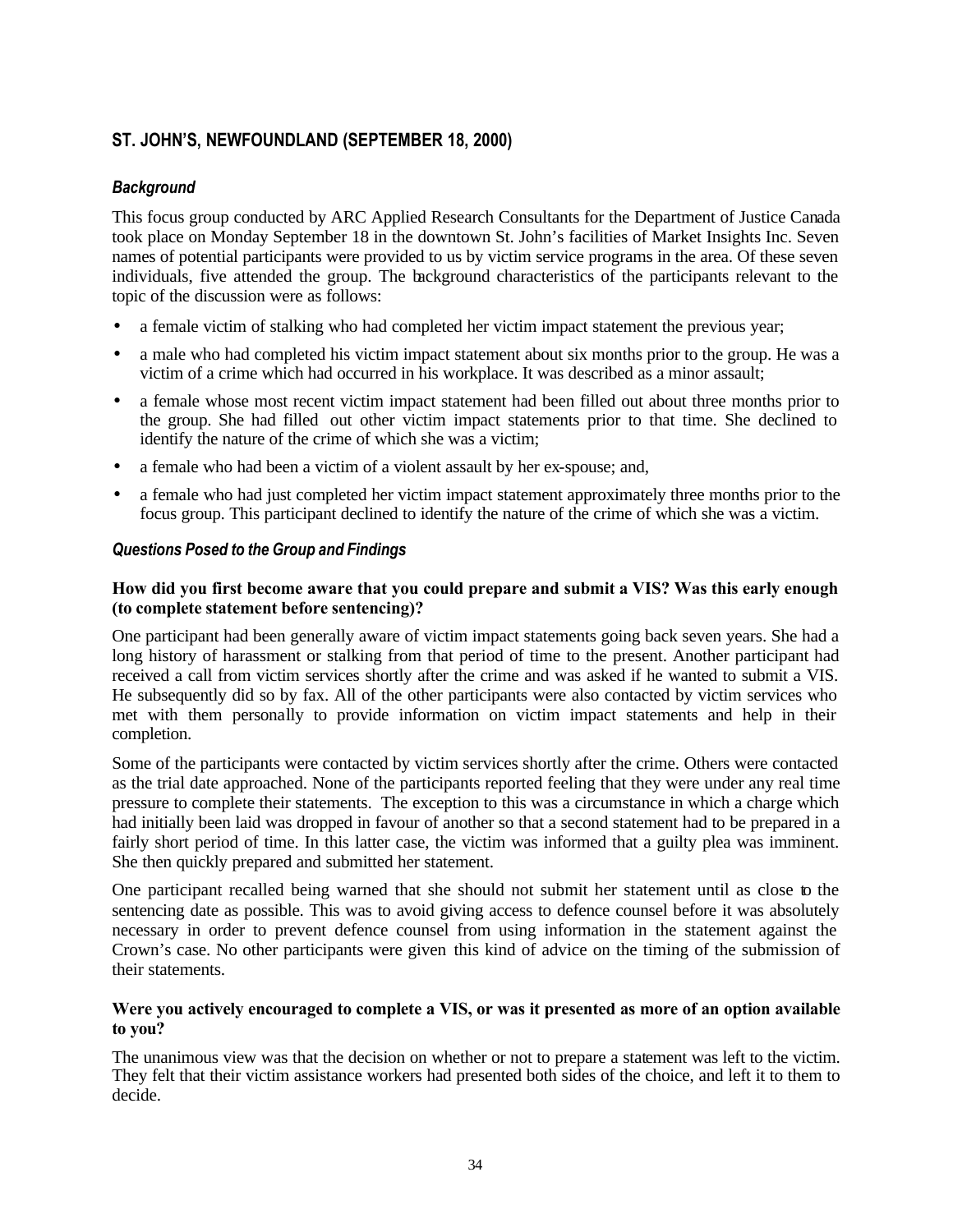## ST. JOHN'S, NEWFOUNDLAND (SEPTEMBER 18, 2000)

### *Background*

This focus group conducted by ARC Applied Research Consultants for the Department of Justice Canada took place on Monday September 18 in the downtown St. John's facilities of Market Insights Inc. Seven names of potential participants were provided to us by victim service programs in the area. Of these seven individuals, five attended the group. The background characteristics of the participants relevant to the topic of the discussion were as follows:

- a female victim of stalking who had completed her victim impact statement the previous year;
- a male who had completed his victim impact statement about six months prior to the group. He was a victim of a crime which had occurred in his workplace. It was described as a minor assault;
- a female whose most recent victim impact statement had been filled out about three months prior to the group. She had filled out other victim impact statements prior to that time. She declined to identify the nature of the crime of which she was a victim;
- a female who had been a victim of a violent assault by her ex-spouse; and,
- a female who had just completed her victim impact statement approximately three months prior to the focus group. This participant declined to identify the nature of the crime of which she was a victim.

### *Questions Posed to the Group and Findings*

**How did you first become aware that you could prepare and submit a VIS? Was this early enough (to complete statement before sentencing)?**

One participant had been generally aware of victim impact statements going back seven years. She had a long history of harassment or stalking from that period of time to the present. Another participant had received a call from victim services shortly after the crime and was asked if he wanted to submit a VIS. He subsequently did so by fax. All of the other participants were also contacted by victim services who met with them personally to provide information on victim impact statements and help in their completion.

Some of the participants were contacted by victim services shortly after the crime. Others were contacted as the trial date approached. None of the participants reported feeling that they were under any real time pressure to complete their statements. The exception to this was a circumstance in which a charge which had initially been laid was dropped in favour of another so that a second statement had to be prepared in a fairly short period of time. In this latter case, the victim was informed that a guilty plea was imminent. She then quickly prepared and submitted her statement.

One participant recalled being warned that she should not submit her statement until as close to the sentencing date as possible. This was to avoid giving access to defence counsel before it was absolutely necessary in order to prevent defence counsel from using information in the statement against the Crown's case. No other participants were given this kind of advice on the timing of the submission of their statements.

**Were you actively encouraged to complete a VIS, or was it presented as more of an option available to you?**

The unanimous view was that the decision on whether or not to prepare a statement was left to the victim. They felt that their victim assistance workers had presented both sides of the choice, and left it to them to decide.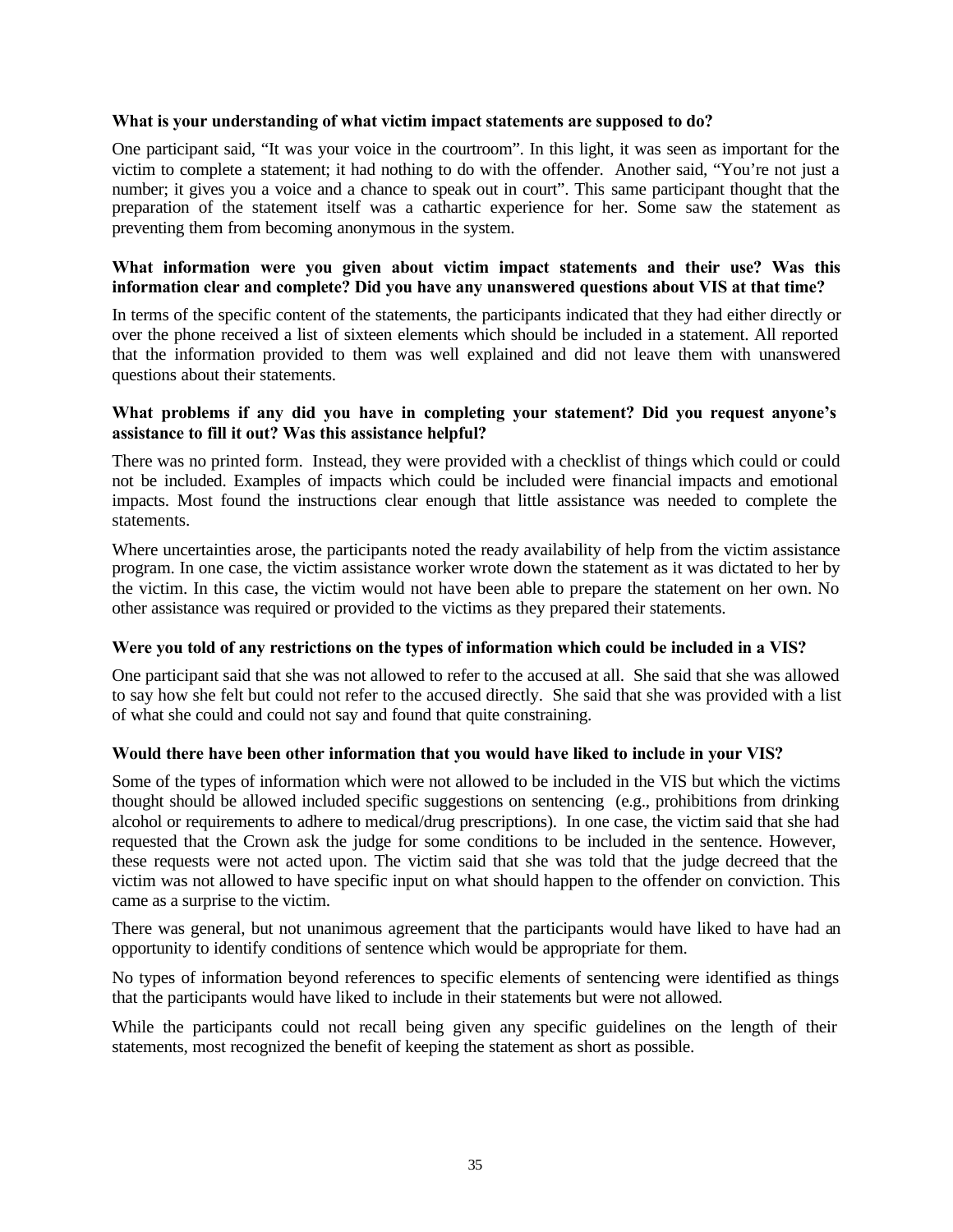**What is your understanding of what victim impact statements are supposed to do?**

One participant said, "It was your voice in the courtroom". In this light, it was seen as important for the victim to complete a statement; it had nothing to do with the offender. Another said, "You're not just a number; it gives you a voice and a chance to speak out in court". This same participant thought that the preparation of the statement itself was a cathartic experience for her. Some saw the statement as preventing them from becoming anonymous in the system.

**What information were you given about victim impact statements and their use? Was this information clear and complete? Did you have any unanswered questions about VIS at that time?**

In terms of the specific content of the statements, the participants indicated that they had either directly or over the phone received a list of sixteen elements which should be included in a statement. All reported that the information provided to them was well explained and did not leave them with unanswered questions about their statements.

**What problems if any did you have in completing your statement? Did you request anyone's assistance to fill it out? Was this assistance helpful?**

There was no printed form. Instead, they were provided with a checklist of things which could or could not be included. Examples of impacts which could be included were financial impacts and emotional impacts. Most found the instructions clear enough that little assistance was needed to complete the statements.

Where uncertainties arose, the participants noted the ready availability of help from the victim assistance program. In one case, the victim assistance worker wrote down the statement as it was dictated to her by the victim. In this case, the victim would not have been able to prepare the statement on her own. No other assistance was required or provided to the victims as they prepared their statements.

**Were you told of any restrictions on the types of information which could be included in a VIS?**

One participant said that she was not allowed to refer to the accused at all. She said that she was allowed to say how she felt but could not refer to the accused directly. She said that she was provided with a list of what she could and could not say and found that quite constraining.

**Would there have been other information that you would have liked to include in your VIS?**

Some of the types of information which were not allowed to be included in the VIS but which the victims thought should be allowed included specific suggestions on sentencing (e.g., prohibitions from drinking alcohol or requirements to adhere to medical/drug prescriptions). In one case, the victim said that she had requested that the Crown ask the judge for some conditions to be included in the sentence. However, these requests were not acted upon. The victim said that she was told that the judge decreed that the victim was not allowed to have specific input on what should happen to the offender on conviction. This came as a surprise to the victim.

There was general, but not unanimous agreement that the participants would have liked to have had an opportunity to identify conditions of sentence which would be appropriate for them.

No types of information beyond references to specific elements of sentencing were identified as things that the participants would have liked to include in their statements but were not allowed.

While the participants could not recall being given any specific guidelines on the length of their statements, most recognized the benefit of keeping the statement as short as possible.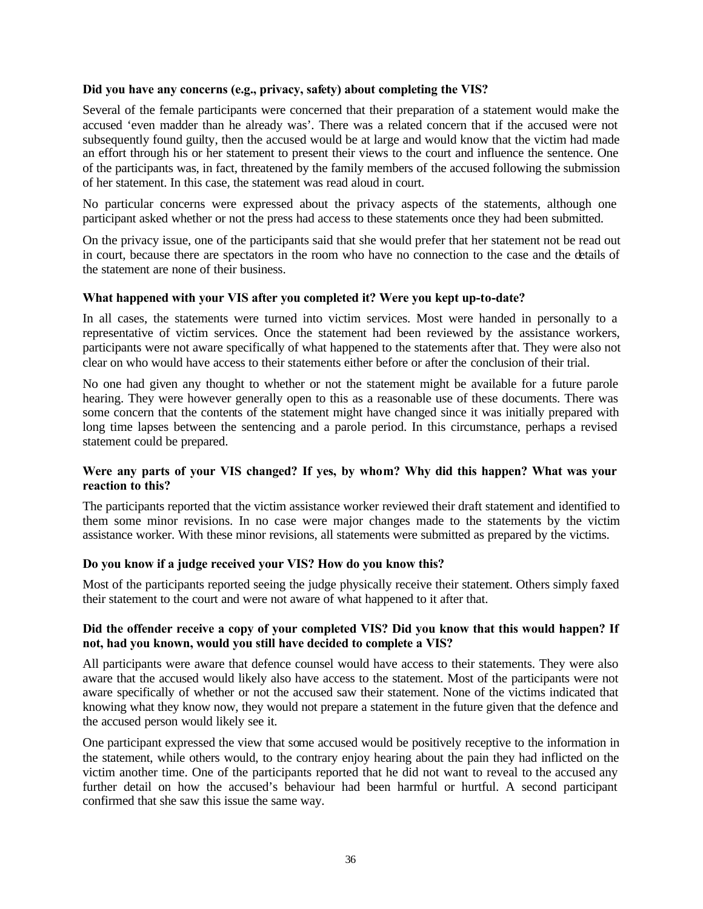**Did you have any concerns (e.g., privacy, safety) about completing the VIS?**

Several of the female participants were concerned that their preparation of a statement would make the accused 'even madder than he already was'. There was a related concern that if the accused were not subsequently found guilty, then the accused would be at large and would know that the victim had made an effort through his or her statement to present their views to the court and influence the sentence. One of the participants was, in fact, threatened by the family members of the accused following the submission of her statement. In this case, the statement was read aloud in court.

No particular concerns were expressed about the privacy aspects of the statements, although one participant asked whether or not the press had access to these statements once they had been submitted.

On the privacy issue, one of the participants said that she would prefer that her statement not be read out in court, because there are spectators in the room who have no connection to the case and the details of the statement are none of their business.

**What happened with your VIS after you completed it? Were you kept up-to-date?**

In all cases, the statements were turned into victim services. Most were handed in personally to a representative of victim services. Once the statement had been reviewed by the assistance workers, participants were not aware specifically of what happened to the statements after that. They were also not clear on who would have access to their statements either before or after the conclusion of their trial.

No one had given any thought to whether or not the statement might be available for a future parole hearing. They were however generally open to this as a reasonable use of these documents. There was some concern that the contents of the statement might have changed since it was initially prepared with long time lapses between the sentencing and a parole period. In this circumstance, perhaps a revised statement could be prepared.

**Were any parts of your VIS changed? If yes, by whom? Why did this happen? What was your reaction to this?**

The participants reported that the victim assistance worker reviewed their draft statement and identified to them some minor revisions. In no case were major changes made to the statements by the victim assistance worker. With these minor revisions, all statements were submitted as prepared by the victims.

**Do you know if a judge received your VIS? How do you know this?**

Most of the participants reported seeing the judge physically receive their statement. Others simply faxed their statement to the court and were not aware of what happened to it after that.

**Did the offender receive a copy of your completed VIS? Did you know that this would happen? If not, had you known, would you still have decided to complete a VIS?**

All participants were aware that defence counsel would have access to their statements. They were also aware that the accused would likely also have access to the statement. Most of the participants were not aware specifically of whether or not the accused saw their statement. None of the victims indicated that knowing what they know now, they would not prepare a statement in the future given that the defence and the accused person would likely see it.

One participant expressed the view that some accused would be positively receptive to the information in the statement, while others would, to the contrary enjoy hearing about the pain they had inflicted on the victim another time. One of the participants reported that he did not want to reveal to the accused any further detail on how the accused's behaviour had been harmful or hurtful. A second participant confirmed that she saw this issue the same way.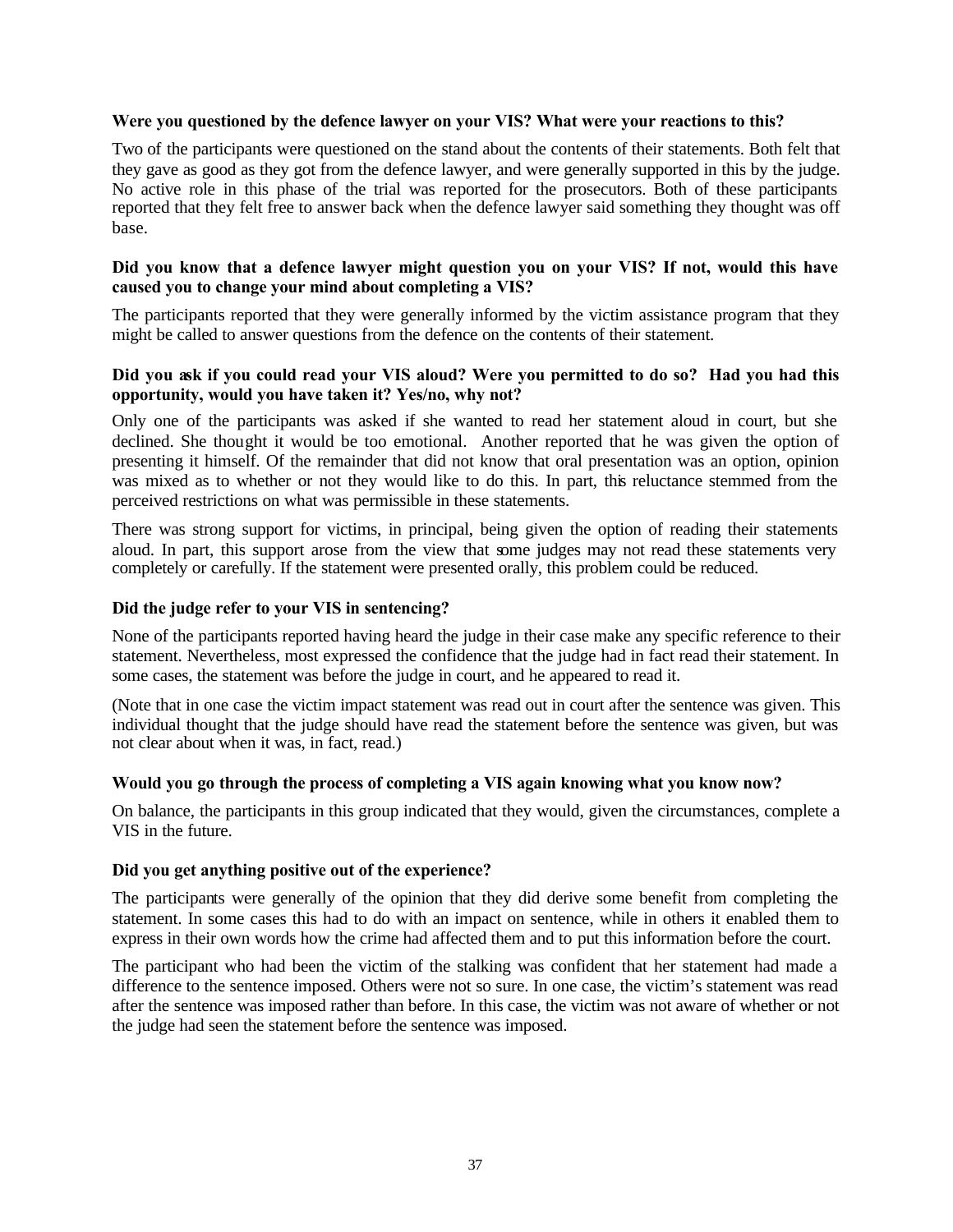**Were you questioned by the defence lawyer on your VIS? What were your reactions to this?**

Two of the participants were questioned on the stand about the contents of their statements. Both felt that they gave as good as they got from the defence lawyer, and were generally supported in this by the judge. No active role in this phase of the trial was reported for the prosecutors. Both of these participants reported that they felt free to answer back when the defence lawyer said something they thought was off base.

**Did you know that a defence lawyer might question you on your VIS? If not, would this have caused you to change your mind about completing a VIS?**

The participants reported that they were generally informed by the victim assistance program that they might be called to answer questions from the defence on the contents of their statement.

**Did you ask if you could read your VIS aloud? Were you permitted to do so? Had you had this opportunity, would you have taken it? Yes/no, why not?**

Only one of the participants was asked if she wanted to read her statement aloud in court, but she declined. She thought it would be too emotional. Another reported that he was given the option of presenting it himself. Of the remainder that did not know that oral presentation was an option, opinion was mixed as to whether or not they would like to do this. In part, this reluctance stemmed from the perceived restrictions on what was permissible in these statements.

There was strong support for victims, in principal, being given the option of reading their statements aloud. In part, this support arose from the view that some judges may not read these statements very completely or carefully. If the statement were presented orally, this problem could be reduced.

**Did the judge refer to your VIS in sentencing?**

None of the participants reported having heard the judge in their case make any specific reference to their statement. Nevertheless, most expressed the confidence that the judge had in fact read their statement. In some cases, the statement was before the judge in court, and he appeared to read it.

(Note that in one case the victim impact statement was read out in court after the sentence was given. This individual thought that the judge should have read the statement before the sentence was given, but was not clear about when it was, in fact, read.)

**Would you go through the process of completing a VIS again knowing what you know now?**

On balance, the participants in this group indicated that they would, given the circumstances, complete a VIS in the future.

**Did you get anything positive out of the experience?**

The participants were generally of the opinion that they did derive some benefit from completing the statement. In some cases this had to do with an impact on sentence, while in others it enabled them to express in their own words how the crime had affected them and to put this information before the court.

The participant who had been the victim of the stalking was confident that her statement had made a difference to the sentence imposed. Others were not so sure. In one case, the victim's statement was read after the sentence was imposed rather than before. In this case, the victim was not aware of whether or not the judge had seen the statement before the sentence was imposed.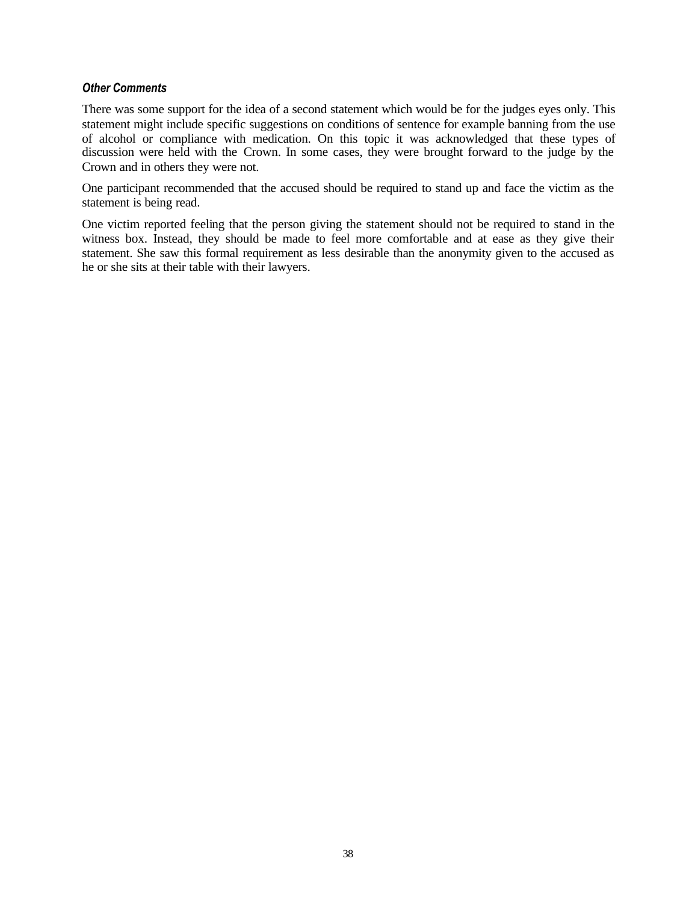***Other Comments***

There was some support for the idea of a second statement which would be for the judges eyes only. This statement might include specific suggestions on conditions of sentence for example banning from the use of alcohol or compliance with medication. On this topic it was acknowledged that these types of discussion were held with the Crown. In some cases, they were brought forward to the judge by the Crown and in others they were not.

One participant recommended that the accused should be required to stand up and face the victim as the statement is being read.

One victim reported feeling that the person giving the statement should not be required to stand in the witness box. Instead, they should be made to feel more comfortable and at ease as they give their statement. She saw this formal requirement as less desirable than the anonymity given to the accused as he or she sits at their table with their lawyers.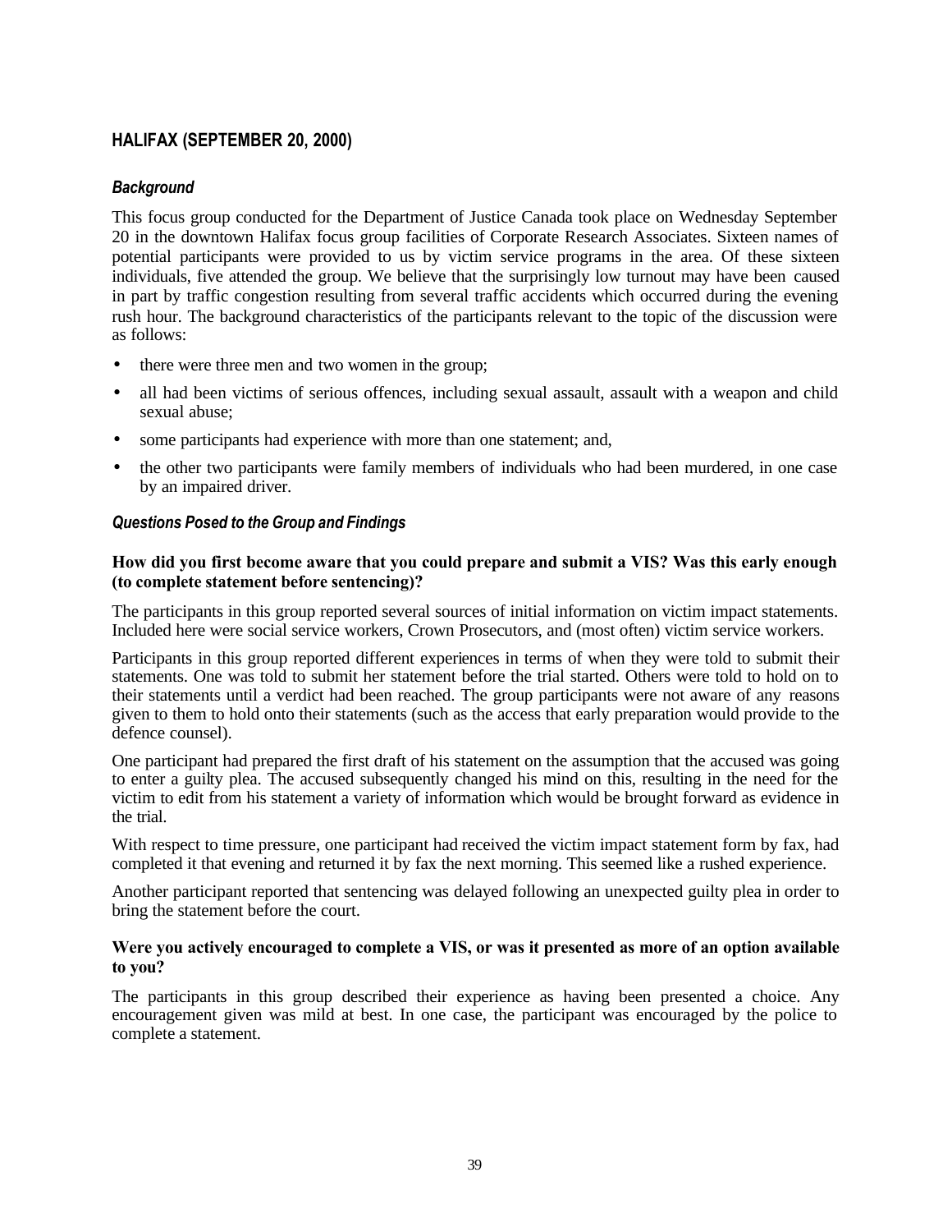## HALIFAX (SEPTEMBER 20, 2000)

### *Background*

This focus group conducted for the Department of Justice Canada took place on Wednesday September 20 in the downtown Halifax focus group facilities of Corporate Research Associates. Sixteen names of potential participants were provided to us by victim service programs in the area. Of these sixteen individuals, five attended the group. We believe that the surprisingly low turnout may have been caused in part by traffic congestion resulting from several traffic accidents which occurred during the evening rush hour. The background characteristics of the participants relevant to the topic of the discussion were as follows:

- there were three men and two women in the group;
- all had been victims of serious offences, including sexual assault, assault with a weapon and child sexual abuse;
- some participants had experience with more than one statement; and,
- the other two participants were family members of individuals who had been murdered, in one case by an impaired driver.

### *Questions Posed to the Group and Findings*

**How did you first become aware that you could prepare and submit a VIS? Was this early enough (to complete statement before sentencing)?**

The participants in this group reported several sources of initial information on victim impact statements. Included here were social service workers, Crown Prosecutors, and (most often) victim service workers.

Participants in this group reported different experiences in terms of when they were told to submit their statements. One was told to submit her statement before the trial started. Others were told to hold on to their statements until a verdict had been reached. The group participants were not aware of any reasons given to them to hold onto their statements (such as the access that early preparation would provide to the defence counsel).

One participant had prepared the first draft of his statement on the assumption that the accused was going to enter a guilty plea. The accused subsequently changed his mind on this, resulting in the need for the victim to edit from his statement a variety of information which would be brought forward as evidence in the trial.

With respect to time pressure, one participant had received the victim impact statement form by fax, had completed it that evening and returned it by fax the next morning. This seemed like a rushed experience.

Another participant reported that sentencing was delayed following an unexpected guilty plea in order to bring the statement before the court.

**Were you actively encouraged to complete a VIS, or was it presented as more of an option available to you?**

The participants in this group described their experience as having been presented a choice. Any encouragement given was mild at best. In one case, the participant was encouraged by the police to complete a statement.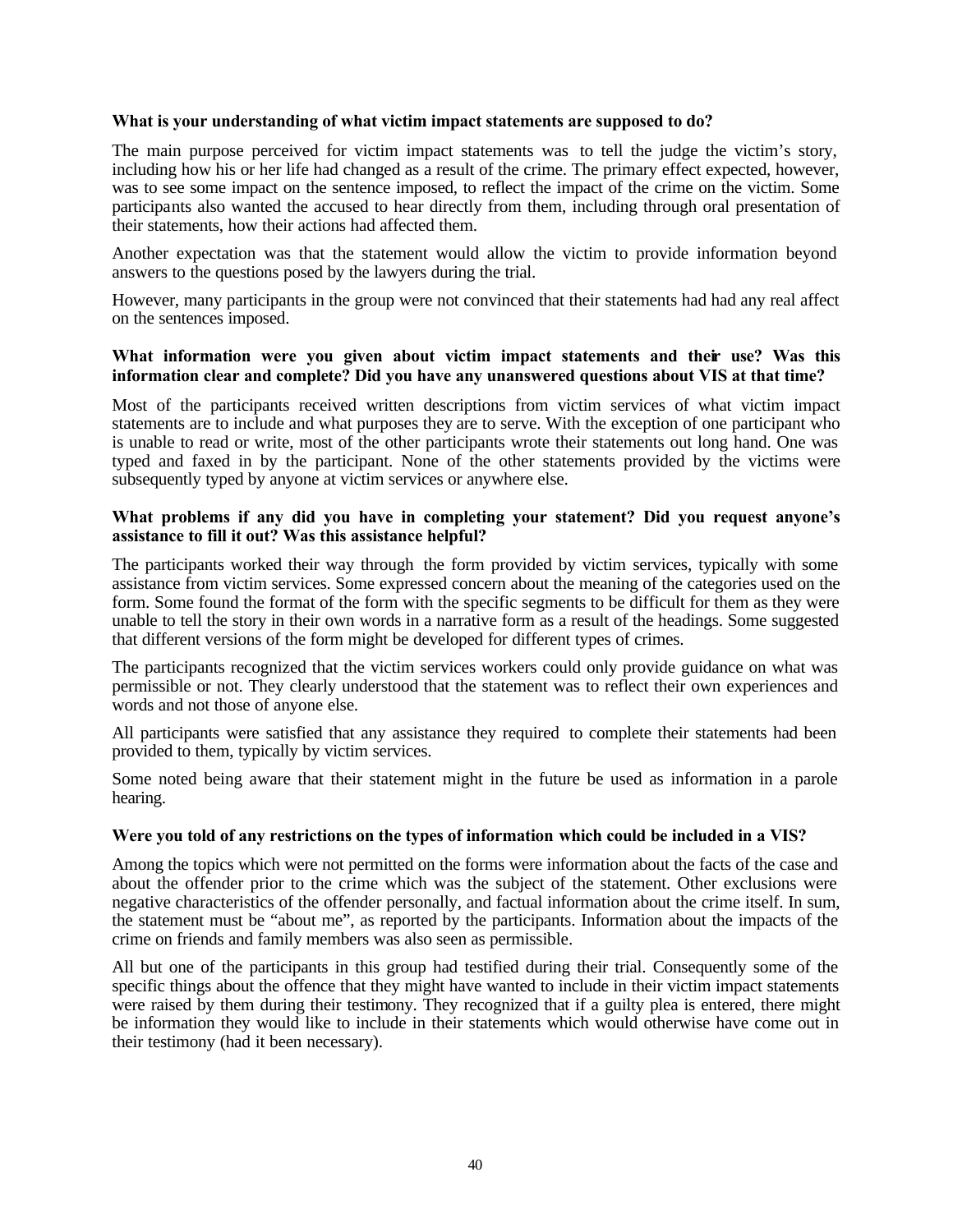**What is your understanding of what victim impact statements are supposed to do?**

The main purpose perceived for victim impact statements was to tell the judge the victim's story, including how his or her life had changed as a result of the crime. The primary effect expected, however, was to see some impact on the sentence imposed, to reflect the impact of the crime on the victim. Some participants also wanted the accused to hear directly from them, including through oral presentation of their statements, how their actions had affected them.

Another expectation was that the statement would allow the victim to provide information beyond answers to the questions posed by the lawyers during the trial.

However, many participants in the group were not convinced that their statements had had any real affect on the sentences imposed.

**What information were you given about victim impact statements and their use? Was this information clear and complete? Did you have any unanswered questions about VIS at that time?**

Most of the participants received written descriptions from victim services of what victim impact statements are to include and what purposes they are to serve. With the exception of one participant who is unable to read or write, most of the other participants wrote their statements out long hand. One was typed and faxed in by the participant. None of the other statements provided by the victims were subsequently typed by anyone at victim services or anywhere else.

**What problems if any did you have in completing your statement? Did you request anyone's assistance to fill it out? Was this assistance helpful?**

The participants worked their way through the form provided by victim services, typically with some assistance from victim services. Some expressed concern about the meaning of the categories used on the form. Some found the format of the form with the specific segments to be difficult for them as they were unable to tell the story in their own words in a narrative form as a result of the headings. Some suggested that different versions of the form might be developed for different types of crimes.

The participants recognized that the victim services workers could only provide guidance on what was permissible or not. They clearly understood that the statement was to reflect their own experiences and words and not those of anyone else.

All participants were satisfied that any assistance they required to complete their statements had been provided to them, typically by victim services.

Some noted being aware that their statement might in the future be used as information in a parole hearing.

**Were you told of any restrictions on the types of information which could be included in a VIS?**

Among the topics which were not permitted on the forms were information about the facts of the case and about the offender prior to the crime which was the subject of the statement. Other exclusions were negative characteristics of the offender personally, and factual information about the crime itself. In sum, the statement must be "about me", as reported by the participants. Information about the impacts of the crime on friends and family members was also seen as permissible.

All but one of the participants in this group had testified during their trial. Consequently some of the specific things about the offence that they might have wanted to include in their victim impact statements were raised by them during their testimony. They recognized that if a guilty plea is entered, there might be information they would like to include in their statements which would otherwise have come out in their testimony (had it been necessary).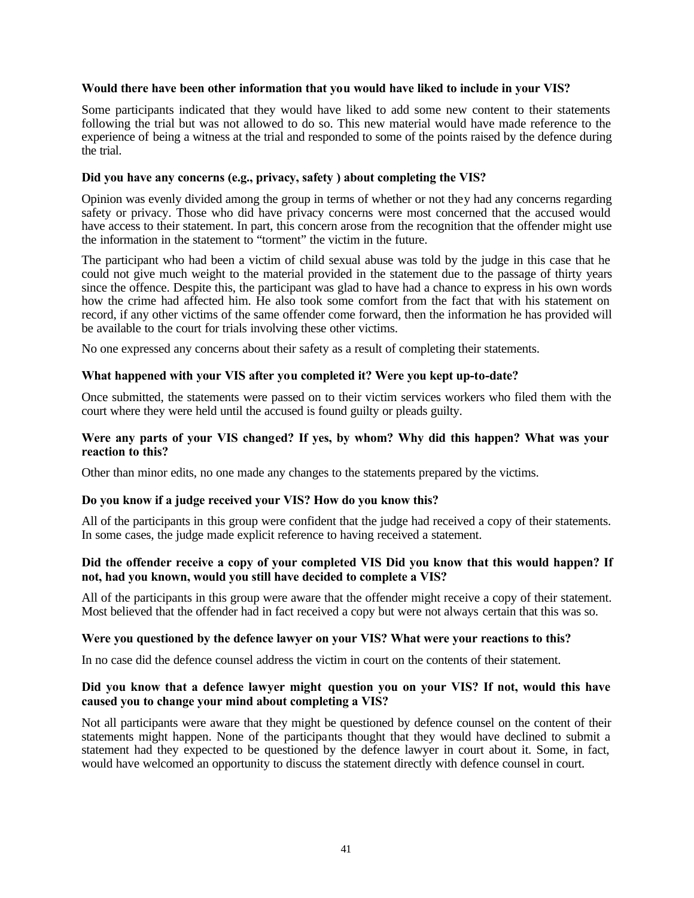**Would there have been other information that you would have liked to include in your VIS?**

Some participants indicated that they would have liked to add some new content to their statements following the trial but was not allowed to do so. This new material would have made reference to the experience of being a witness at the trial and responded to some of the points raised by the defence during the trial.

**Did you have any concerns (e.g., privacy, safety ) about completing the VIS?**

Opinion was evenly divided among the group in terms of whether or not they had any concerns regarding safety or privacy. Those who did have privacy concerns were most concerned that the accused would have access to their statement. In part, this concern arose from the recognition that the offender might use the information in the statement to "torment" the victim in the future.

The participant who had been a victim of child sexual abuse was told by the judge in this case that he could not give much weight to the material provided in the statement due to the passage of thirty years since the offence. Despite this, the participant was glad to have had a chance to express in his own words how the crime had affected him. He also took some comfort from the fact that with his statement on record, if any other victims of the same offender come forward, then the information he has provided will be available to the court for trials involving these other victims.

No one expressed any concerns about their safety as a result of completing their statements.

**What happened with your VIS after you completed it? Were you kept up-to-date?**

Once submitted, the statements were passed on to their victim services workers who filed them with the court where they were held until the accused is found guilty or pleads guilty.

**Were any parts of your VIS changed? If yes, by whom? Why did this happen? What was your reaction to this?**

Other than minor edits, no one made any changes to the statements prepared by the victims.

**Do you know if a judge received your VIS? How do you know this?**

All of the participants in this group were confident that the judge had received a copy of their statements. In some cases, the judge made explicit reference to having received a statement.

**Did the offender receive a copy of your completed VIS Did you know that this would happen? If not, had you known, would you still have decided to complete a VIS?**

All of the participants in this group were aware that the offender might receive a copy of their statement. Most believed that the offender had in fact received a copy but were not always certain that this was so.

**Were you questioned by the defence lawyer on your VIS? What were your reactions to this?**

In no case did the defence counsel address the victim in court on the contents of their statement.

**Did you know that a defence lawyer might question you on your VIS? If not, would this have caused you to change your mind about completing a VIS?**

Not all participants were aware that they might be questioned by defence counsel on the content of their statements might happen. None of the participants thought that they would have declined to submit a statement had they expected to be questioned by the defence lawyer in court about it. Some, in fact, would have welcomed an opportunity to discuss the statement directly with defence counsel in court.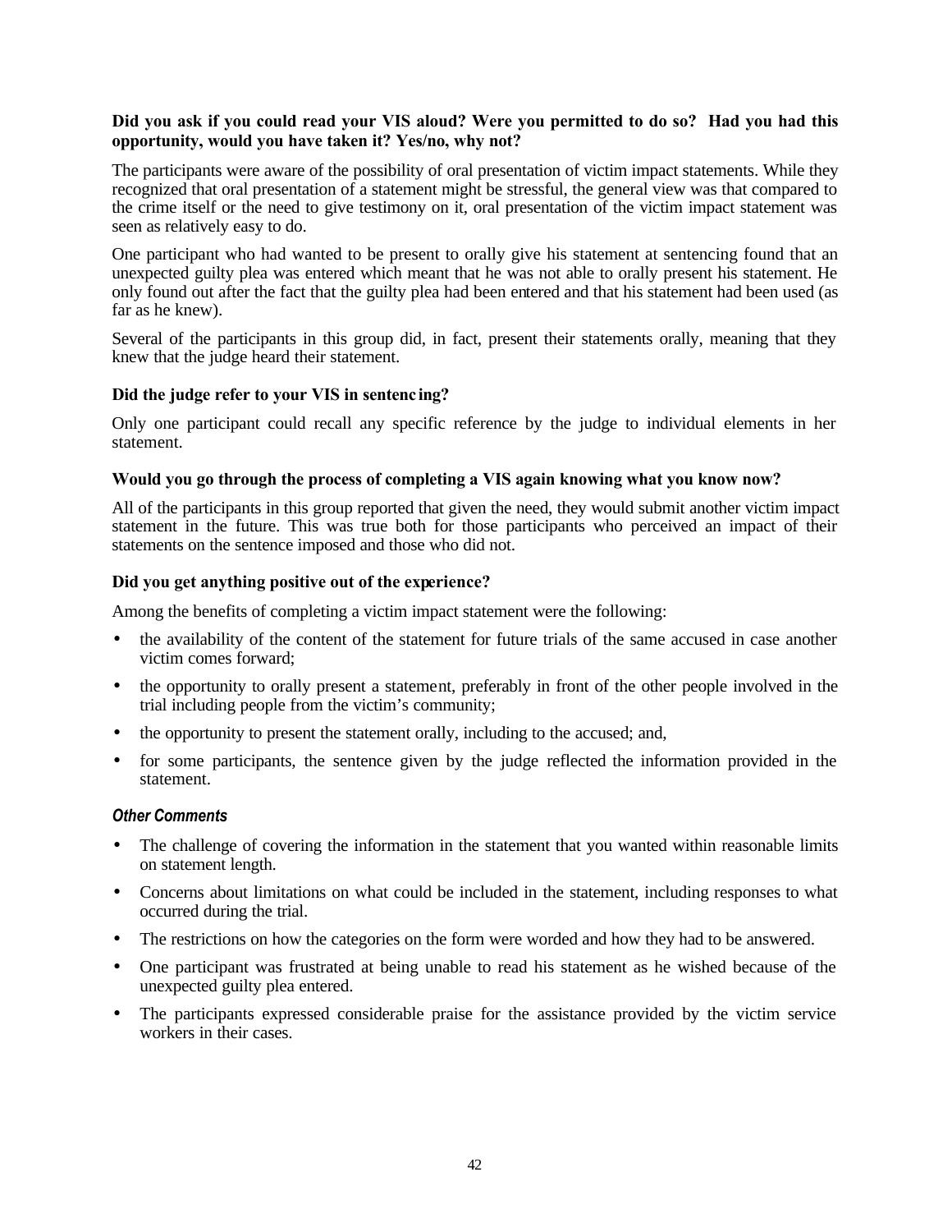**Did you ask if you could read your VIS aloud? Were you permitted to do so? Had you had this opportunity, would you have taken it? Yes/no, why not?**

The participants were aware of the possibility of oral presentation of victim impact statements. While they recognized that oral presentation of a statement might be stressful, the general view was that compared to the crime itself or the need to give testimony on it, oral presentation of the victim impact statement was seen as relatively easy to do.

One participant who had wanted to be present to orally give his statement at sentencing found that an unexpected guilty plea was entered which meant that he was not able to orally present his statement. He only found out after the fact that the guilty plea had been entered and that his statement had been used (as far as he knew).

Several of the participants in this group did, in fact, present their statements orally, meaning that they knew that the judge heard their statement.

**Did the judge refer to your VIS in sentencing?**

Only one participant could recall any specific reference by the judge to individual elements in her statement.

**Would you go through the process of completing a VIS again knowing what you know now?**

All of the participants in this group reported that given the need, they would submit another victim impact statement in the future. This was true both for those participants who perceived an impact of their statements on the sentence imposed and those who did not.

**Did you get anything positive out of the experience?**

Among the benefits of completing a victim impact statement were the following:

- the availability of the content of the statement for future trials of the same accused in case another victim comes forward;
- the opportunity to orally present a statement, preferably in front of the other people involved in the trial including people from the victim's community;
- the opportunity to present the statement orally, including to the accused; and,
- for some participants, the sentence given by the judge reflected the information provided in the statement.

***Other Comments***

- The challenge of covering the information in the statement that you wanted within reasonable limits on statement length.
- Concerns about limitations on what could be included in the statement, including responses to what occurred during the trial.
- The restrictions on how the categories on the form were worded and how they had to be answered.
- One participant was frustrated at being unable to read his statement as he wished because of the unexpected guilty plea entered.
- The participants expressed considerable praise for the assistance provided by the victim service workers in their cases.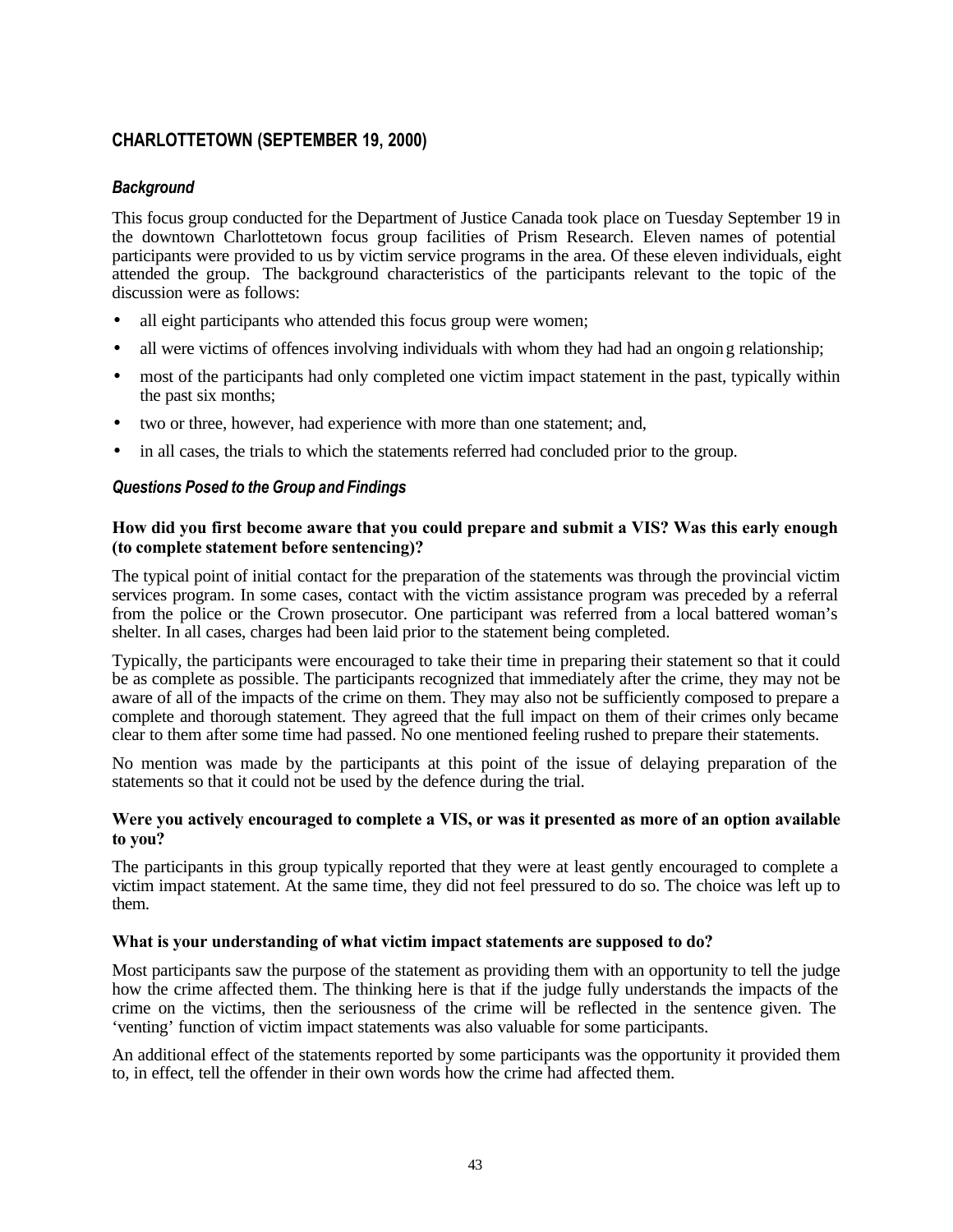## CHARLOTTETOWN (SEPTEMBER 19, 2000)

### *Background*

This focus group conducted for the Department of Justice Canada took place on Tuesday September 19 in the downtown Charlottetown focus group facilities of Prism Research. Eleven names of potential participants were provided to us by victim service programs in the area. Of these eleven individuals, eight attended the group. The background characteristics of the participants relevant to the topic of the discussion were as follows:

- all eight participants who attended this focus group were women;
- all were victims of offences involving individuals with whom they had had an ongoing relationship;
- most of the participants had only completed one victim impact statement in the past, typically within the past six months;
- two or three, however, had experience with more than one statement; and,
- in all cases, the trials to which the statements referred had concluded prior to the group.

### *Questions Posed to the Group and Findings*

**How did you first become aware that you could prepare and submit a VIS? Was this early enough (to complete statement before sentencing)?**

The typical point of initial contact for the preparation of the statements was through the provincial victim services program. In some cases, contact with the victim assistance program was preceded by a referral from the police or the Crown prosecutor. One participant was referred from a local battered woman's shelter. In all cases, charges had been laid prior to the statement being completed.

Typically, the participants were encouraged to take their time in preparing their statement so that it could be as complete as possible. The participants recognized that immediately after the crime, they may not be aware of all of the impacts of the crime on them. They may also not be sufficiently composed to prepare a complete and thorough statement. They agreed that the full impact on them of their crimes only became clear to them after some time had passed. No one mentioned feeling rushed to prepare their statements.

No mention was made by the participants at this point of the issue of delaying preparation of the statements so that it could not be used by the defence during the trial.

**Were you actively encouraged to complete a VIS, or was it presented as more of an option available to you?**

The participants in this group typically reported that they were at least gently encouraged to complete a victim impact statement. At the same time, they did not feel pressured to do so. The choice was left up to them.

**What is your understanding of what victim impact statements are supposed to do?**

Most participants saw the purpose of the statement as providing them with an opportunity to tell the judge how the crime affected them. The thinking here is that if the judge fully understands the impacts of the crime on the victims, then the seriousness of the crime will be reflected in the sentence given. The 'venting' function of victim impact statements was also valuable for some participants.

An additional effect of the statements reported by some participants was the opportunity it provided them to, in effect, tell the offender in their own words how the crime had affected them.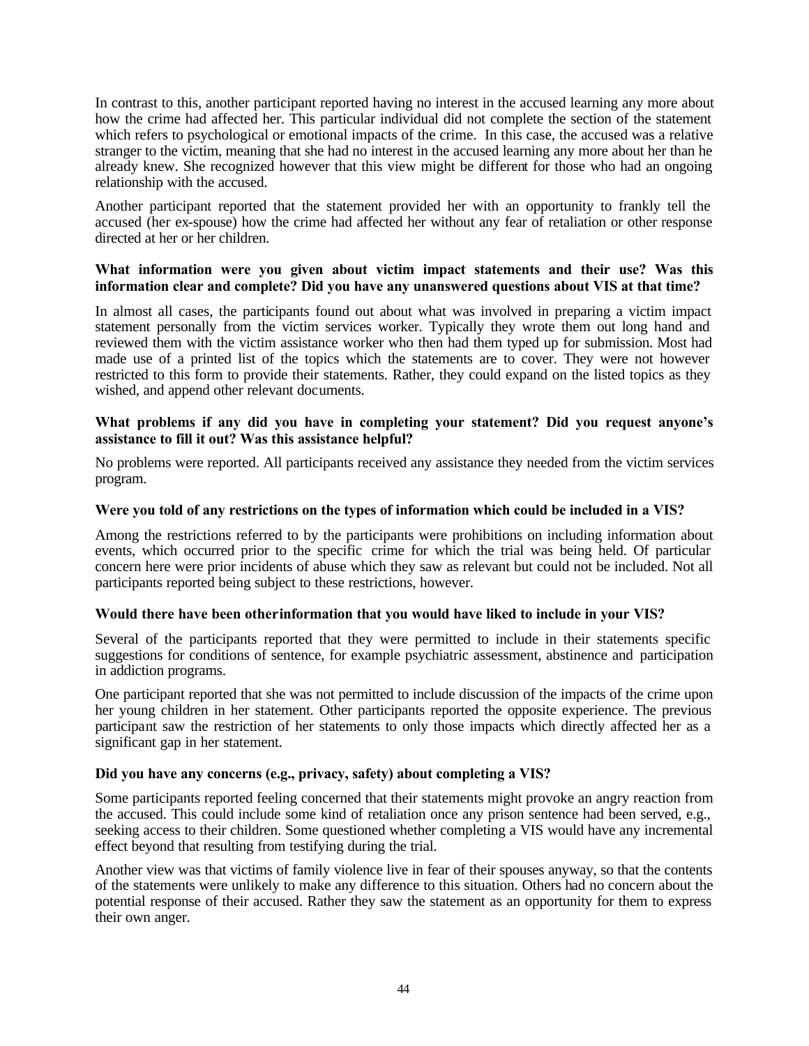In contrast to this, another participant reported having no interest in the accused learning any more about how the crime had affected her. This particular individual did not complete the section of the statement which refers to psychological or emotional impacts of the crime. In this case, the accused was a relative stranger to the victim, meaning that she had no interest in the accused learning any more about her than he already knew. She recognized however that this view might be different for those who had an ongoing relationship with the accused.

Another participant reported that the statement provided her with an opportunity to frankly tell the accused (her ex-spouse) how the crime had affected her without any fear of retaliation or other response directed at her or her children.

**What information were you given about victim impact statements and their use? Was this information clear and complete? Did you have any unanswered questions about VIS at that time?**

In almost all cases, the participants found out about what was involved in preparing a victim impact statement personally from the victim services worker. Typically they wrote them out long hand and reviewed them with the victim assistance worker who then had them typed up for submission. Most had made use of a printed list of the topics which the statements are to cover. They were not however restricted to this form to provide their statements. Rather, they could expand on the listed topics as they wished, and append other relevant documents.

**What problems if any did you have in completing your statement? Did you request anyone's assistance to fill it out? Was this assistance helpful?**

No problems were reported. All participants received any assistance they needed from the victim services program.

**Were you told of any restrictions on the types of information which could be included in a VIS?**

Among the restrictions referred to by the participants were prohibitions on including information about events, which occurred prior to the specific crime for which the trial was being held. Of particular concern here were prior incidents of abuse which they saw as relevant but could not be included. Not all participants reported being subject to these restrictions, however.

**Would there have been other information that you would have liked to include in your VIS?**

Several of the participants reported that they were permitted to include in their statements specific suggestions for conditions of sentence, for example psychiatric assessment, abstinence and participation in addiction programs.

One participant reported that she was not permitted to include discussion of the impacts of the crime upon her young children in her statement. Other participants reported the opposite experience. The previous participant saw the restriction of her statements to only those impacts which directly affected her as a significant gap in her statement.

**Did you have any concerns (e.g., privacy, safety) about completing a VIS?**

Some participants reported feeling concerned that their statements might provoke an angry reaction from the accused. This could include some kind of retaliation once any prison sentence had been served, e.g., seeking access to their children. Some questioned whether completing a VIS would have any incremental effect beyond that resulting from testifying during the trial.

Another view was that victims of family violence live in fear of their spouses anyway, so that the contents of the statements were unlikely to make any difference to this situation. Others had no concern about the potential response of their accused. Rather they saw the statement as an opportunity for them to express their own anger.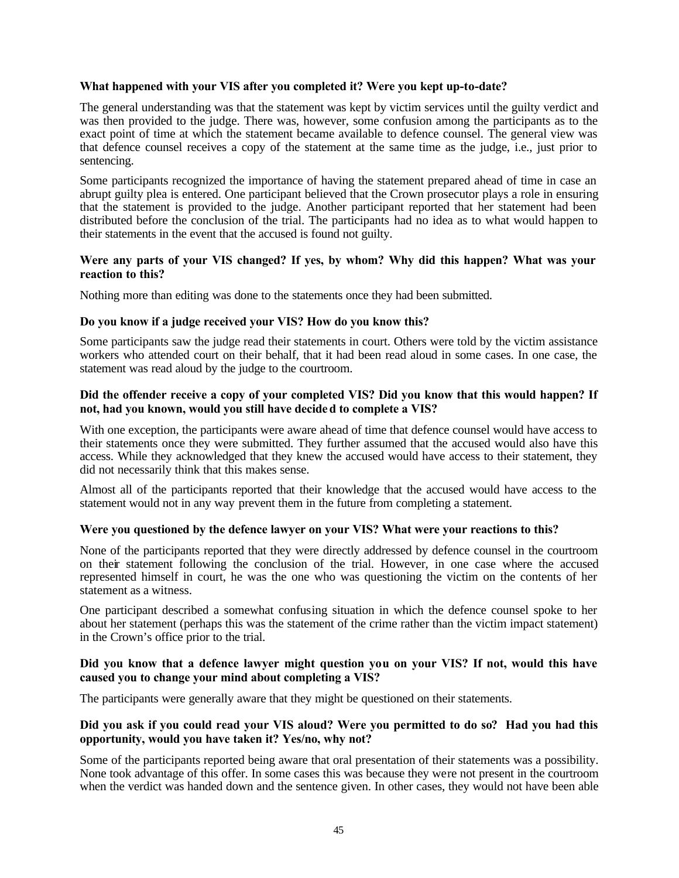**What happened with your VIS after you completed it? Were you kept up-to-date?**

The general understanding was that the statement was kept by victim services until the guilty verdict and was then provided to the judge. There was, however, some confusion among the participants as to the exact point of time at which the statement became available to defence counsel. The general view was that defence counsel receives a copy of the statement at the same time as the judge, i.e., just prior to sentencing.

Some participants recognized the importance of having the statement prepared ahead of time in case an abrupt guilty plea is entered. One participant believed that the Crown prosecutor plays a role in ensuring that the statement is provided to the judge. Another participant reported that her statement had been distributed before the conclusion of the trial. The participants had no idea as to what would happen to their statements in the event that the accused is found not guilty.

**Were any parts of your VIS changed? If yes, by whom? Why did this happen? What was your reaction to this?**

Nothing more than editing was done to the statements once they had been submitted.

**Do you know if a judge received your VIS? How do you know this?**

Some participants saw the judge read their statements in court. Others were told by the victim assistance workers who attended court on their behalf, that it had been read aloud in some cases. In one case, the statement was read aloud by the judge to the courtroom.

**Did the offender receive a copy of your completed VIS? Did you know that this would happen? If not, had you known, would you still have decided to complete a VIS?**

With one exception, the participants were aware ahead of time that defence counsel would have access to their statements once they were submitted. They further assumed that the accused would also have this access. While they acknowledged that they knew the accused would have access to their statement, they did not necessarily think that this makes sense.

Almost all of the participants reported that their knowledge that the accused would have access to the statement would not in any way prevent them in the future from completing a statement.

**Were you questioned by the defence lawyer on your VIS? What were your reactions to this?**

None of the participants reported that they were directly addressed by defence counsel in the courtroom on their statement following the conclusion of the trial. However, in one case where the accused represented himself in court, he was the one who was questioning the victim on the contents of her statement as a witness.

One participant described a somewhat confusing situation in which the defence counsel spoke to her about her statement (perhaps this was the statement of the crime rather than the victim impact statement) in the Crown's office prior to the trial.

**Did you know that a defence lawyer might question you on your VIS? If not, would this have caused you to change your mind about completing a VIS?**

The participants were generally aware that they might be questioned on their statements.

**Did you ask if you could read your VIS aloud? Were you permitted to do so? Had you had this opportunity, would you have taken it? Yes/no, why not?**

Some of the participants reported being aware that oral presentation of their statements was a possibility. None took advantage of this offer. In some cases this was because they were not present in the courtroom when the verdict was handed down and the sentence given. In other cases, they would not have been able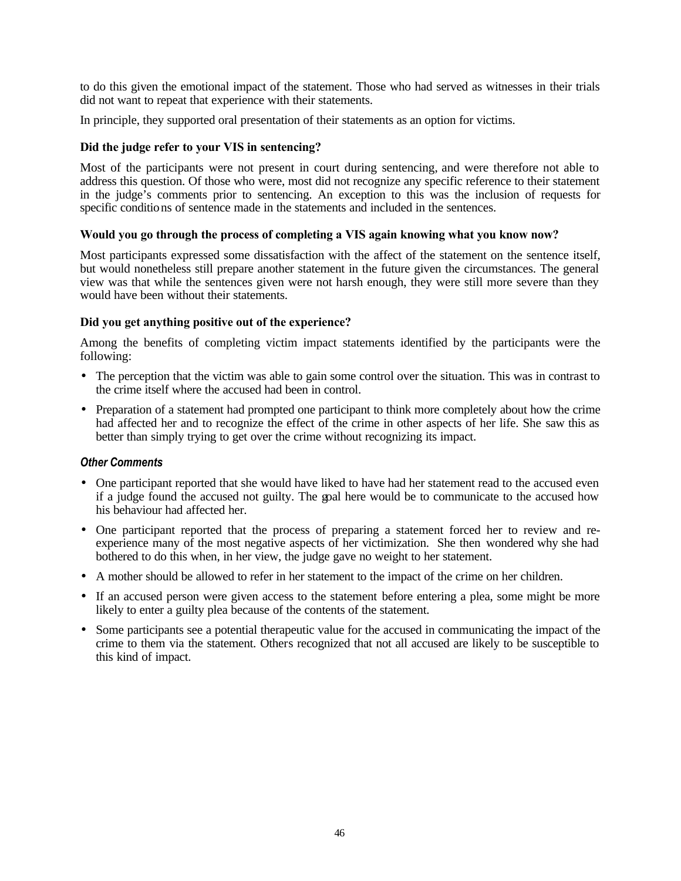to do this given the emotional impact of the statement. Those who had served as witnesses in their trials did not want to repeat that experience with their statements.

In principle, they supported oral presentation of their statements as an option for victims.

**Did the judge refer to your VIS in sentencing?**

Most of the participants were not present in court during sentencing, and were therefore not able to address this question. Of those who were, most did not recognize any specific reference to their statement in the judge's comments prior to sentencing. An exception to this was the inclusion of requests for specific conditions of sentence made in the statements and included in the sentences.

**Would you go through the process of completing a VIS again knowing what you know now?**

Most participants expressed some dissatisfaction with the affect of the statement on the sentence itself, but would nonetheless still prepare another statement in the future given the circumstances. The general view was that while the sentences given were not harsh enough, they were still more severe than they would have been without their statements.

**Did you get anything positive out of the experience?**

Among the benefits of completing victim impact statements identified by the participants were the following:

- The perception that the victim was able to gain some control over the situation. This was in contrast to the crime itself where the accused had been in control.
- Preparation of a statement had prompted one participant to think more completely about how the crime had affected her and to recognize the effect of the crime in other aspects of her life. She saw this as better than simply trying to get over the crime without recognizing its impact.

***Other Comments***

- One participant reported that she would have liked to have had her statement read to the accused even if a judge found the accused not guilty. The goal here would be to communicate to the accused how his behaviour had affected her.
- One participant reported that the process of preparing a statement forced her to review and re-experience many of the most negative aspects of her victimization. She then wondered why she had bothered to do this when, in her view, the judge gave no weight to her statement.
- A mother should be allowed to refer in her statement to the impact of the crime on her children.
- If an accused person were given access to the statement before entering a plea, some might be more likely to enter a guilty plea because of the contents of the statement.
- Some participants see a potential therapeutic value for the accused in communicating the impact of the crime to them via the statement. Others recognized that not all accused are likely to be susceptible to this kind of impact.